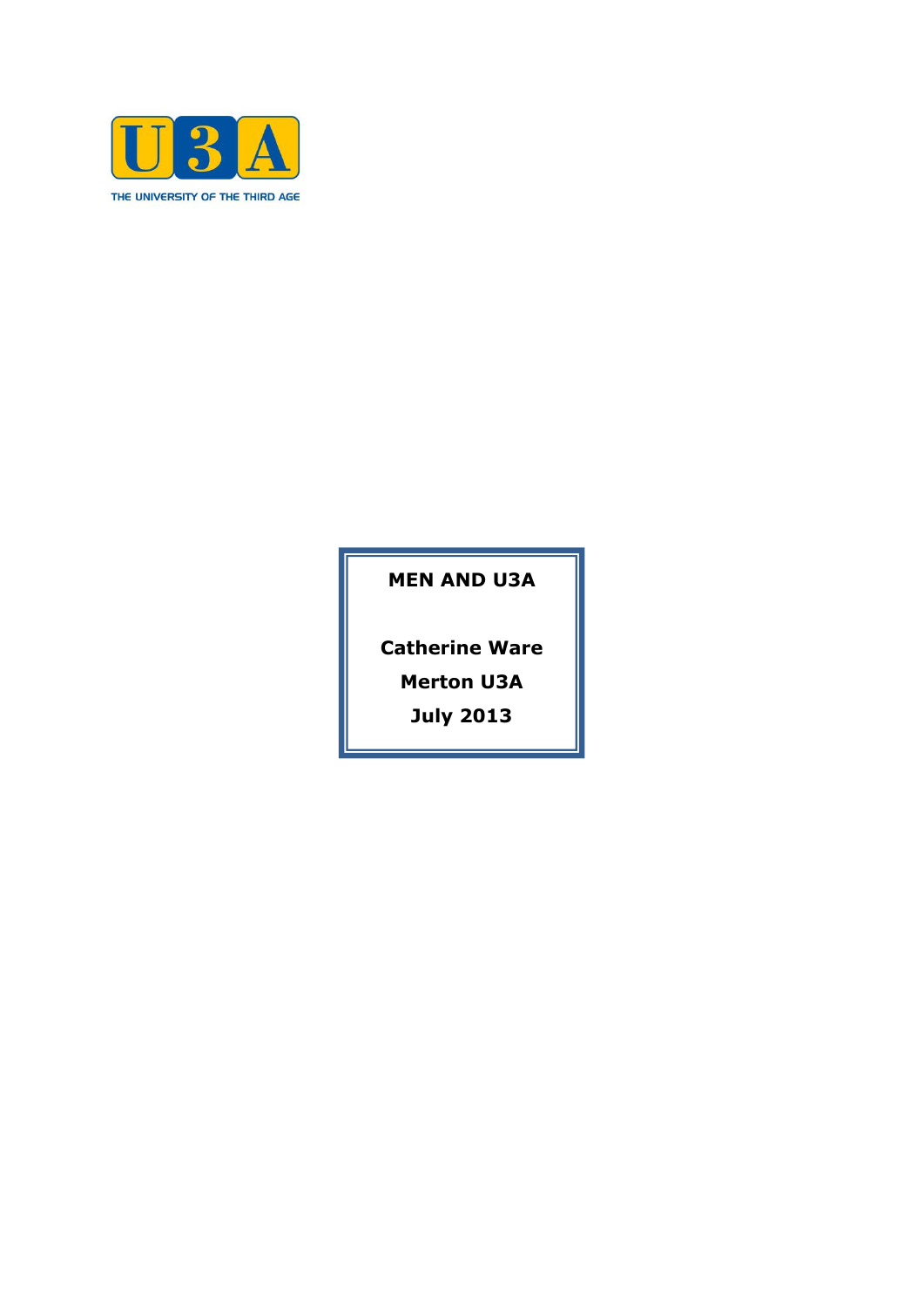U3A

THE UNIVERSITY OF THE THIRD AGE

# MEN AND U3A

**Catherine Ware**

**Merton U3A**

**July 2013**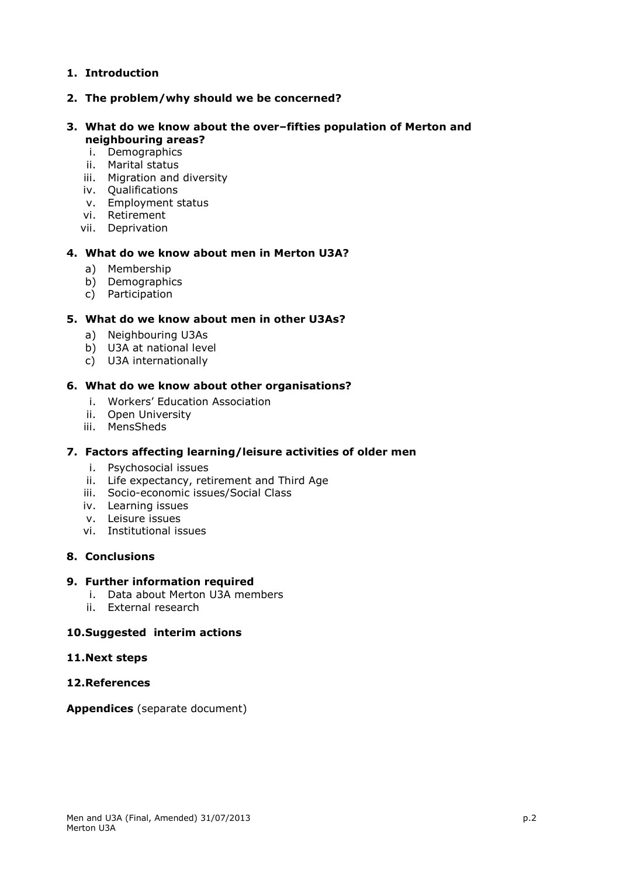1. **Introduction**

2. **The problem/why should we be concerned?**

3. **What do we know about the over–fifties population of Merton and neighbouring areas?**
   i. Demographics
   ii. Marital status
   iii. Migration and diversity
   iv. Qualifications
   v. Employment status
   vi. Retirement
   vii. Deprivation

4. **What do we know about men in Merton U3A?**
   a) Membership
   b) Demographics
   c) Participation

5. **What do we know about men in other U3As?**
   a) Neighbouring U3As
   b) U3A at national level
   c) U3A internationally

6. **What do we know about other organisations?**
   i. Workers' Education Association
   ii. Open University
   iii. MensSheds

7. **Factors affecting learning/leisure activities of older men**
   i. Psychosocial issues
   ii. Life expectancy, retirement and Third Age
   iii. Socio-economic issues/Social Class
   iv. Learning issues
   v. Leisure issues
   vi. Institutional issues

8. **Conclusions**

9. **Further information required**
   i. Data about Merton U3A members
   ii. External research

10. **Suggested interim actions**

11. **Next steps**

12. **References**

**Appendices** (separate document)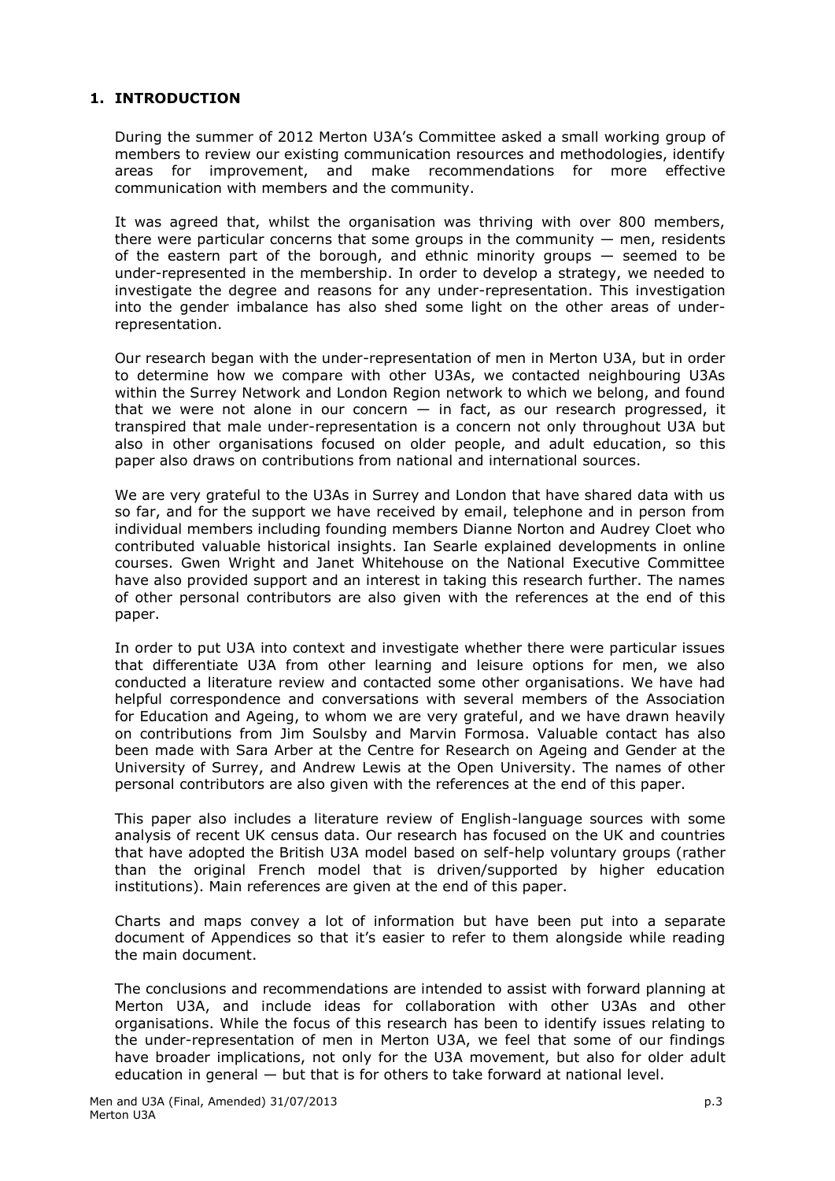## 1. INTRODUCTION

During the summer of 2012 Merton U3A's Committee asked a small working group of members to review our existing communication resources and methodologies, identify areas for improvement, and make recommendations for more effective communication with members and the community.

It was agreed that, whilst the organisation was thriving with over 800 members, there were particular concerns that some groups in the community — men, residents of the eastern part of the borough, and ethnic minority groups — seemed to be under-represented in the membership. In order to develop a strategy, we needed to investigate the degree and reasons for any under-representation. This investigation into the gender imbalance has also shed some light on the other areas of under-representation.

Our research began with the under-representation of men in Merton U3A, but in order to determine how we compare with other U3As, we contacted neighbouring U3As within the Surrey Network and London Region network to which we belong, and found that we were not alone in our concern — in fact, as our research progressed, it transpired that male under-representation is a concern not only throughout U3A but also in other organisations focused on older people, and adult education, so this paper also draws on contributions from national and international sources.

We are very grateful to the U3As in Surrey and London that have shared data with us so far, and for the support we have received by email, telephone and in person from individual members including founding members Dianne Norton and Audrey Cloet who contributed valuable historical insights. Ian Searle explained developments in online courses. Gwen Wright and Janet Whitehouse on the National Executive Committee have also provided support and an interest in taking this research further. The names of other personal contributors are also given with the references at the end of this paper.

In order to put U3A into context and investigate whether there were particular issues that differentiate U3A from other learning and leisure options for men, we also conducted a literature review and contacted some other organisations. We have had helpful correspondence and conversations with several members of the Association for Education and Ageing, to whom we are very grateful, and we have drawn heavily on contributions from Jim Soulsby and Marvin Formosa. Valuable contact has also been made with Sara Arber at the Centre for Research on Ageing and Gender at the University of Surrey, and Andrew Lewis at the Open University. The names of other personal contributors are also given with the references at the end of this paper.

This paper also includes a literature review of English-language sources with some analysis of recent UK census data. Our research has focused on the UK and countries that have adopted the British U3A model based on self-help voluntary groups (rather than the original French model that is driven/supported by higher education institutions). Main references are given at the end of this paper.

Charts and maps convey a lot of information but have been put into a separate document of Appendices so that it's easier to refer to them alongside while reading the main document.

The conclusions and recommendations are intended to assist with forward planning at Merton U3A, and include ideas for collaboration with other U3As and other organisations. While the focus of this research has been to identify issues relating to the under-representation of men in Merton U3A, we feel that some of our findings have broader implications, not only for the U3A movement, but also for older adult education in general — but that is for others to take forward at national level.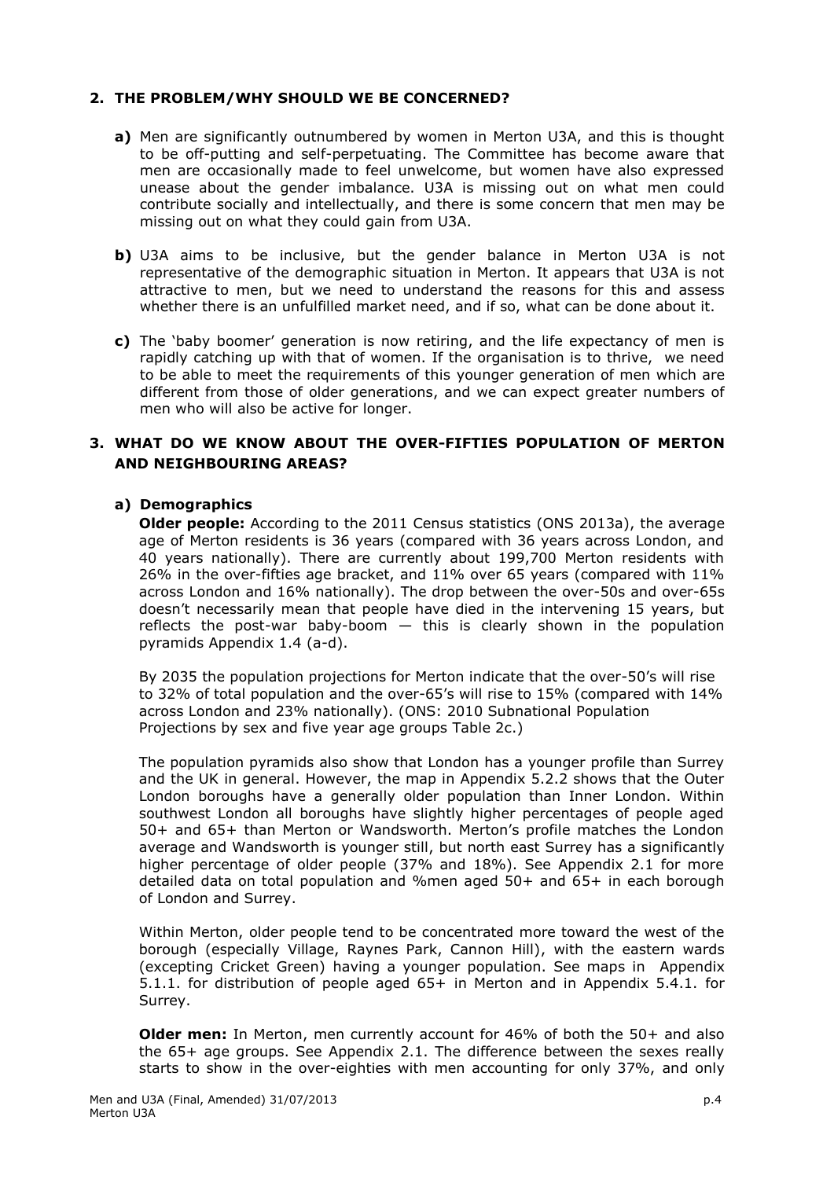## 2. THE PROBLEM/WHY SHOULD WE BE CONCERNED?

**a)** Men are significantly outnumbered by women in Merton U3A, and this is thought to be off-putting and self-perpetuating. The Committee has become aware that men are occasionally made to feel unwelcome, but women have also expressed unease about the gender imbalance. U3A is missing out on what men could contribute socially and intellectually, and there is some concern that men may be missing out on what they could gain from U3A.

**b)** U3A aims to be inclusive, but the gender balance in Merton U3A is not representative of the demographic situation in Merton. It appears that U3A is not attractive to men, but we need to understand the reasons for this and assess whether there is an unfulfilled market need, and if so, what can be done about it.

**c)** The 'baby boomer' generation is now retiring, and the life expectancy of men is rapidly catching up with that of women. If the organisation is to thrive, we need to be able to meet the requirements of this younger generation of men which are different from those of older generations, and we can expect greater numbers of men who will also be active for longer.

## 3. WHAT DO WE KNOW ABOUT THE OVER-FIFTIES POPULATION OF MERTON AND NEIGHBOURING AREAS?

### a) Demographics

**Older people:** According to the 2011 Census statistics (ONS 2013a), the average age of Merton residents is 36 years (compared with 36 years across London, and 40 years nationally). There are currently about 199,700 Merton residents with 26% in the over-fifties age bracket, and 11% over 65 years (compared with 11% across London and 16% nationally). The drop between the over-50s and over-65s doesn't necessarily mean that people have died in the intervening 15 years, but reflects the post-war baby-boom — this is clearly shown in the population pyramids Appendix 1.4 (a-d).

By 2035 the population projections for Merton indicate that the over-50's will rise to 32% of total population and the over-65's will rise to 15% (compared with 14% across London and 23% nationally). (ONS: 2010 Subnational Population Projections by sex and five year age groups Table 2c.)

The population pyramids also show that London has a younger profile than Surrey and the UK in general. However, the map in Appendix 5.2.2 shows that the Outer London boroughs have a generally older population than Inner London. Within southwest London all boroughs have slightly higher percentages of people aged 50+ and 65+ than Merton or Wandsworth. Merton's profile matches the London average and Wandsworth is younger still, but north east Surrey has a significantly higher percentage of older people (37% and 18%). See Appendix 2.1 for more detailed data on total population and %men aged 50+ and 65+ in each borough of London and Surrey.

Within Merton, older people tend to be concentrated more toward the west of the borough (especially Village, Raynes Park, Cannon Hill), with the eastern wards (excepting Cricket Green) having a younger population. See maps in Appendix 5.1.1. for distribution of people aged 65+ in Merton and in Appendix 5.4.1. for Surrey.

**Older men:** In Merton, men currently account for 46% of both the 50+ and also the 65+ age groups. See Appendix 2.1. The difference between the sexes really starts to show in the over-eighties with men accounting for only 37%, and only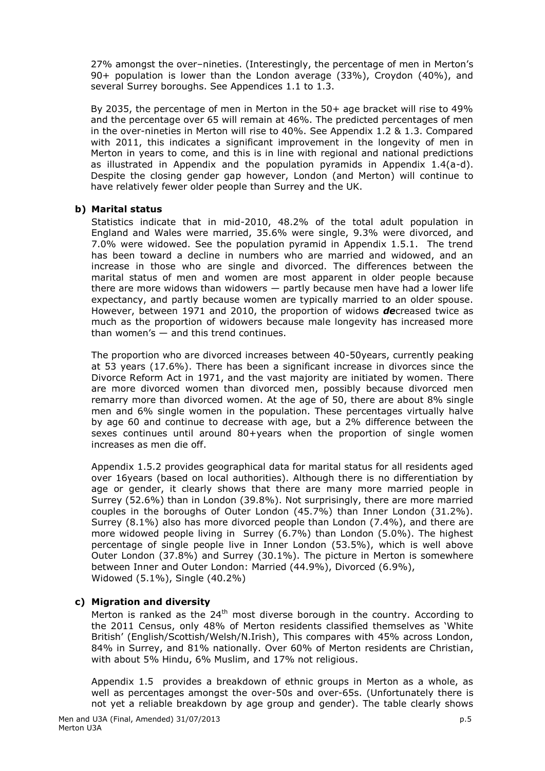27% amongst the over–nineties. (Interestingly, the percentage of men in Merton's 90+ population is lower than the London average (33%), Croydon (40%), and several Surrey boroughs. See Appendices 1.1 to 1.3.

By 2035, the percentage of men in Merton in the 50+ age bracket will rise to 49% and the percentage over 65 will remain at 46%. The predicted percentages of men in the over-nineties in Merton will rise to 40%. See Appendix 1.2 & 1.3. Compared with 2011, this indicates a significant improvement in the longevity of men in Merton in years to come, and this is in line with regional and national predictions as illustrated in Appendix and the population pyramids in Appendix 1.4(a-d). Despite the closing gender gap however, London (and Merton) will continue to have relatively fewer older people than Surrey and the UK.

### b) Marital status

Statistics indicate that in mid-2010, 48.2% of the total adult population in England and Wales were married, 35.6% were single, 9.3% were divorced, and 7.0% were widowed. See the population pyramid in Appendix 1.5.1. The trend has been toward a decline in numbers who are married and widowed, and an increase in those who are single and divorced. The differences between the marital status of men and women are most apparent in older people because there are more widows than widowers — partly because men have had a lower life expectancy, and partly because women are typically married to an older spouse. However, between 1971 and 2010, the proportion of widows ***de***creased twice as much as the proportion of widowers because male longevity has increased more than women's — and this trend continues.

The proportion who are divorced increases between 40-50years, currently peaking at 53 years (17.6%). There has been a significant increase in divorces since the Divorce Reform Act in 1971, and the vast majority are initiated by women. There are more divorced women than divorced men, possibly because divorced men remarry more than divorced women. At the age of 50, there are about 8% single men and 6% single women in the population. These percentages virtually halve by age 60 and continue to decrease with age, but a 2% difference between the sexes continues until around 80+years when the proportion of single women increases as men die off.

Appendix 1.5.2 provides geographical data for marital status for all residents aged over 16years (based on local authorities). Although there is no differentiation by age or gender, it clearly shows that there are many more married people in Surrey (52.6%) than in London (39.8%). Not surprisingly, there are more married couples in the boroughs of Outer London (45.7%) than Inner London (31.2%). Surrey (8.1%) also has more divorced people than London (7.4%), and there are more widowed people living in Surrey (6.7%) than London (5.0%). The highest percentage of single people live in Inner London (53.5%), which is well above Outer London (37.8%) and Surrey (30.1%). The picture in Merton is somewhere between Inner and Outer London: Married (44.9%), Divorced (6.9%), Widowed (5.1%), Single (40.2%)

### c) Migration and diversity

Merton is ranked as the 24th most diverse borough in the country. According to the 2011 Census, only 48% of Merton residents classified themselves as 'White British' (English/Scottish/Welsh/N.Irish), This compares with 45% across London, 84% in Surrey, and 81% nationally. Over 60% of Merton residents are Christian, with about 5% Hindu, 6% Muslim, and 17% not religious.

Appendix 1.5 provides a breakdown of ethnic groups in Merton as a whole, as well as percentages amongst the over-50s and over-65s. (Unfortunately there is not yet a reliable breakdown by age group and gender). The table clearly shows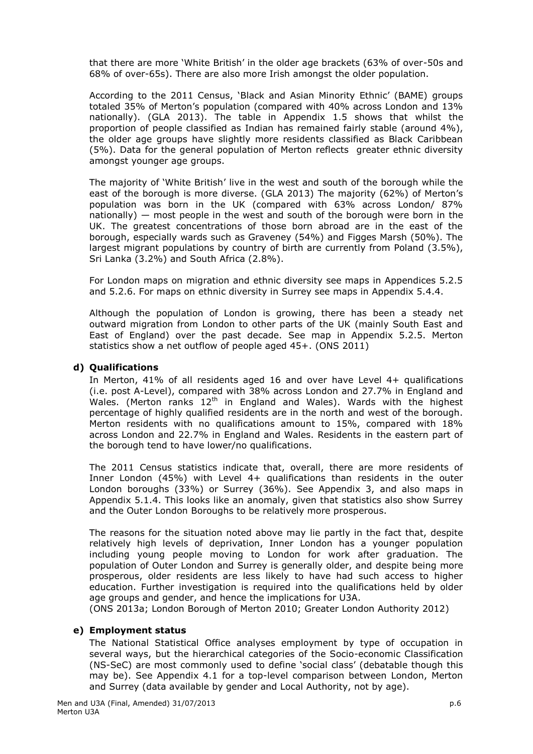that there are more 'White British' in the older age brackets (63% of over-50s and 68% of over-65s). There are also more Irish amongst the older population.

According to the 2011 Census, 'Black and Asian Minority Ethnic' (BAME) groups totaled 35% of Merton's population (compared with 40% across London and 13% nationally). (GLA 2013). The table in Appendix 1.5 shows that whilst the proportion of people classified as Indian has remained fairly stable (around 4%), the older age groups have slightly more residents classified as Black Caribbean (5%). Data for the general population of Merton reflects greater ethnic diversity amongst younger age groups.

The majority of 'White British' live in the west and south of the borough while the east of the borough is more diverse. (GLA 2013) The majority (62%) of Merton's population was born in the UK (compared with 63% across London/ 87% nationally) — most people in the west and south of the borough were born in the UK. The greatest concentrations of those born abroad are in the east of the borough, especially wards such as Graveney (54%) and Figges Marsh (50%). The largest migrant populations by country of birth are currently from Poland (3.5%), Sri Lanka (3.2%) and South Africa (2.8%).

For London maps on migration and ethnic diversity see maps in Appendices 5.2.5 and 5.2.6. For maps on ethnic diversity in Surrey see maps in Appendix 5.4.4.

Although the population of London is growing, there has been a steady net outward migration from London to other parts of the UK (mainly South East and East of England) over the past decade. See map in Appendix 5.2.5. Merton statistics show a net outflow of people aged 45+. (ONS 2011)

### d) Qualifications

In Merton, 41% of all residents aged 16 and over have Level 4+ qualifications (i.e. post A-Level), compared with 38% across London and 27.7% in England and Wales. (Merton ranks 12th in England and Wales). Wards with the highest percentage of highly qualified residents are in the north and west of the borough. Merton residents with no qualifications amount to 15%, compared with 18% across London and 22.7% in England and Wales. Residents in the eastern part of the borough tend to have lower/no qualifications.

The 2011 Census statistics indicate that, overall, there are more residents of Inner London (45%) with Level 4+ qualifications than residents in the outer London boroughs (33%) or Surrey (36%). See Appendix 3, and also maps in Appendix 5.1.4. This looks like an anomaly, given that statistics also show Surrey and the Outer London Boroughs to be relatively more prosperous.

The reasons for the situation noted above may lie partly in the fact that, despite relatively high levels of deprivation, Inner London has a younger population including young people moving to London for work after graduation. The population of Outer London and Surrey is generally older, and despite being more prosperous, older residents are less likely to have had such access to higher education. Further investigation is required into the qualifications held by older age groups and gender, and hence the implications for U3A.
(ONS 2013a; London Borough of Merton 2010; Greater London Authority 2012)

### e) Employment status

The National Statistical Office analyses employment by type of occupation in several ways, but the hierarchical categories of the Socio-economic Classification (NS-SeC) are most commonly used to define 'social class' (debatable though this may be). See Appendix 4.1 for a top-level comparison between London, Merton and Surrey (data available by gender and Local Authority, not by age).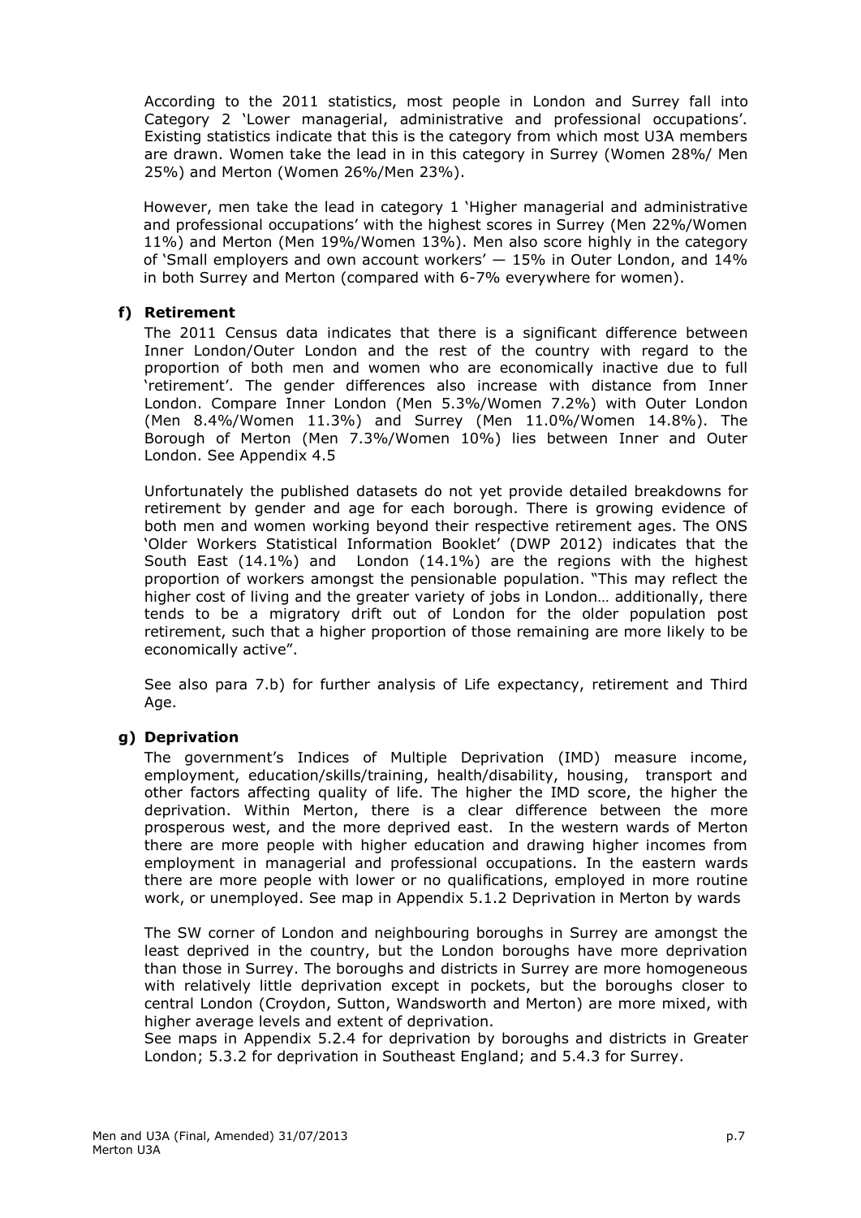According to the 2011 statistics, most people in London and Surrey fall into Category 2 'Lower managerial, administrative and professional occupations'. Existing statistics indicate that this is the category from which most U3A members are drawn. Women take the lead in in this category in Surrey (Women 28%/ Men 25%) and Merton (Women 26%/Men 23%).

However, men take the lead in category 1 'Higher managerial and administrative and professional occupations' with the highest scores in Surrey (Men 22%/Women 11%) and Merton (Men 19%/Women 13%). Men also score highly in the category of 'Small employers and own account workers' — 15% in Outer London, and 14% in both Surrey and Merton (compared with 6-7% everywhere for women).

### f) Retirement

The 2011 Census data indicates that there is a significant difference between Inner London/Outer London and the rest of the country with regard to the proportion of both men and women who are economically inactive due to full 'retirement'. The gender differences also increase with distance from Inner London. Compare Inner London (Men 5.3%/Women 7.2%) with Outer London (Men 8.4%/Women 11.3%) and Surrey (Men 11.0%/Women 14.8%). The Borough of Merton (Men 7.3%/Women 10%) lies between Inner and Outer London. See Appendix 4.5

Unfortunately the published datasets do not yet provide detailed breakdowns for retirement by gender and age for each borough. There is growing evidence of both men and women working beyond their respective retirement ages. The ONS 'Older Workers Statistical Information Booklet' (DWP 2012) indicates that the South East (14.1%) and London (14.1%) are the regions with the highest proportion of workers amongst the pensionable population. "This may reflect the higher cost of living and the greater variety of jobs in London… additionally, there tends to be a migratory drift out of London for the older population post retirement, such that a higher proportion of those remaining are more likely to be economically active".

See also para 7.b) for further analysis of Life expectancy, retirement and Third Age.

### g) Deprivation

The government's Indices of Multiple Deprivation (IMD) measure income, employment, education/skills/training, health/disability, housing, transport and other factors affecting quality of life. The higher the IMD score, the higher the deprivation. Within Merton, there is a clear difference between the more prosperous west, and the more deprived east. In the western wards of Merton there are more people with higher education and drawing higher incomes from employment in managerial and professional occupations. In the eastern wards there are more people with lower or no qualifications, employed in more routine work, or unemployed. See map in Appendix 5.1.2 Deprivation in Merton by wards

The SW corner of London and neighbouring boroughs in Surrey are amongst the least deprived in the country, but the London boroughs have more deprivation than those in Surrey. The boroughs and districts in Surrey are more homogeneous with relatively little deprivation except in pockets, but the boroughs closer to central London (Croydon, Sutton, Wandsworth and Merton) are more mixed, with higher average levels and extent of deprivation.
See maps in Appendix 5.2.4 for deprivation by boroughs and districts in Greater London; 5.3.2 for deprivation in Southeast England; and 5.4.3 for Surrey.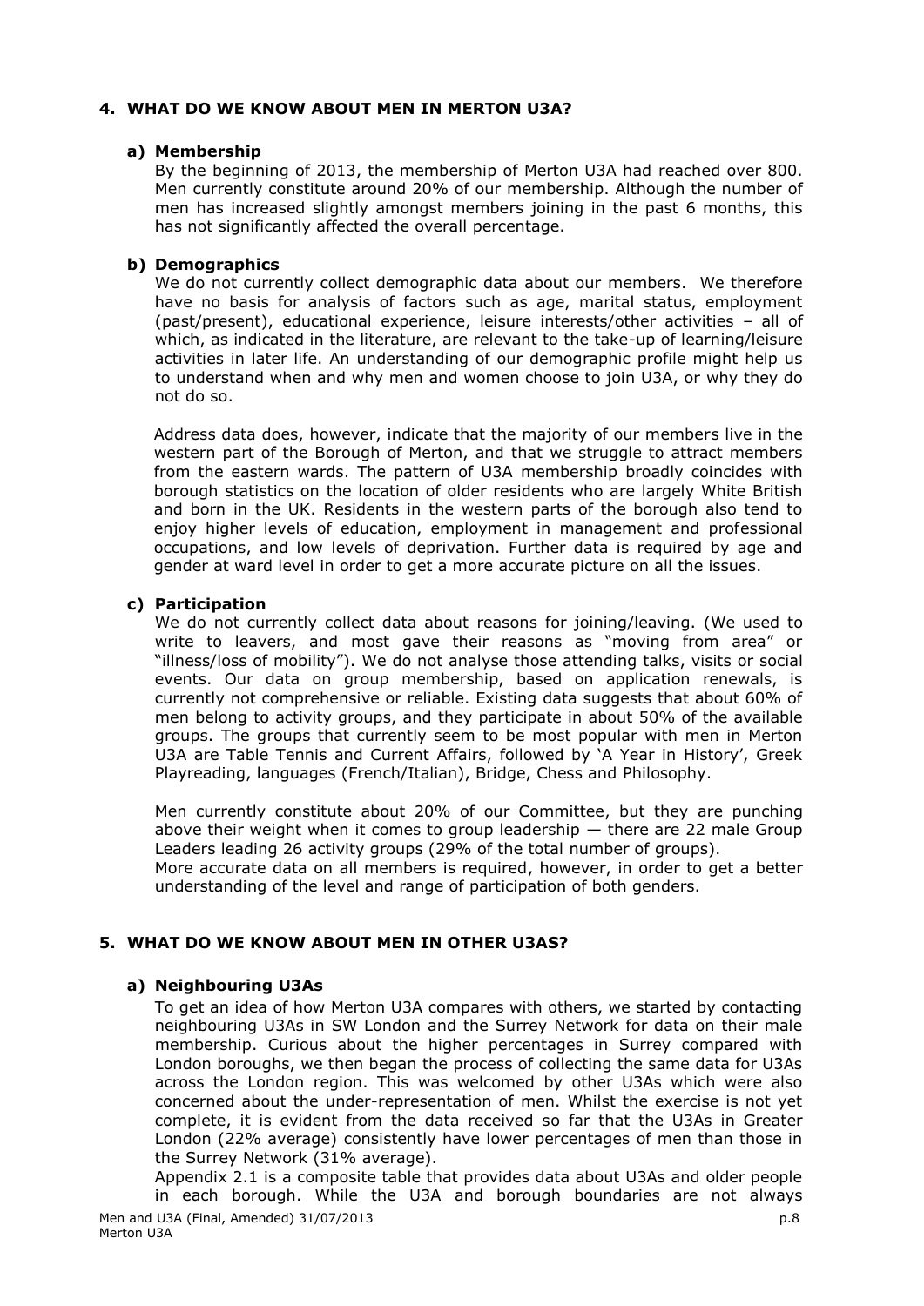## 4. WHAT DO WE KNOW ABOUT MEN IN MERTON U3A?

### a) Membership

By the beginning of 2013, the membership of Merton U3A had reached over 800. Men currently constitute around 20% of our membership. Although the number of men has increased slightly amongst members joining in the past 6 months, this has not significantly affected the overall percentage.

### b) Demographics

We do not currently collect demographic data about our members. We therefore have no basis for analysis of factors such as age, marital status, employment (past/present), educational experience, leisure interests/other activities – all of which, as indicated in the literature, are relevant to the take-up of learning/leisure activities in later life. An understanding of our demographic profile might help us to understand when and why men and women choose to join U3A, or why they do not do so.

Address data does, however, indicate that the majority of our members live in the western part of the Borough of Merton, and that we struggle to attract members from the eastern wards. The pattern of U3A membership broadly coincides with borough statistics on the location of older residents who are largely White British and born in the UK. Residents in the western parts of the borough also tend to enjoy higher levels of education, employment in management and professional occupations, and low levels of deprivation. Further data is required by age and gender at ward level in order to get a more accurate picture on all the issues.

### c) Participation

We do not currently collect data about reasons for joining/leaving. (We used to write to leavers, and most gave their reasons as "moving from area" or "illness/loss of mobility"). We do not analyse those attending talks, visits or social events. Our data on group membership, based on application renewals, is currently not comprehensive or reliable. Existing data suggests that about 60% of men belong to activity groups, and they participate in about 50% of the available groups. The groups that currently seem to be most popular with men in Merton U3A are Table Tennis and Current Affairs, followed by 'A Year in History', Greek Playreading, languages (French/Italian), Bridge, Chess and Philosophy.

Men currently constitute about 20% of our Committee, but they are punching above their weight when it comes to group leadership — there are 22 male Group Leaders leading 26 activity groups (29% of the total number of groups).
More accurate data on all members is required, however, in order to get a better understanding of the level and range of participation of both genders.

## 5. WHAT DO WE KNOW ABOUT MEN IN OTHER U3AS?

### a) Neighbouring U3As

To get an idea of how Merton U3A compares with others, we started by contacting neighbouring U3As in SW London and the Surrey Network for data on their male membership. Curious about the higher percentages in Surrey compared with London boroughs, we then began the process of collecting the same data for U3As across the London region. This was welcomed by other U3As which were also concerned about the under-representation of men. Whilst the exercise is not yet complete, it is evident from the data received so far that the U3As in Greater London (22% average) consistently have lower percentages of men than those in the Surrey Network (31% average).

Appendix 2.1 is a composite table that provides data about U3As and older people in each borough. While the U3A and borough boundaries are not always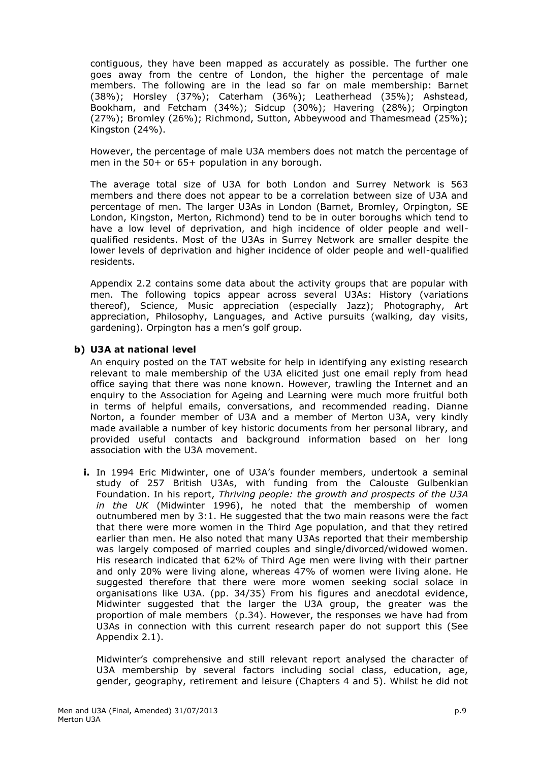contiguous, they have been mapped as accurately as possible. The further one goes away from the centre of London, the higher the percentage of male members. The following are in the lead so far on male membership: Barnet (38%); Horsley (37%); Caterham (36%); Leatherhead (35%); Ashstead, Bookham, and Fetcham (34%); Sidcup (30%); Havering (28%); Orpington (27%); Bromley (26%); Richmond, Sutton, Abbeywood and Thamesmead (25%); Kingston (24%).

However, the percentage of male U3A members does not match the percentage of men in the 50+ or 65+ population in any borough.

The average total size of U3A for both London and Surrey Network is 563 members and there does not appear to be a correlation between size of U3A and percentage of men. The larger U3As in London (Barnet, Bromley, Orpington, SE London, Kingston, Merton, Richmond) tend to be in outer boroughs which tend to have a low level of deprivation, and high incidence of older people and well-qualified residents. Most of the U3As in Surrey Network are smaller despite the lower levels of deprivation and higher incidence of older people and well-qualified residents.

Appendix 2.2 contains some data about the activity groups that are popular with men. The following topics appear across several U3As: History (variations thereof), Science, Music appreciation (especially Jazz); Photography, Art appreciation, Philosophy, Languages, and Active pursuits (walking, day visits, gardening). Orpington has a men's golf group.

### b) U3A at national level

An enquiry posted on the TAT website for help in identifying any existing research relevant to male membership of the U3A elicited just one email reply from head office saying that there was none known. However, trawling the Internet and an enquiry to the Association for Ageing and Learning were much more fruitful both in terms of helpful emails, conversations, and recommended reading. Dianne Norton, a founder member of U3A and a member of Merton U3A, very kindly made available a number of key historic documents from her personal library, and provided useful contacts and background information based on her long association with the U3A movement.

**i.** In 1994 Eric Midwinter, one of U3A's founder members, undertook a seminal study of 257 British U3As, with funding from the Calouste Gulbenkian Foundation. In his report, *Thriving people: the growth and prospects of the U3A in the UK* (Midwinter 1996), he noted that the membership of women outnumbered men by 3:1. He suggested that the two main reasons were the fact that there were more women in the Third Age population, and that they retired earlier than men. He also noted that many U3As reported that their membership was largely composed of married couples and single/divorced/widowed women. His research indicated that 62% of Third Age men were living with their partner and only 20% were living alone, whereas 47% of women were living alone. He suggested therefore that there were more women seeking social solace in organisations like U3A. (pp. 34/35) From his figures and anecdotal evidence, Midwinter suggested that the larger the U3A group, the greater was the proportion of male members (p.34). However, the responses we have had from U3As in connection with this current research paper do not support this (See Appendix 2.1).

Midwinter's comprehensive and still relevant report analysed the character of U3A membership by several factors including social class, education, age, gender, geography, retirement and leisure (Chapters 4 and 5). Whilst he did not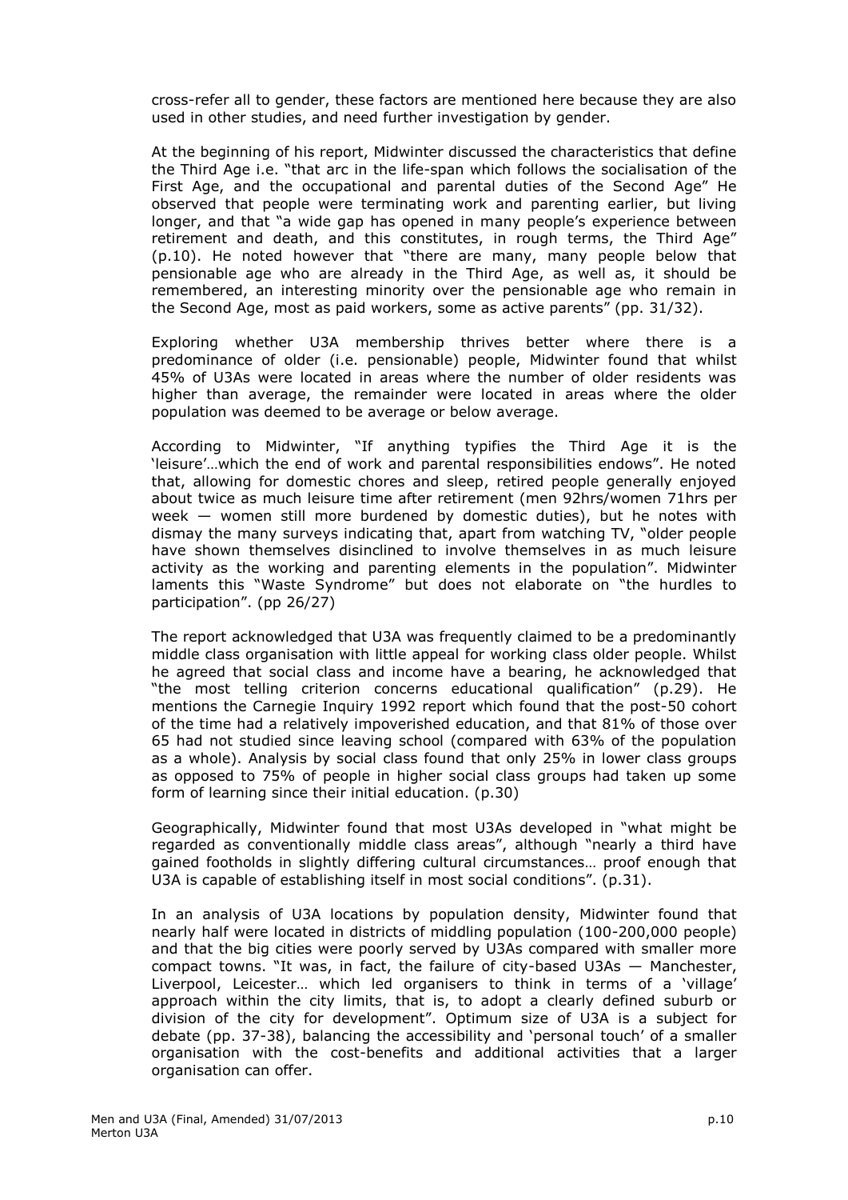cross-refer all to gender, these factors are mentioned here because they are also used in other studies, and need further investigation by gender.

At the beginning of his report, Midwinter discussed the characteristics that define the Third Age i.e. "that arc in the life-span which follows the socialisation of the First Age, and the occupational and parental duties of the Second Age" He observed that people were terminating work and parenting earlier, but living longer, and that "a wide gap has opened in many people's experience between retirement and death, and this constitutes, in rough terms, the Third Age" (p.10). He noted however that "there are many, many people below that pensionable age who are already in the Third Age, as well as, it should be remembered, an interesting minority over the pensionable age who remain in the Second Age, most as paid workers, some as active parents" (pp. 31/32).

Exploring whether U3A membership thrives better where there is a predominance of older (i.e. pensionable) people, Midwinter found that whilst 45% of U3As were located in areas where the number of older residents was higher than average, the remainder were located in areas where the older population was deemed to be average or below average.

According to Midwinter, "If anything typifies the Third Age it is the 'leisure'…which the end of work and parental responsibilities endows". He noted that, allowing for domestic chores and sleep, retired people generally enjoyed about twice as much leisure time after retirement (men 92hrs/women 71hrs per week — women still more burdened by domestic duties), but he notes with dismay the many surveys indicating that, apart from watching TV, "older people have shown themselves disinclined to involve themselves in as much leisure activity as the working and parenting elements in the population". Midwinter laments this "Waste Syndrome" but does not elaborate on "the hurdles to participation". (pp 26/27)

The report acknowledged that U3A was frequently claimed to be a predominantly middle class organisation with little appeal for working class older people. Whilst he agreed that social class and income have a bearing, he acknowledged that "the most telling criterion concerns educational qualification" (p.29). He mentions the Carnegie Inquiry 1992 report which found that the post-50 cohort of the time had a relatively impoverished education, and that 81% of those over 65 had not studied since leaving school (compared with 63% of the population as a whole). Analysis by social class found that only 25% in lower class groups as opposed to 75% of people in higher social class groups had taken up some form of learning since their initial education. (p.30)

Geographically, Midwinter found that most U3As developed in "what might be regarded as conventionally middle class areas", although "nearly a third have gained footholds in slightly differing cultural circumstances… proof enough that U3A is capable of establishing itself in most social conditions". (p.31).

In an analysis of U3A locations by population density, Midwinter found that nearly half were located in districts of middling population (100-200,000 people) and that the big cities were poorly served by U3As compared with smaller more compact towns. "It was, in fact, the failure of city-based U3As — Manchester, Liverpool, Leicester… which led organisers to think in terms of a 'village' approach within the city limits, that is, to adopt a clearly defined suburb or division of the city for development". Optimum size of U3A is a subject for debate (pp. 37-38), balancing the accessibility and 'personal touch' of a smaller organisation with the cost-benefits and additional activities that a larger organisation can offer.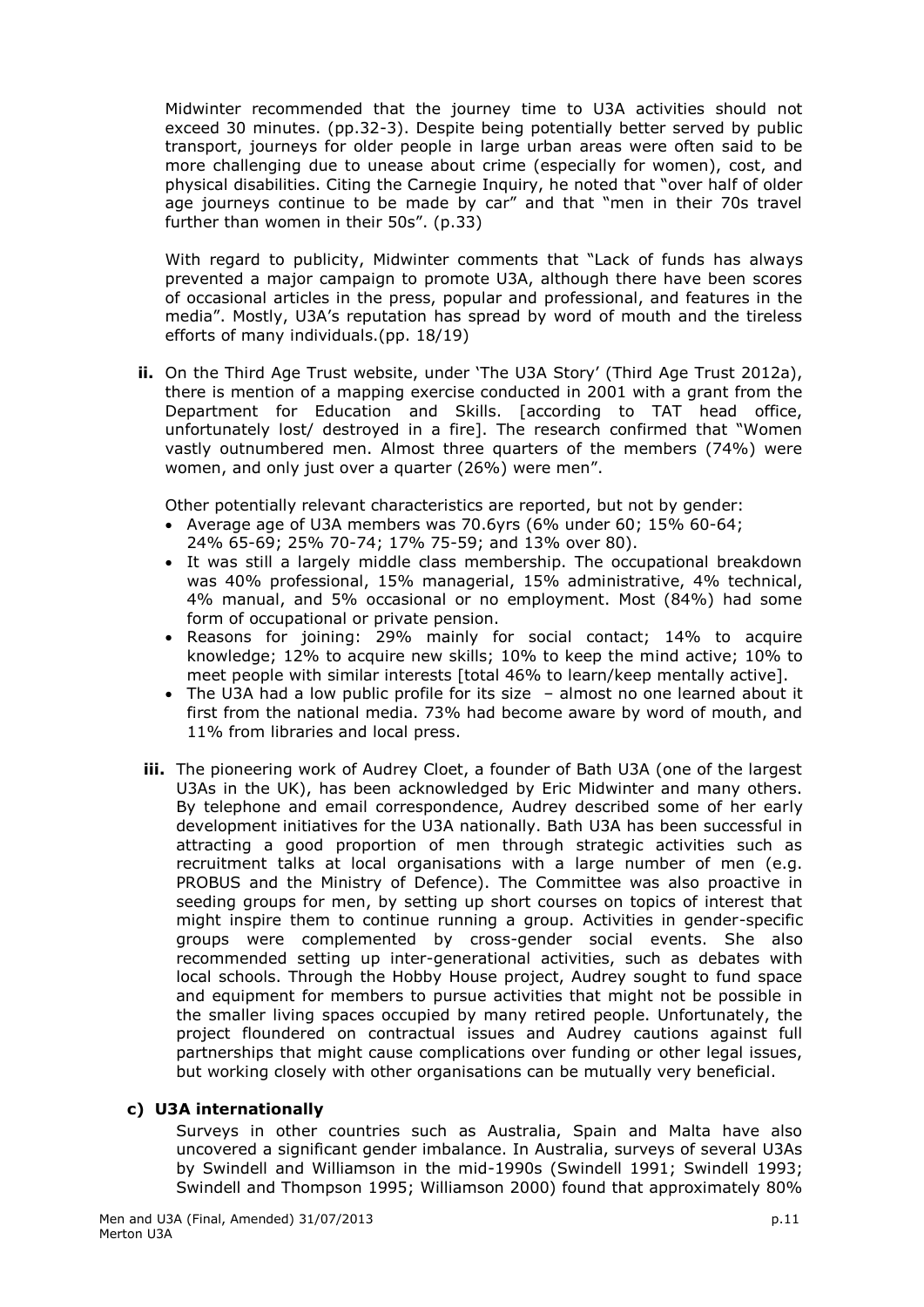Midwinter recommended that the journey time to U3A activities should not exceed 30 minutes. (pp.32-3). Despite being potentially better served by public transport, journeys for older people in large urban areas were often said to be more challenging due to unease about crime (especially for women), cost, and physical disabilities. Citing the Carnegie Inquiry, he noted that "over half of older age journeys continue to be made by car" and that "men in their 70s travel further than women in their 50s". (p.33)

With regard to publicity, Midwinter comments that "Lack of funds has always prevented a major campaign to promote U3A, although there have been scores of occasional articles in the press, popular and professional, and features in the media". Mostly, U3A's reputation has spread by word of mouth and the tireless efforts of many individuals.(pp. 18/19)

**ii.** On the Third Age Trust website, under 'The U3A Story' (Third Age Trust 2012a), there is mention of a mapping exercise conducted in 2001 with a grant from the Department for Education and Skills. [according to TAT head office, unfortunately lost/ destroyed in a fire]. The research confirmed that "Women vastly outnumbered men. Almost three quarters of the members (74%) were women, and only just over a quarter (26%) were men".

Other potentially relevant characteristics are reported, but not by gender:

- Average age of U3A members was 70.6yrs (6% under 60; 15% 60-64; 24% 65-69; 25% 70-74; 17% 75-59; and 13% over 80).
- It was still a largely middle class membership. The occupational breakdown was 40% professional, 15% managerial, 15% administrative, 4% technical, 4% manual, and 5% occasional or no employment. Most (84%) had some form of occupational or private pension.
- Reasons for joining: 29% mainly for social contact; 14% to acquire knowledge; 12% to acquire new skills; 10% to keep the mind active; 10% to meet people with similar interests [total 46% to learn/keep mentally active].
- The U3A had a low public profile for its size – almost no one learned about it first from the national media. 73% had become aware by word of mouth, and 11% from libraries and local press.

**iii.** The pioneering work of Audrey Cloet, a founder of Bath U3A (one of the largest U3As in the UK), has been acknowledged by Eric Midwinter and many others. By telephone and email correspondence, Audrey described some of her early development initiatives for the U3A nationally. Bath U3A has been successful in attracting a good proportion of men through strategic activities such as recruitment talks at local organisations with a large number of men (e.g. PROBUS and the Ministry of Defence). The Committee was also proactive in seeding groups for men, by setting up short courses on topics of interest that might inspire them to continue running a group. Activities in gender-specific groups were complemented by cross-gender social events. She also recommended setting up inter-generational activities, such as debates with local schools. Through the Hobby House project, Audrey sought to fund space and equipment for members to pursue activities that might not be possible in the smaller living spaces occupied by many retired people. Unfortunately, the project floundered on contractual issues and Audrey cautions against full partnerships that might cause complications over funding or other legal issues, but working closely with other organisations can be mutually very beneficial.

### c) U3A internationally

Surveys in other countries such as Australia, Spain and Malta have also uncovered a significant gender imbalance. In Australia, surveys of several U3As by Swindell and Williamson in the mid-1990s (Swindell 1991; Swindell 1993; Swindell and Thompson 1995; Williamson 2000) found that approximately 80%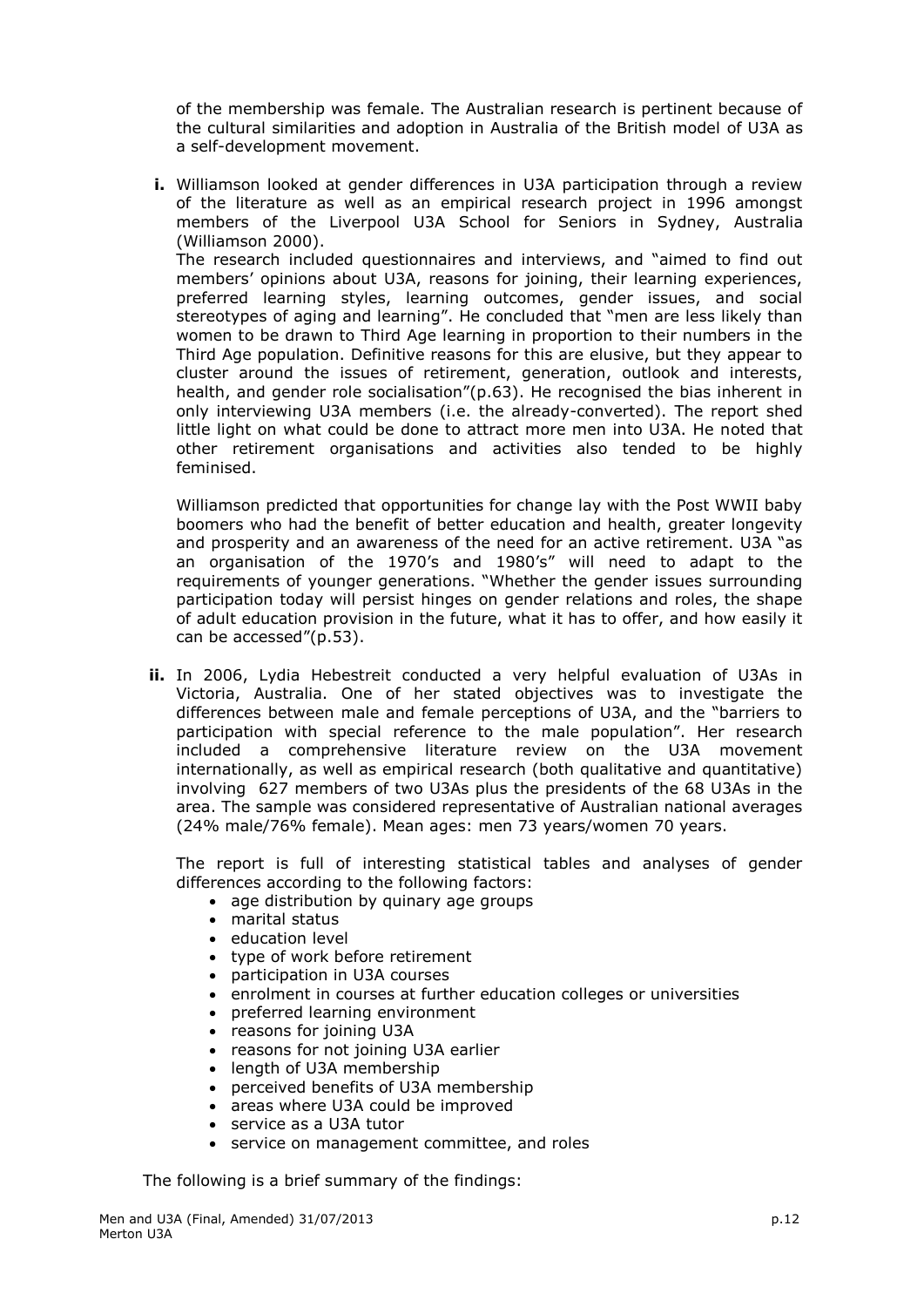of the membership was female. The Australian research is pertinent because of the cultural similarities and adoption in Australia of the British model of U3A as a self-development movement.

**i.** Williamson looked at gender differences in U3A participation through a review of the literature as well as an empirical research project in 1996 amongst members of the Liverpool U3A School for Seniors in Sydney, Australia (Williamson 2000).

The research included questionnaires and interviews, and "aimed to find out members' opinions about U3A, reasons for joining, their learning experiences, preferred learning styles, learning outcomes, gender issues, and social stereotypes of aging and learning". He concluded that "men are less likely than women to be drawn to Third Age learning in proportion to their numbers in the Third Age population. Definitive reasons for this are elusive, but they appear to cluster around the issues of retirement, generation, outlook and interests, health, and gender role socialisation"(p.63). He recognised the bias inherent in only interviewing U3A members (i.e. the already-converted). The report shed little light on what could be done to attract more men into U3A. He noted that other retirement organisations and activities also tended to be highly feminised.

Williamson predicted that opportunities for change lay with the Post WWII baby boomers who had the benefit of better education and health, greater longevity and prosperity and an awareness of the need for an active retirement. U3A "as an organisation of the 1970's and 1980's" will need to adapt to the requirements of younger generations. "Whether the gender issues surrounding participation today will persist hinges on gender relations and roles, the shape of adult education provision in the future, what it has to offer, and how easily it can be accessed"(p.53).

**ii.** In 2006, Lydia Hebestreit conducted a very helpful evaluation of U3As in Victoria, Australia. One of her stated objectives was to investigate the differences between male and female perceptions of U3A, and the "barriers to participation with special reference to the male population". Her research included a comprehensive literature review on the U3A movement internationally, as well as empirical research (both qualitative and quantitative) involving 627 members of two U3As plus the presidents of the 68 U3As in the area. The sample was considered representative of Australian national averages (24% male/76% female). Mean ages: men 73 years/women 70 years.

The report is full of interesting statistical tables and analyses of gender differences according to the following factors:

- age distribution by quinary age groups
- marital status
- education level
- type of work before retirement
- participation in U3A courses
- enrolment in courses at further education colleges or universities
- preferred learning environment
- reasons for joining U3A
- reasons for not joining U3A earlier
- length of U3A membership
- perceived benefits of U3A membership
- areas where U3A could be improved
- service as a U3A tutor
- service on management committee, and roles

The following is a brief summary of the findings: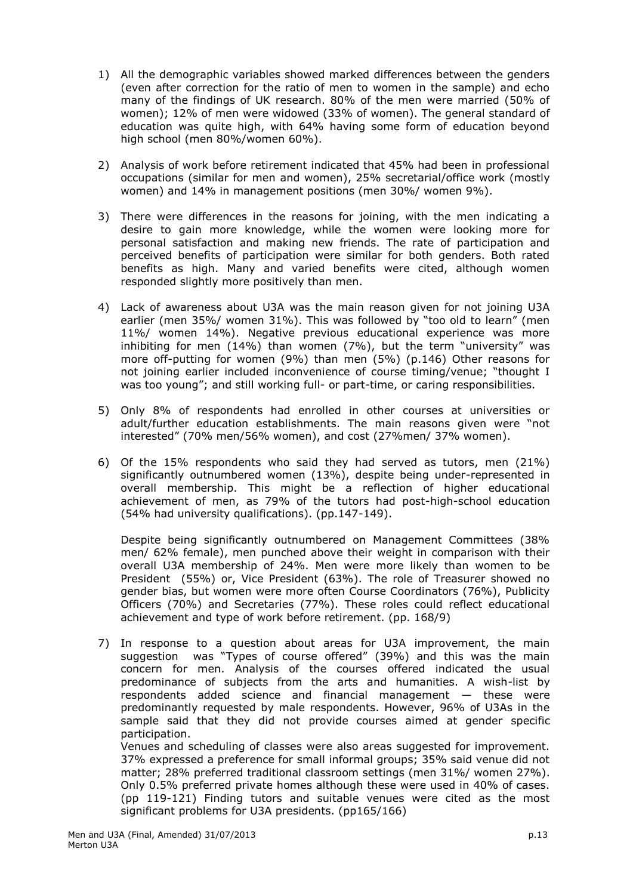1) All the demographic variables showed marked differences between the genders (even after correction for the ratio of men to women in the sample) and echo many of the findings of UK research. 80% of the men were married (50% of women); 12% of men were widowed (33% of women). The general standard of education was quite high, with 64% having some form of education beyond high school (men 80%/women 60%).

2) Analysis of work before retirement indicated that 45% had been in professional occupations (similar for men and women), 25% secretarial/office work (mostly women) and 14% in management positions (men 30%/ women 9%).

3) There were differences in the reasons for joining, with the men indicating a desire to gain more knowledge, while the women were looking more for personal satisfaction and making new friends. The rate of participation and perceived benefits of participation were similar for both genders. Both rated benefits as high. Many and varied benefits were cited, although women responded slightly more positively than men.

4) Lack of awareness about U3A was the main reason given for not joining U3A earlier (men 35%/ women 31%). This was followed by "too old to learn" (men 11%/ women 14%). Negative previous educational experience was more inhibiting for men (14%) than women (7%), but the term "university" was more off-putting for women (9%) than men (5%) (p.146) Other reasons for not joining earlier included inconvenience of course timing/venue; "thought I was too young"; and still working full- or part-time, or caring responsibilities.

5) Only 8% of respondents had enrolled in other courses at universities or adult/further education establishments. The main reasons given were "not interested" (70% men/56% women), and cost (27%men/ 37% women).

6) Of the 15% respondents who said they had served as tutors, men (21%) significantly outnumbered women (13%), despite being under-represented in overall membership. This might be a reflection of higher educational achievement of men, as 79% of the tutors had post-high-school education (54% had university qualifications). (pp.147-149).

   Despite being significantly outnumbered on Management Committees (38% men/ 62% female), men punched above their weight in comparison with their overall U3A membership of 24%. Men were more likely than women to be President (55%) or, Vice President (63%). The role of Treasurer showed no gender bias, but women were more often Course Coordinators (76%), Publicity Officers (70%) and Secretaries (77%). These roles could reflect educational achievement and type of work before retirement. (pp. 168/9)

7) In response to a question about areas for U3A improvement, the main suggestion was "Types of course offered" (39%) and this was the main concern for men. Analysis of the courses offered indicated the usual predominance of subjects from the arts and humanities. A wish-list by respondents added science and financial management — these were predominantly requested by male respondents. However, 96% of U3As in the sample said that they did not provide courses aimed at gender specific participation.
   Venues and scheduling of classes were also areas suggested for improvement. 37% expressed a preference for small informal groups; 35% said venue did not matter; 28% preferred traditional classroom settings (men 31%/ women 27%). Only 0.5% preferred private homes although these were used in 40% of cases. (pp 119-121) Finding tutors and suitable venues were cited as the most significant problems for U3A presidents. (pp165/166)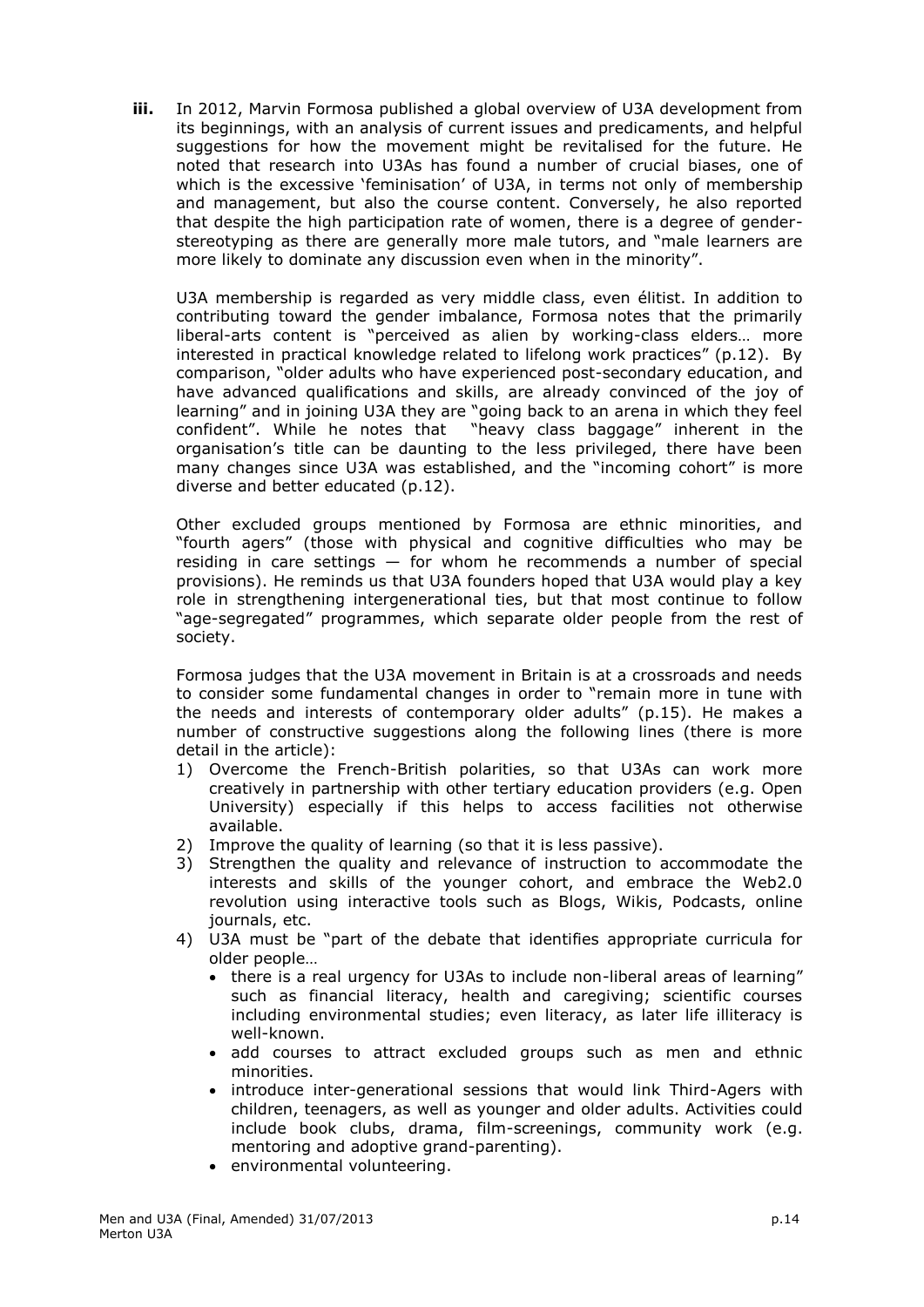**iii.** In 2012, Marvin Formosa published a global overview of U3A development from its beginnings, with an analysis of current issues and predicaments, and helpful suggestions for how the movement might be revitalised for the future. He noted that research into U3As has found a number of crucial biases, one of which is the excessive 'feminisation' of U3A, in terms not only of membership and management, but also the course content. Conversely, he also reported that despite the high participation rate of women, there is a degree of gender-stereotyping as there are generally more male tutors, and "male learners are more likely to dominate any discussion even when in the minority".

U3A membership is regarded as very middle class, even élitist. In addition to contributing toward the gender imbalance, Formosa notes that the primarily liberal-arts content is "perceived as alien by working-class elders… more interested in practical knowledge related to lifelong work practices" (p.12). By comparison, "older adults who have experienced post-secondary education, and have advanced qualifications and skills, are already convinced of the joy of learning" and in joining U3A they are "going back to an arena in which they feel confident". While he notes that "heavy class baggage" inherent in the organisation's title can be daunting to the less privileged, there have been many changes since U3A was established, and the "incoming cohort" is more diverse and better educated (p.12).

Other excluded groups mentioned by Formosa are ethnic minorities, and "fourth agers" (those with physical and cognitive difficulties who may be residing in care settings — for whom he recommends a number of special provisions). He reminds us that U3A founders hoped that U3A would play a key role in strengthening intergenerational ties, but that most continue to follow "age-segregated" programmes, which separate older people from the rest of society.

Formosa judges that the U3A movement in Britain is at a crossroads and needs to consider some fundamental changes in order to "remain more in tune with the needs and interests of contemporary older adults" (p.15). He makes a number of constructive suggestions along the following lines (there is more detail in the article):

1) Overcome the French-British polarities, so that U3As can work more creatively in partnership with other tertiary education providers (e.g. Open University) especially if this helps to access facilities not otherwise available.
2) Improve the quality of learning (so that it is less passive).
3) Strengthen the quality and relevance of instruction to accommodate the interests and skills of the younger cohort, and embrace the Web2.0 revolution using interactive tools such as Blogs, Wikis, Podcasts, online journals, etc.
4) U3A must be "part of the debate that identifies appropriate curricula for older people…
   - there is a real urgency for U3As to include non-liberal areas of learning" such as financial literacy, health and caregiving; scientific courses including environmental studies; even literacy, as later life illiteracy is well-known.
   - add courses to attract excluded groups such as men and ethnic minorities.
   - introduce inter-generational sessions that would link Third-Agers with children, teenagers, as well as younger and older adults. Activities could include book clubs, drama, film-screenings, community work (e.g. mentoring and adoptive grand-parenting).
   - environmental volunteering.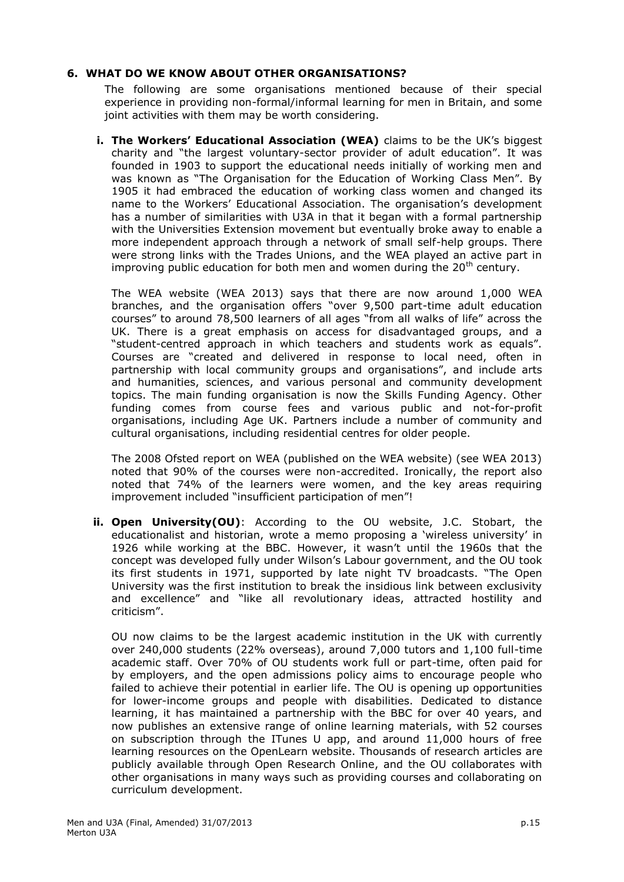## 6. WHAT DO WE KNOW ABOUT OTHER ORGANISATIONS?

The following are some organisations mentioned because of their special experience in providing non-formal/informal learning for men in Britain, and some joint activities with them may be worth considering.

**i. The Workers' Educational Association (WEA)** claims to be the UK's biggest charity and "the largest voluntary-sector provider of adult education". It was founded in 1903 to support the educational needs initially of working men and was known as "The Organisation for the Education of Working Class Men". By 1905 it had embraced the education of working class women and changed its name to the Workers' Educational Association. The organisation's development has a number of similarities with U3A in that it began with a formal partnership with the Universities Extension movement but eventually broke away to enable a more independent approach through a network of small self-help groups. There were strong links with the Trades Unions, and the WEA played an active part in improving public education for both men and women during the 20th century.

The WEA website (WEA 2013) says that there are now around 1,000 WEA branches, and the organisation offers "over 9,500 part-time adult education courses" to around 78,500 learners of all ages "from all walks of life" across the UK. There is a great emphasis on access for disadvantaged groups, and a "student-centred approach in which teachers and students work as equals". Courses are "created and delivered in response to local need, often in partnership with local community groups and organisations", and include arts and humanities, sciences, and various personal and community development topics. The main funding organisation is now the Skills Funding Agency. Other funding comes from course fees and various public and not-for-profit organisations, including Age UK. Partners include a number of community and cultural organisations, including residential centres for older people.

The 2008 Ofsted report on WEA (published on the WEA website) (see WEA 2013) noted that 90% of the courses were non-accredited. Ironically, the report also noted that 74% of the learners were women, and the key areas requiring improvement included "insufficient participation of men"!

**ii. Open University(OU)**: According to the OU website, J.C. Stobart, the educationalist and historian, wrote a memo proposing a 'wireless university' in 1926 while working at the BBC. However, it wasn't until the 1960s that the concept was developed fully under Wilson's Labour government, and the OU took its first students in 1971, supported by late night TV broadcasts. "The Open University was the first institution to break the insidious link between exclusivity and excellence" and "like all revolutionary ideas, attracted hostility and criticism".

OU now claims to be the largest academic institution in the UK with currently over 240,000 students (22% overseas), around 7,000 tutors and 1,100 full-time academic staff. Over 70% of OU students work full or part-time, often paid for by employers, and the open admissions policy aims to encourage people who failed to achieve their potential in earlier life. The OU is opening up opportunities for lower-income groups and people with disabilities. Dedicated to distance learning, it has maintained a partnership with the BBC for over 40 years, and now publishes an extensive range of online learning materials, with 52 courses on subscription through the ITunes U app, and around 11,000 hours of free learning resources on the OpenLearn website. Thousands of research articles are publicly available through Open Research Online, and the OU collaborates with other organisations in many ways such as providing courses and collaborating on curriculum development.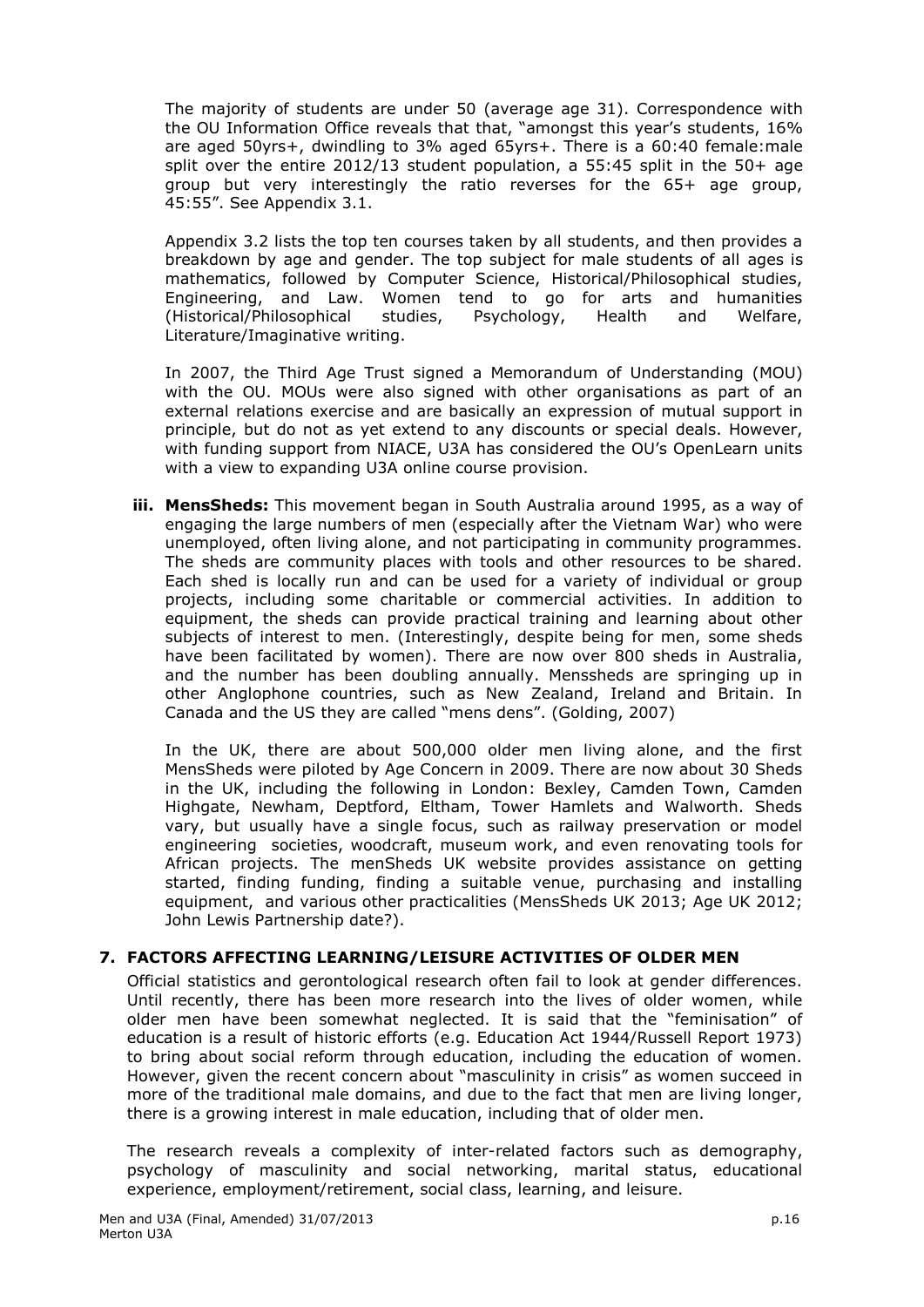The majority of students are under 50 (average age 31). Correspondence with the OU Information Office reveals that that, "amongst this year's students, 16% are aged 50yrs+, dwindling to 3% aged 65yrs+. There is a 60:40 female:male split over the entire 2012/13 student population, a 55:45 split in the 50+ age group but very interestingly the ratio reverses for the 65+ age group, 45:55". See Appendix 3.1.

Appendix 3.2 lists the top ten courses taken by all students, and then provides a breakdown by age and gender. The top subject for male students of all ages is mathematics, followed by Computer Science, Historical/Philosophical studies, Engineering, and Law. Women tend to go for arts and humanities (Historical/Philosophical studies, Psychology, Health and Welfare, Literature/Imaginative writing.

In 2007, the Third Age Trust signed a Memorandum of Understanding (MOU) with the OU. MOUs were also signed with other organisations as part of an external relations exercise and are basically an expression of mutual support in principle, but do not as yet extend to any discounts or special deals. However, with funding support from NIACE, U3A has considered the OU's OpenLearn units with a view to expanding U3A online course provision.

**iii. MensSheds:** This movement began in South Australia around 1995, as a way of engaging the large numbers of men (especially after the Vietnam War) who were unemployed, often living alone, and not participating in community programmes. The sheds are community places with tools and other resources to be shared. Each shed is locally run and can be used for a variety of individual or group projects, including some charitable or commercial activities. In addition to equipment, the sheds can provide practical training and learning about other subjects of interest to men. (Interestingly, despite being for men, some sheds have been facilitated by women). There are now over 800 sheds in Australia, and the number has been doubling annually. Menssheds are springing up in other Anglophone countries, such as New Zealand, Ireland and Britain. In Canada and the US they are called "mens dens". (Golding, 2007)

In the UK, there are about 500,000 older men living alone, and the first MensSheds were piloted by Age Concern in 2009. There are now about 30 Sheds in the UK, including the following in London: Bexley, Camden Town, Camden Highgate, Newham, Deptford, Eltham, Tower Hamlets and Walworth. Sheds vary, but usually have a single focus, such as railway preservation or model engineering societies, woodcraft, museum work, and even renovating tools for African projects. The menSheds UK website provides assistance on getting started, finding funding, finding a suitable venue, purchasing and installing equipment, and various other practicalities (MensSheds UK 2013; Age UK 2012; John Lewis Partnership date?).

## 7. FACTORS AFFECTING LEARNING/LEISURE ACTIVITIES OF OLDER MEN

Official statistics and gerontological research often fail to look at gender differences. Until recently, there has been more research into the lives of older women, while older men have been somewhat neglected. It is said that the "feminisation" of education is a result of historic efforts (e.g. Education Act 1944/Russell Report 1973) to bring about social reform through education, including the education of women. However, given the recent concern about "masculinity in crisis" as women succeed in more of the traditional male domains, and due to the fact that men are living longer, there is a growing interest in male education, including that of older men.

The research reveals a complexity of inter-related factors such as demography, psychology of masculinity and social networking, marital status, educational experience, employment/retirement, social class, learning, and leisure.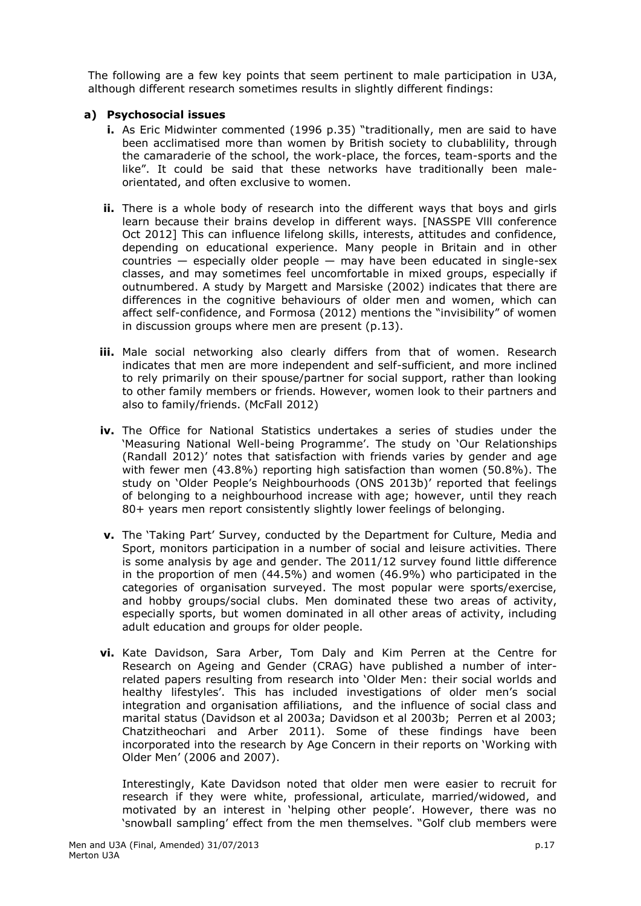The following are a few key points that seem pertinent to male participation in U3A, although different research sometimes results in slightly different findings:

**a) Psychosocial issues**

**i.** As Eric Midwinter commented (1996 p.35) "traditionally, men are said to have been acclimatised more than women by British society to clubablility, through the camaraderie of the school, the work-place, the forces, team-sports and the like". It could be said that these networks have traditionally been male-orientated, and often exclusive to women.

**ii.** There is a whole body of research into the different ways that boys and girls learn because their brains develop in different ways. [NASSPE Vlll conference Oct 2012] This can influence lifelong skills, interests, attitudes and confidence, depending on educational experience. Many people in Britain and in other countries — especially older people — may have been educated in single-sex classes, and may sometimes feel uncomfortable in mixed groups, especially if outnumbered. A study by Margett and Marsiske (2002) indicates that there are differences in the cognitive behaviours of older men and women, which can affect self-confidence, and Formosa (2012) mentions the "invisibility" of women in discussion groups where men are present (p.13).

**iii.** Male social networking also clearly differs from that of women. Research indicates that men are more independent and self-sufficient, and more inclined to rely primarily on their spouse/partner for social support, rather than looking to other family members or friends. However, women look to their partners and also to family/friends. (McFall 2012)

**iv.** The Office for National Statistics undertakes a series of studies under the 'Measuring National Well-being Programme'. The study on 'Our Relationships (Randall 2012)' notes that satisfaction with friends varies by gender and age with fewer men (43.8%) reporting high satisfaction than women (50.8%). The study on 'Older People's Neighbourhoods (ONS 2013b)' reported that feelings of belonging to a neighbourhood increase with age; however, until they reach 80+ years men report consistently slightly lower feelings of belonging.

**v.** The 'Taking Part' Survey, conducted by the Department for Culture, Media and Sport, monitors participation in a number of social and leisure activities. There is some analysis by age and gender. The 2011/12 survey found little difference in the proportion of men (44.5%) and women (46.9%) who participated in the categories of organisation surveyed. The most popular were sports/exercise, and hobby groups/social clubs. Men dominated these two areas of activity, especially sports, but women dominated in all other areas of activity, including adult education and groups for older people.

**vi.** Kate Davidson, Sara Arber, Tom Daly and Kim Perren at the Centre for Research on Ageing and Gender (CRAG) have published a number of inter-related papers resulting from research into 'Older Men: their social worlds and healthy lifestyles'. This has included investigations of older men's social integration and organisation affiliations, and the influence of social class and marital status (Davidson et al 2003a; Davidson et al 2003b; Perren et al 2003; Chatzitheochari and Arber 2011). Some of these findings have been incorporated into the research by Age Concern in their reports on 'Working with Older Men' (2006 and 2007).

Interestingly, Kate Davidson noted that older men were easier to recruit for research if they were white, professional, articulate, married/widowed, and motivated by an interest in 'helping other people'. However, there was no 'snowball sampling' effect from the men themselves. "Golf club members were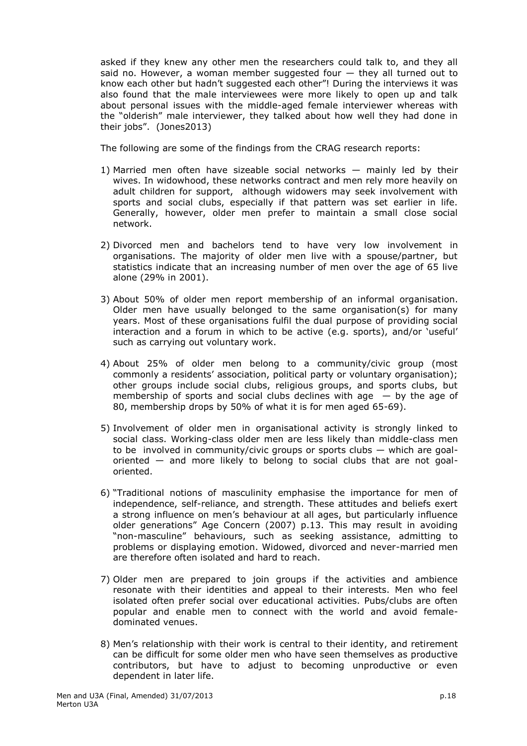asked if they knew any other men the researchers could talk to, and they all said no. However, a woman member suggested four — they all turned out to know each other but hadn't suggested each other"! During the interviews it was also found that the male interviewees were more likely to open up and talk about personal issues with the middle-aged female interviewer whereas with the "olderish" male interviewer, they talked about how well they had done in their jobs". (Jones2013)

The following are some of the findings from the CRAG research reports:

1) Married men often have sizeable social networks — mainly led by their wives. In widowhood, these networks contract and men rely more heavily on adult children for support, although widowers may seek involvement with sports and social clubs, especially if that pattern was set earlier in life. Generally, however, older men prefer to maintain a small close social network.

2) Divorced men and bachelors tend to have very low involvement in organisations. The majority of older men live with a spouse/partner, but statistics indicate that an increasing number of men over the age of 65 live alone (29% in 2001).

3) About 50% of older men report membership of an informal organisation. Older men have usually belonged to the same organisation(s) for many years. Most of these organisations fulfil the dual purpose of providing social interaction and a forum in which to be active (e.g. sports), and/or 'useful' such as carrying out voluntary work.

4) About 25% of older men belong to a community/civic group (most commonly a residents' association, political party or voluntary organisation); other groups include social clubs, religious groups, and sports clubs, but membership of sports and social clubs declines with age — by the age of 80, membership drops by 50% of what it is for men aged 65-69).

5) Involvement of older men in organisational activity is strongly linked to social class. Working-class older men are less likely than middle-class men to be involved in community/civic groups or sports clubs — which are goal-oriented — and more likely to belong to social clubs that are not goal-oriented.

6) "Traditional notions of masculinity emphasise the importance for men of independence, self-reliance, and strength. These attitudes and beliefs exert a strong influence on men's behaviour at all ages, but particularly influence older generations" Age Concern (2007) p.13. This may result in avoiding "non-masculine" behaviours, such as seeking assistance, admitting to problems or displaying emotion. Widowed, divorced and never-married men are therefore often isolated and hard to reach.

7) Older men are prepared to join groups if the activities and ambience resonate with their identities and appeal to their interests. Men who feel isolated often prefer social over educational activities. Pubs/clubs are often popular and enable men to connect with the world and avoid female-dominated venues.

8) Men's relationship with their work is central to their identity, and retirement can be difficult for some older men who have seen themselves as productive contributors, but have to adjust to becoming unproductive or even dependent in later life.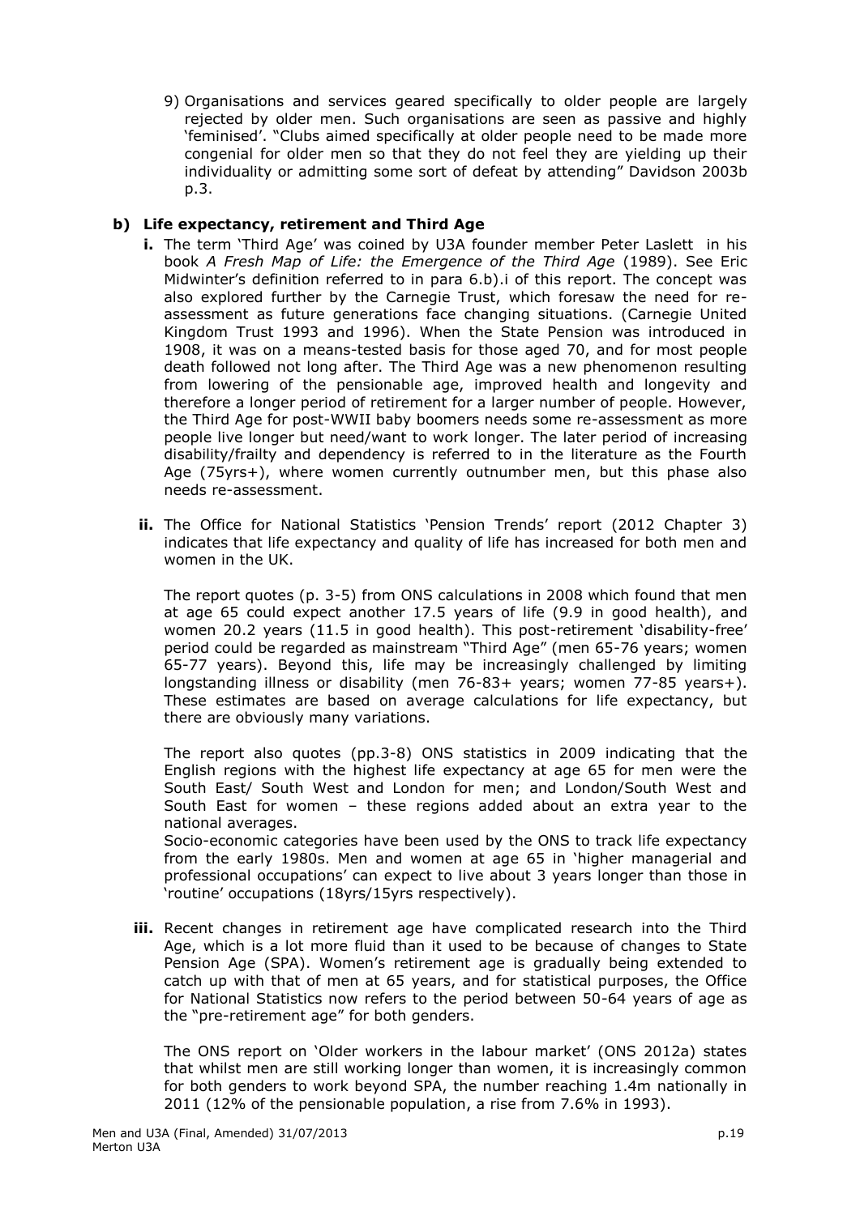9) Organisations and services geared specifically to older people are largely rejected by older men. Such organisations are seen as passive and highly 'feminised'. "Clubs aimed specifically at older people need to be made more congenial for older men so that they do not feel they are yielding up their individuality or admitting some sort of defeat by attending" Davidson 2003b p.3.

### b) Life expectancy, retirement and Third Age

**i.** The term 'Third Age' was coined by U3A founder member Peter Laslett in his book *A Fresh Map of Life: the Emergence of the Third Age* (1989). See Eric Midwinter's definition referred to in para 6.b).i of this report. The concept was also explored further by the Carnegie Trust, which foresaw the need for re-assessment as future generations face changing situations. (Carnegie United Kingdom Trust 1993 and 1996). When the State Pension was introduced in 1908, it was on a means-tested basis for those aged 70, and for most people death followed not long after. The Third Age was a new phenomenon resulting from lowering of the pensionable age, improved health and longevity and therefore a longer period of retirement for a larger number of people. However, the Third Age for post-WWII baby boomers needs some re-assessment as more people live longer but need/want to work longer. The later period of increasing disability/frailty and dependency is referred to in the literature as the Fourth Age (75yrs+), where women currently outnumber men, but this phase also needs re-assessment.

**ii.** The Office for National Statistics 'Pension Trends' report (2012 Chapter 3) indicates that life expectancy and quality of life has increased for both men and women in the UK.

The report quotes (p. 3-5) from ONS calculations in 2008 which found that men at age 65 could expect another 17.5 years of life (9.9 in good health), and women 20.2 years (11.5 in good health). This post-retirement 'disability-free' period could be regarded as mainstream "Third Age" (men 65-76 years; women 65-77 years). Beyond this, life may be increasingly challenged by limiting longstanding illness or disability (men 76-83+ years; women 77-85 years+). These estimates are based on average calculations for life expectancy, but there are obviously many variations.

The report also quotes (pp.3-8) ONS statistics in 2009 indicating that the English regions with the highest life expectancy at age 65 for men were the South East/ South West and London for men; and London/South West and South East for women – these regions added about an extra year to the national averages.

Socio-economic categories have been used by the ONS to track life expectancy from the early 1980s. Men and women at age 65 in 'higher managerial and professional occupations' can expect to live about 3 years longer than those in 'routine' occupations (18yrs/15yrs respectively).

**iii.** Recent changes in retirement age have complicated research into the Third Age, which is a lot more fluid than it used to be because of changes to State Pension Age (SPA). Women's retirement age is gradually being extended to catch up with that of men at 65 years, and for statistical purposes, the Office for National Statistics now refers to the period between 50-64 years of age as the "pre-retirement age" for both genders.

The ONS report on 'Older workers in the labour market' (ONS 2012a) states that whilst men are still working longer than women, it is increasingly common for both genders to work beyond SPA, the number reaching 1.4m nationally in 2011 (12% of the pensionable population, a rise from 7.6% in 1993).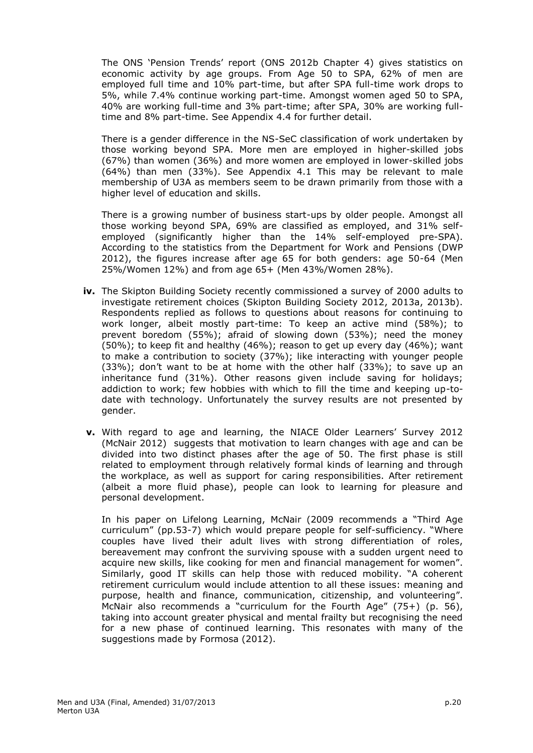The ONS 'Pension Trends' report (ONS 2012b Chapter 4) gives statistics on economic activity by age groups. From Age 50 to SPA, 62% of men are employed full time and 10% part-time, but after SPA full-time work drops to 5%, while 7.4% continue working part-time. Amongst women aged 50 to SPA, 40% are working full-time and 3% part-time; after SPA, 30% are working full-time and 8% part-time. See Appendix 4.4 for further detail.

There is a gender difference in the NS-SeC classification of work undertaken by those working beyond SPA. More men are employed in higher-skilled jobs (67%) than women (36%) and more women are employed in lower-skilled jobs (64%) than men (33%). See Appendix 4.1 This may be relevant to male membership of U3A as members seem to be drawn primarily from those with a higher level of education and skills.

There is a growing number of business start-ups by older people. Amongst all those working beyond SPA, 69% are classified as employed, and 31% self-employed (significantly higher than the 14% self-employed pre-SPA). According to the statistics from the Department for Work and Pensions (DWP 2012), the figures increase after age 65 for both genders: age 50-64 (Men 25%/Women 12%) and from age 65+ (Men 43%/Women 28%).

**iv.** The Skipton Building Society recently commissioned a survey of 2000 adults to investigate retirement choices (Skipton Building Society 2012, 2013a, 2013b). Respondents replied as follows to questions about reasons for continuing to work longer, albeit mostly part-time: To keep an active mind (58%); to prevent boredom (55%); afraid of slowing down (53%); need the money (50%); to keep fit and healthy (46%); reason to get up every day (46%); want to make a contribution to society (37%); like interacting with younger people (33%); don't want to be at home with the other half (33%); to save up an inheritance fund (31%). Other reasons given include saving for holidays; addiction to work; few hobbies with which to fill the time and keeping up-to-date with technology. Unfortunately the survey results are not presented by gender.

**v.** With regard to age and learning, the NIACE Older Learners' Survey 2012 (McNair 2012) suggests that motivation to learn changes with age and can be divided into two distinct phases after the age of 50. The first phase is still related to employment through relatively formal kinds of learning and through the workplace, as well as support for caring responsibilities. After retirement (albeit a more fluid phase), people can look to learning for pleasure and personal development.

In his paper on Lifelong Learning, McNair (2009 recommends a "Third Age curriculum" (pp.53-7) which would prepare people for self-sufficiency. "Where couples have lived their adult lives with strong differentiation of roles, bereavement may confront the surviving spouse with a sudden urgent need to acquire new skills, like cooking for men and financial management for women". Similarly, good IT skills can help those with reduced mobility. "A coherent retirement curriculum would include attention to all these issues: meaning and purpose, health and finance, communication, citizenship, and volunteering". McNair also recommends a "curriculum for the Fourth Age" (75+) (p. 56), taking into account greater physical and mental frailty but recognising the need for a new phase of continued learning. This resonates with many of the suggestions made by Formosa (2012).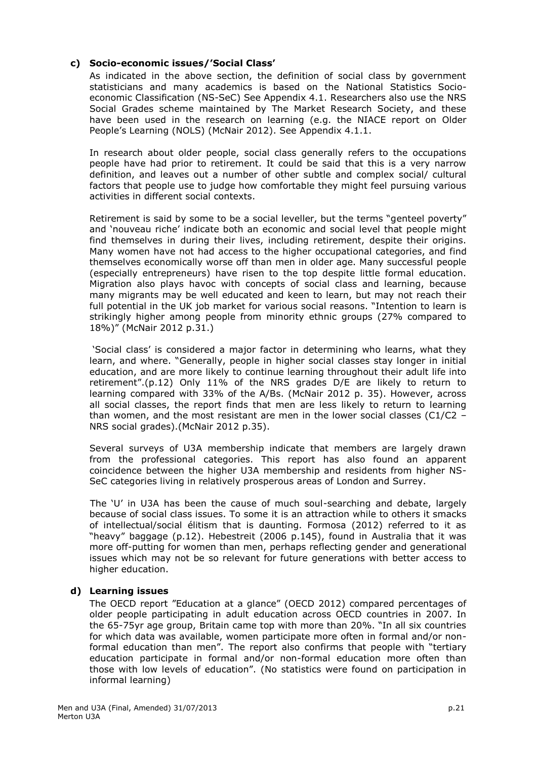### c) Socio-economic issues/'Social Class'

As indicated in the above section, the definition of social class by government statisticians and many academics is based on the National Statistics Socio-economic Classification (NS-SeC) See Appendix 4.1. Researchers also use the NRS Social Grades scheme maintained by The Market Research Society, and these have been used in the research on learning (e.g. the NIACE report on Older People's Learning (NOLS) (McNair 2012). See Appendix 4.1.1.

In research about older people, social class generally refers to the occupations people have had prior to retirement. It could be said that this is a very narrow definition, and leaves out a number of other subtle and complex social/ cultural factors that people use to judge how comfortable they might feel pursuing various activities in different social contexts.

Retirement is said by some to be a social leveller, but the terms "genteel poverty" and 'nouveau riche' indicate both an economic and social level that people might find themselves in during their lives, including retirement, despite their origins. Many women have not had access to the higher occupational categories, and find themselves economically worse off than men in older age. Many successful people (especially entrepreneurs) have risen to the top despite little formal education. Migration also plays havoc with concepts of social class and learning, because many migrants may be well educated and keen to learn, but may not reach their full potential in the UK job market for various social reasons. "Intention to learn is strikingly higher among people from minority ethnic groups (27% compared to 18%)" (McNair 2012 p.31.)

'Social class' is considered a major factor in determining who learns, what they learn, and where. "Generally, people in higher social classes stay longer in initial education, and are more likely to continue learning throughout their adult life into retirement".(p.12) Only 11% of the NRS grades D/E are likely to return to learning compared with 33% of the A/Bs. (McNair 2012 p. 35). However, across all social classes, the report finds that men are less likely to return to learning than women, and the most resistant are men in the lower social classes (C1/C2 – NRS social grades).(McNair 2012 p.35).

Several surveys of U3A membership indicate that members are largely drawn from the professional categories. This report has also found an apparent coincidence between the higher U3A membership and residents from higher NS-SeC categories living in relatively prosperous areas of London and Surrey.

The 'U' in U3A has been the cause of much soul-searching and debate, largely because of social class issues. To some it is an attraction while to others it smacks of intellectual/social élitism that is daunting. Formosa (2012) referred to it as "heavy" baggage (p.12). Hebestreit (2006 p.145), found in Australia that it was more off-putting for women than men, perhaps reflecting gender and generational issues which may not be so relevant for future generations with better access to higher education.

### d) Learning issues

The OECD report "Education at a glance" (OECD 2012) compared percentages of older people participating in adult education across OECD countries in 2007. In the 65-75yr age group, Britain came top with more than 20%. "In all six countries for which data was available, women participate more often in formal and/or non-formal education than men". The report also confirms that people with "tertiary education participate in formal and/or non-formal education more often than those with low levels of education". (No statistics were found on participation in informal learning)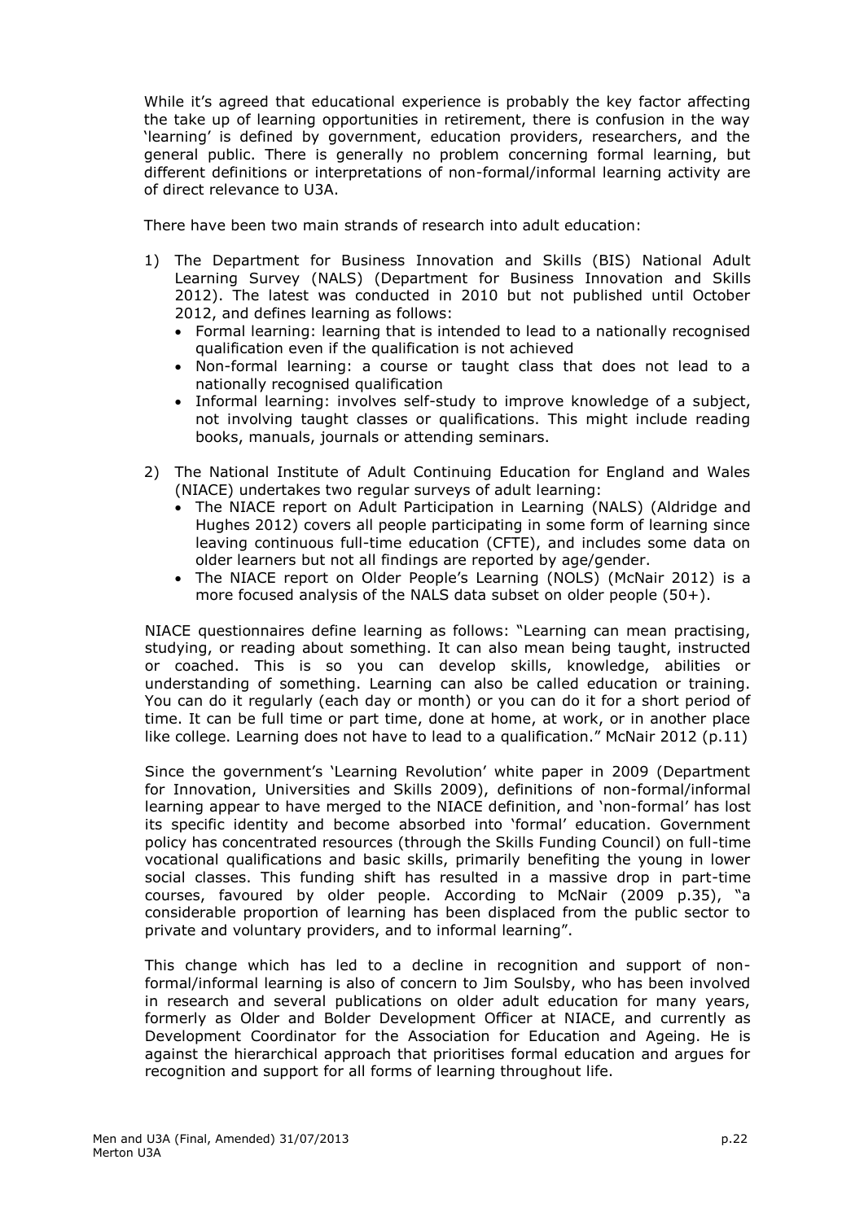While it's agreed that educational experience is probably the key factor affecting the take up of learning opportunities in retirement, there is confusion in the way 'learning' is defined by government, education providers, researchers, and the general public. There is generally no problem concerning formal learning, but different definitions or interpretations of non-formal/informal learning activity are of direct relevance to U3A.

There have been two main strands of research into adult education:

1) The Department for Business Innovation and Skills (BIS) National Adult Learning Survey (NALS) (Department for Business Innovation and Skills 2012). The latest was conducted in 2010 but not published until October 2012, and defines learning as follows:
   - Formal learning: learning that is intended to lead to a nationally recognised qualification even if the qualification is not achieved
   - Non-formal learning: a course or taught class that does not lead to a nationally recognised qualification
   - Informal learning: involves self-study to improve knowledge of a subject, not involving taught classes or qualifications. This might include reading books, manuals, journals or attending seminars.

2) The National Institute of Adult Continuing Education for England and Wales (NIACE) undertakes two regular surveys of adult learning:
   - The NIACE report on Adult Participation in Learning (NALS) (Aldridge and Hughes 2012) covers all people participating in some form of learning since leaving continuous full-time education (CFTE), and includes some data on older learners but not all findings are reported by age/gender.
   - The NIACE report on Older People's Learning (NOLS) (McNair 2012) is a more focused analysis of the NALS data subset on older people (50+).

NIACE questionnaires define learning as follows: "Learning can mean practising, studying, or reading about something. It can also mean being taught, instructed or coached. This is so you can develop skills, knowledge, abilities or understanding of something. Learning can also be called education or training. You can do it regularly (each day or month) or you can do it for a short period of time. It can be full time or part time, done at home, at work, or in another place like college. Learning does not have to lead to a qualification." McNair 2012 (p.11)

Since the government's 'Learning Revolution' white paper in 2009 (Department for Innovation, Universities and Skills 2009), definitions of non-formal/informal learning appear to have merged to the NIACE definition, and 'non-formal' has lost its specific identity and become absorbed into 'formal' education. Government policy has concentrated resources (through the Skills Funding Council) on full-time vocational qualifications and basic skills, primarily benefiting the young in lower social classes. This funding shift has resulted in a massive drop in part-time courses, favoured by older people. According to McNair (2009 p.35), "a considerable proportion of learning has been displaced from the public sector to private and voluntary providers, and to informal learning".

This change which has led to a decline in recognition and support of non-formal/informal learning is also of concern to Jim Soulsby, who has been involved in research and several publications on older adult education for many years, formerly as Older and Bolder Development Officer at NIACE, and currently as Development Coordinator for the Association for Education and Ageing. He is against the hierarchical approach that prioritises formal education and argues for recognition and support for all forms of learning throughout life.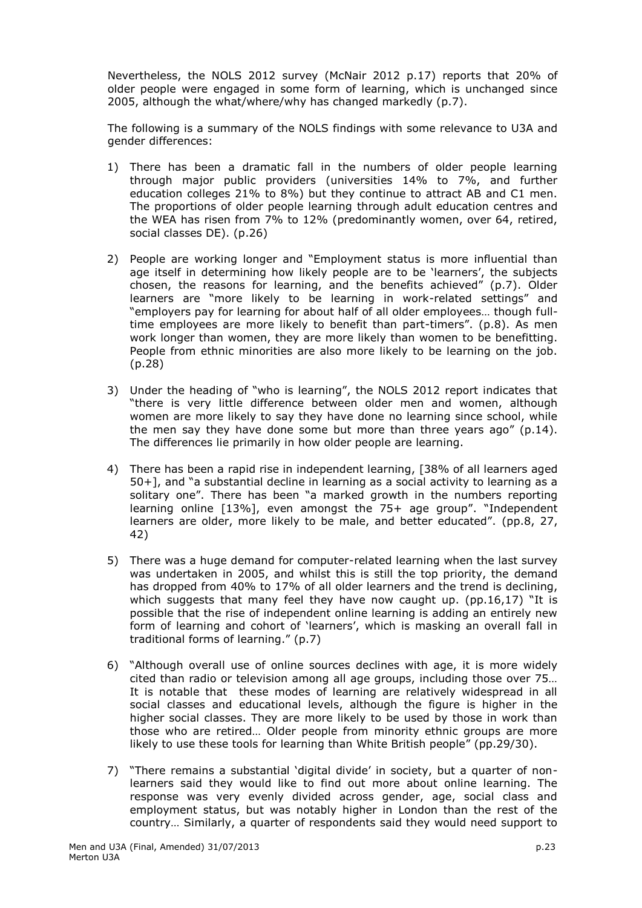Nevertheless, the NOLS 2012 survey (McNair 2012 p.17) reports that 20% of older people were engaged in some form of learning, which is unchanged since 2005, although the what/where/why has changed markedly (p.7).

The following is a summary of the NOLS findings with some relevance to U3A and gender differences:

1) There has been a dramatic fall in the numbers of older people learning through major public providers (universities 14% to 7%, and further education colleges 21% to 8%) but they continue to attract AB and C1 men. The proportions of older people learning through adult education centres and the WEA has risen from 7% to 12% (predominantly women, over 64, retired, social classes DE). (p.26)

2) People are working longer and "Employment status is more influential than age itself in determining how likely people are to be 'learners', the subjects chosen, the reasons for learning, and the benefits achieved" (p.7). Older learners are "more likely to be learning in work-related settings" and "employers pay for learning for about half of all older employees… though full-time employees are more likely to benefit than part-timers". (p.8). As men work longer than women, they are more likely than women to be benefitting. People from ethnic minorities are also more likely to be learning on the job. (p.28)

3) Under the heading of "who is learning", the NOLS 2012 report indicates that "there is very little difference between older men and women, although women are more likely to say they have done no learning since school, while the men say they have done some but more than three years ago" (p.14). The differences lie primarily in how older people are learning.

4) There has been a rapid rise in independent learning, [38% of all learners aged 50+], and "a substantial decline in learning as a social activity to learning as a solitary one". There has been "a marked growth in the numbers reporting learning online [13%], even amongst the 75+ age group". "Independent learners are older, more likely to be male, and better educated". (pp.8, 27, 42)

5) There was a huge demand for computer-related learning when the last survey was undertaken in 2005, and whilst this is still the top priority, the demand has dropped from 40% to 17% of all older learners and the trend is declining, which suggests that many feel they have now caught up. (pp.16,17) "It is possible that the rise of independent online learning is adding an entirely new form of learning and cohort of 'learners', which is masking an overall fall in traditional forms of learning." (p.7)

6) "Although overall use of online sources declines with age, it is more widely cited than radio or television among all age groups, including those over 75… It is notable that these modes of learning are relatively widespread in all social classes and educational levels, although the figure is higher in the higher social classes. They are more likely to be used by those in work than those who are retired… Older people from minority ethnic groups are more likely to use these tools for learning than White British people" (pp.29/30).

7) "There remains a substantial 'digital divide' in society, but a quarter of non-learners said they would like to find out more about online learning. The response was very evenly divided across gender, age, social class and employment status, but was notably higher in London than the rest of the country… Similarly, a quarter of respondents said they would need support to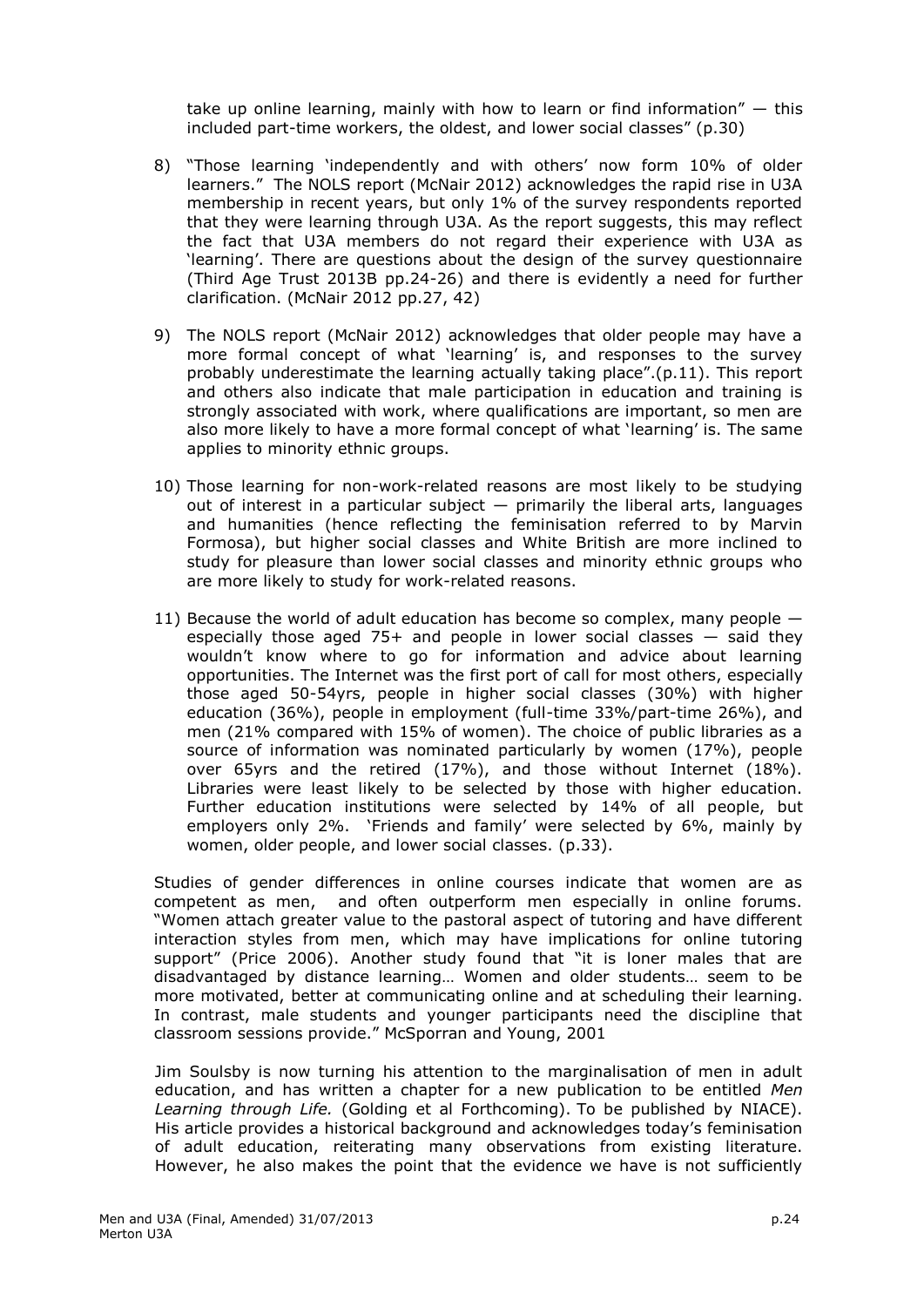take up online learning, mainly with how to learn or find information" — this included part-time workers, the oldest, and lower social classes" (p.30)

8) "Those learning 'independently and with others' now form 10% of older learners." The NOLS report (McNair 2012) acknowledges the rapid rise in U3A membership in recent years, but only 1% of the survey respondents reported that they were learning through U3A. As the report suggests, this may reflect the fact that U3A members do not regard their experience with U3A as 'learning'. There are questions about the design of the survey questionnaire (Third Age Trust 2013B pp.24-26) and there is evidently a need for further clarification. (McNair 2012 pp.27, 42)

9) The NOLS report (McNair 2012) acknowledges that older people may have a more formal concept of what 'learning' is, and responses to the survey probably underestimate the learning actually taking place".(p.11). This report and others also indicate that male participation in education and training is strongly associated with work, where qualifications are important, so men are also more likely to have a more formal concept of what 'learning' is. The same applies to minority ethnic groups.

10) Those learning for non-work-related reasons are most likely to be studying out of interest in a particular subject — primarily the liberal arts, languages and humanities (hence reflecting the feminisation referred to by Marvin Formosa), but higher social classes and White British are more inclined to study for pleasure than lower social classes and minority ethnic groups who are more likely to study for work-related reasons.

11) Because the world of adult education has become so complex, many people — especially those aged 75+ and people in lower social classes — said they wouldn't know where to go for information and advice about learning opportunities. The Internet was the first port of call for most others, especially those aged 50-54yrs, people in higher social classes (30%) with higher education (36%), people in employment (full-time 33%/part-time 26%), and men (21% compared with 15% of women). The choice of public libraries as a source of information was nominated particularly by women (17%), people over 65yrs and the retired (17%), and those without Internet (18%). Libraries were least likely to be selected by those with higher education. Further education institutions were selected by 14% of all people, but employers only 2%. 'Friends and family' were selected by 6%, mainly by women, older people, and lower social classes. (p.33).

Studies of gender differences in online courses indicate that women are as competent as men, and often outperform men especially in online forums. "Women attach greater value to the pastoral aspect of tutoring and have different interaction styles from men, which may have implications for online tutoring support" (Price 2006). Another study found that "it is loner males that are disadvantaged by distance learning… Women and older students… seem to be more motivated, better at communicating online and at scheduling their learning. In contrast, male students and younger participants need the discipline that classroom sessions provide." McSporran and Young, 2001

Jim Soulsby is now turning his attention to the marginalisation of men in adult education, and has written a chapter for a new publication to be entitled *Men Learning through Life.* (Golding et al Forthcoming). To be published by NIACE). His article provides a historical background and acknowledges today's feminisation of adult education, reiterating many observations from existing literature. However, he also makes the point that the evidence we have is not sufficiently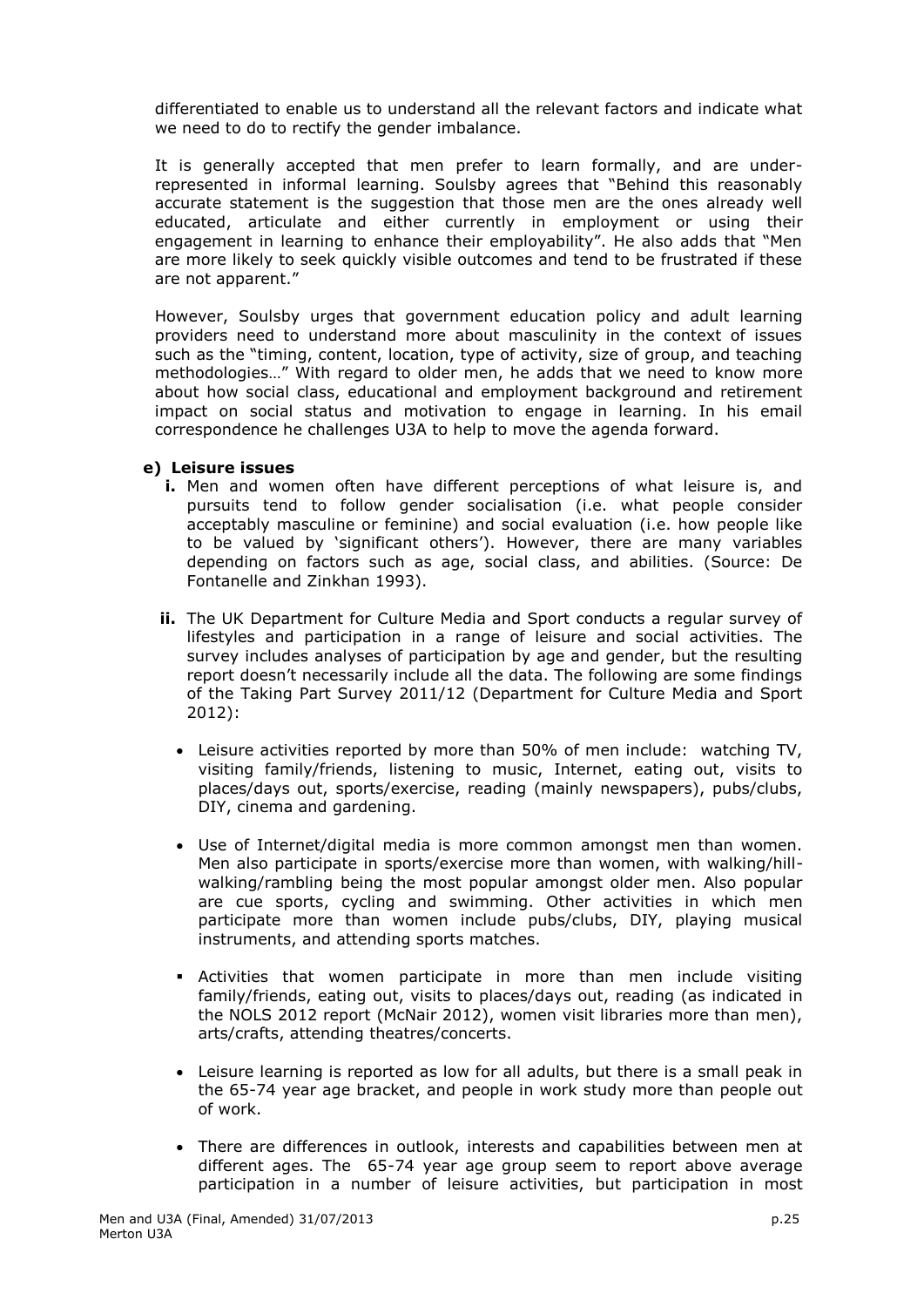differentiated to enable us to understand all the relevant factors and indicate what we need to do to rectify the gender imbalance.

It is generally accepted that men prefer to learn formally, and are under-represented in informal learning. Soulsby agrees that "Behind this reasonably accurate statement is the suggestion that those men are the ones already well educated, articulate and either currently in employment or using their engagement in learning to enhance their employability". He also adds that "Men are more likely to seek quickly visible outcomes and tend to be frustrated if these are not apparent."

However, Soulsby urges that government education policy and adult learning providers need to understand more about masculinity in the context of issues such as the "timing, content, location, type of activity, size of group, and teaching methodologies…" With regard to older men, he adds that we need to know more about how social class, educational and employment background and retirement impact on social status and motivation to engage in learning. In his email correspondence he challenges U3A to help to move the agenda forward.

**e) Leisure issues**

**i.** Men and women often have different perceptions of what leisure is, and pursuits tend to follow gender socialisation (i.e. what people consider acceptably masculine or feminine) and social evaluation (i.e. how people like to be valued by 'significant others'). However, there are many variables depending on factors such as age, social class, and abilities. (Source: De Fontanelle and Zinkhan 1993).

**ii.** The UK Department for Culture Media and Sport conducts a regular survey of lifestyles and participation in a range of leisure and social activities. The survey includes analyses of participation by age and gender, but the resulting report doesn't necessarily include all the data. The following are some findings of the Taking Part Survey 2011/12 (Department for Culture Media and Sport 2012):

- Leisure activities reported by more than 50% of men include: watching TV, visiting family/friends, listening to music, Internet, eating out, visits to places/days out, sports/exercise, reading (mainly newspapers), pubs/clubs, DIY, cinema and gardening.
- Use of Internet/digital media is more common amongst men than women. Men also participate in sports/exercise more than women, with walking/hill-walking/rambling being the most popular amongst older men. Also popular are cue sports, cycling and swimming. Other activities in which men participate more than women include pubs/clubs, DIY, playing musical instruments, and attending sports matches.
- Activities that women participate in more than men include visiting family/friends, eating out, visits to places/days out, reading (as indicated in the NOLS 2012 report (McNair 2012), women visit libraries more than men), arts/crafts, attending theatres/concerts.
- Leisure learning is reported as low for all adults, but there is a small peak in the 65-74 year age bracket, and people in work study more than people out of work.
- There are differences in outlook, interests and capabilities between men at different ages. The 65-74 year age group seem to report above average participation in a number of leisure activities, but participation in most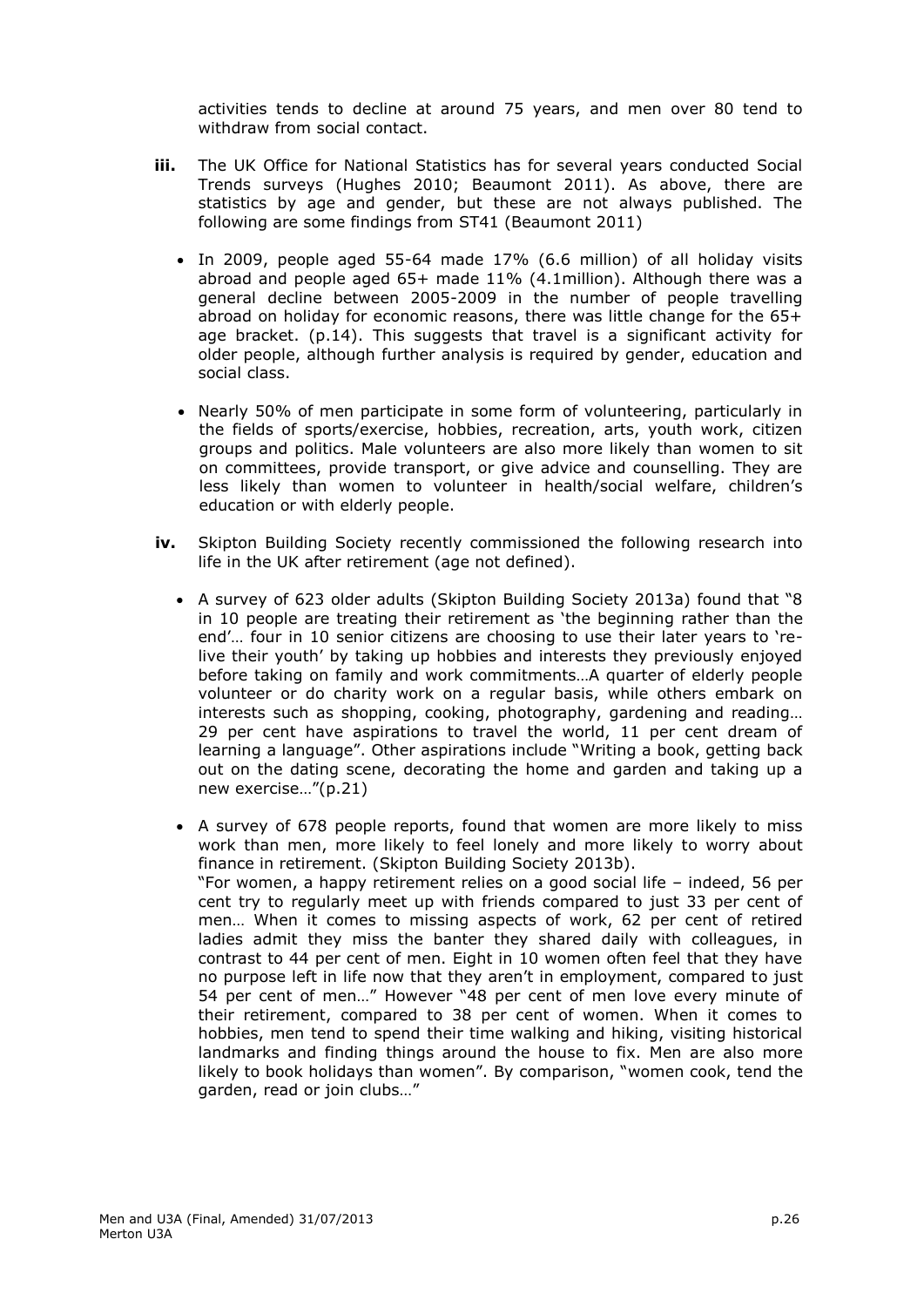activities tends to decline at around 75 years, and men over 80 tend to withdraw from social contact.

**iii.** The UK Office for National Statistics has for several years conducted Social Trends surveys (Hughes 2010; Beaumont 2011). As above, there are statistics by age and gender, but these are not always published. The following are some findings from ST41 (Beaumont 2011)

- In 2009, people aged 55-64 made 17% (6.6 million) of all holiday visits abroad and people aged 65+ made 11% (4.1million). Although there was a general decline between 2005-2009 in the number of people travelling abroad on holiday for economic reasons, there was little change for the 65+ age bracket. (p.14). This suggests that travel is a significant activity for older people, although further analysis is required by gender, education and social class.

- Nearly 50% of men participate in some form of volunteering, particularly in the fields of sports/exercise, hobbies, recreation, arts, youth work, citizen groups and politics. Male volunteers are also more likely than women to sit on committees, provide transport, or give advice and counselling. They are less likely than women to volunteer in health/social welfare, children's education or with elderly people.

**iv.** Skipton Building Society recently commissioned the following research into life in the UK after retirement (age not defined).

- A survey of 623 older adults (Skipton Building Society 2013a) found that "8 in 10 people are treating their retirement as 'the beginning rather than the end'… four in 10 senior citizens are choosing to use their later years to 're-live their youth' by taking up hobbies and interests they previously enjoyed before taking on family and work commitments…A quarter of elderly people volunteer or do charity work on a regular basis, while others embark on interests such as shopping, cooking, photography, gardening and reading… 29 per cent have aspirations to travel the world, 11 per cent dream of learning a language". Other aspirations include "Writing a book, getting back out on the dating scene, decorating the home and garden and taking up a new exercise…"(p.21)

- A survey of 678 people reports, found that women are more likely to miss work than men, more likely to feel lonely and more likely to worry about finance in retirement. (Skipton Building Society 2013b).
  "For women, a happy retirement relies on a good social life – indeed, 56 per cent try to regularly meet up with friends compared to just 33 per cent of men… When it comes to missing aspects of work, 62 per cent of retired ladies admit they miss the banter they shared daily with colleagues, in contrast to 44 per cent of men. Eight in 10 women often feel that they have no purpose left in life now that they aren't in employment, compared to just 54 per cent of men…" However "48 per cent of men love every minute of their retirement, compared to 38 per cent of women. When it comes to hobbies, men tend to spend their time walking and hiking, visiting historical landmarks and finding things around the house to fix. Men are also more likely to book holidays than women". By comparison, "women cook, tend the garden, read or join clubs…"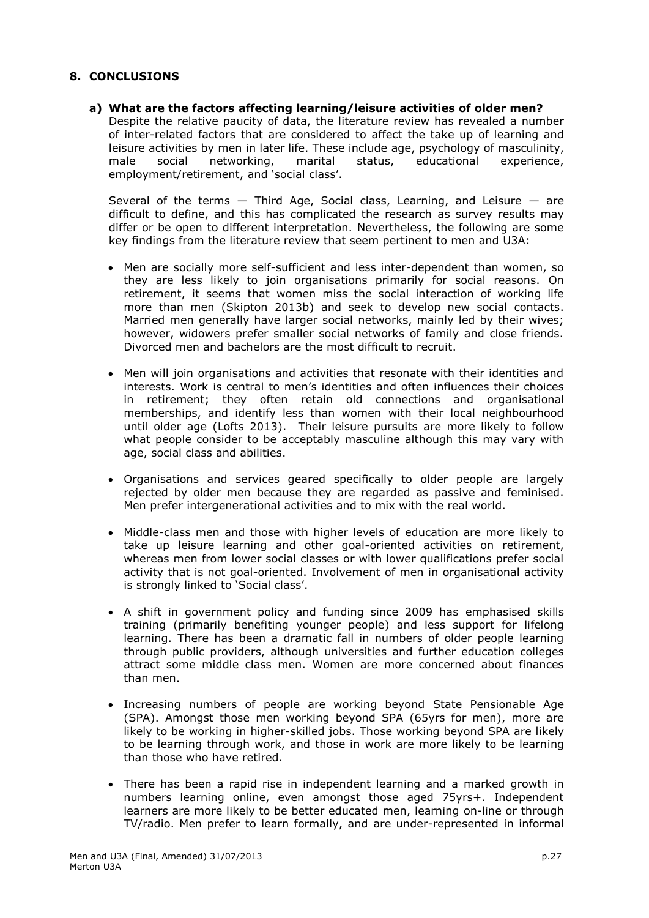## 8. CONCLUSIONS

### a) What are the factors affecting learning/leisure activities of older men?

Despite the relative paucity of data, the literature review has revealed a number of inter-related factors that are considered to affect the take up of learning and leisure activities by men in later life. These include age, psychology of masculinity, male social networking, marital status, educational experience, employment/retirement, and 'social class'.

Several of the terms — Third Age, Social class, Learning, and Leisure — are difficult to define, and this has complicated the research as survey results may differ or be open to different interpretation. Nevertheless, the following are some key findings from the literature review that seem pertinent to men and U3A:

- Men are socially more self-sufficient and less inter-dependent than women, so they are less likely to join organisations primarily for social reasons. On retirement, it seems that women miss the social interaction of working life more than men (Skipton 2013b) and seek to develop new social contacts. Married men generally have larger social networks, mainly led by their wives; however, widowers prefer smaller social networks of family and close friends. Divorced men and bachelors are the most difficult to recruit.
- Men will join organisations and activities that resonate with their identities and interests. Work is central to men's identities and often influences their choices in retirement; they often retain old connections and organisational memberships, and identify less than women with their local neighbourhood until older age (Lofts 2013). Their leisure pursuits are more likely to follow what people consider to be acceptably masculine although this may vary with age, social class and abilities.
- Organisations and services geared specifically to older people are largely rejected by older men because they are regarded as passive and feminised. Men prefer intergenerational activities and to mix with the real world.
- Middle-class men and those with higher levels of education are more likely to take up leisure learning and other goal-oriented activities on retirement, whereas men from lower social classes or with lower qualifications prefer social activity that is not goal-oriented. Involvement of men in organisational activity is strongly linked to 'Social class'.
- A shift in government policy and funding since 2009 has emphasised skills training (primarily benefiting younger people) and less support for lifelong learning. There has been a dramatic fall in numbers of older people learning through public providers, although universities and further education colleges attract some middle class men. Women are more concerned about finances than men.
- Increasing numbers of people are working beyond State Pensionable Age (SPA). Amongst those men working beyond SPA (65yrs for men), more are likely to be working in higher-skilled jobs. Those working beyond SPA are likely to be learning through work, and those in work are more likely to be learning than those who have retired.
- There has been a rapid rise in independent learning and a marked growth in numbers learning online, even amongst those aged 75yrs+. Independent learners are more likely to be better educated men, learning on-line or through TV/radio. Men prefer to learn formally, and are under-represented in informal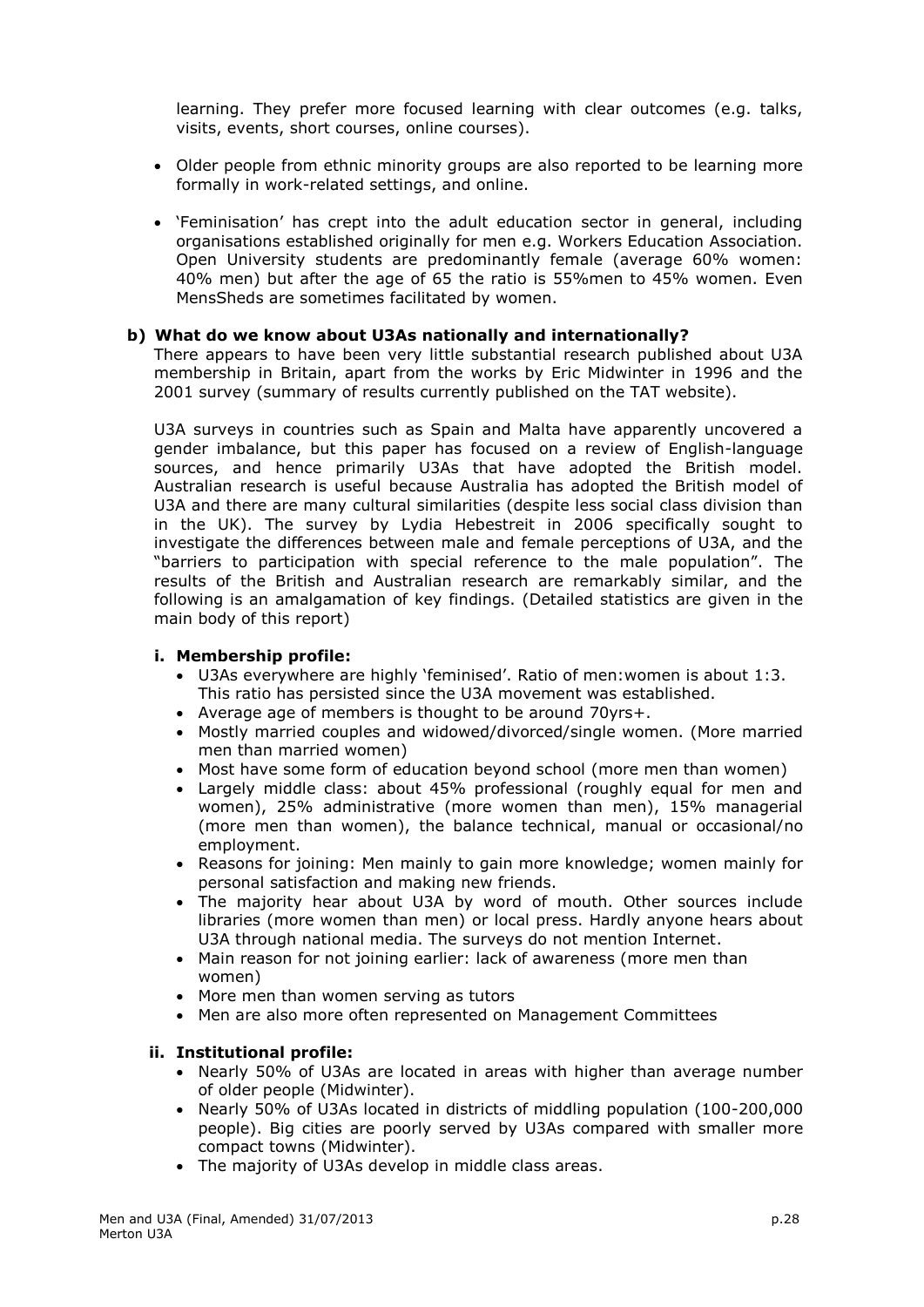learning. They prefer more focused learning with clear outcomes (e.g. talks, visits, events, short courses, online courses).

- Older people from ethnic minority groups are also reported to be learning more formally in work-related settings, and online.
- 'Feminisation' has crept into the adult education sector in general, including organisations established originally for men e.g. Workers Education Association. Open University students are predominantly female (average 60% women: 40% men) but after the age of 65 the ratio is 55%men to 45% women. Even MensSheds are sometimes facilitated by women.

### b) What do we know about U3As nationally and internationally?

There appears to have been very little substantial research published about U3A membership in Britain, apart from the works by Eric Midwinter in 1996 and the 2001 survey (summary of results currently published on the TAT website).

U3A surveys in countries such as Spain and Malta have apparently uncovered a gender imbalance, but this paper has focused on a review of English-language sources, and hence primarily U3As that have adopted the British model. Australian research is useful because Australia has adopted the British model of U3A and there are many cultural similarities (despite less social class division than in the UK). The survey by Lydia Hebestreit in 2006 specifically sought to investigate the differences between male and female perceptions of U3A, and the "barriers to participation with special reference to the male population". The results of the British and Australian research are remarkably similar, and the following is an amalgamation of key findings. (Detailed statistics are given in the main body of this report)

#### i. Membership profile:

- U3As everywhere are highly 'feminised'. Ratio of men:women is about 1:3. This ratio has persisted since the U3A movement was established.
- Average age of members is thought to be around 70yrs+.
- Mostly married couples and widowed/divorced/single women. (More married men than married women)
- Most have some form of education beyond school (more men than women)
- Largely middle class: about 45% professional (roughly equal for men and women), 25% administrative (more women than men), 15% managerial (more men than women), the balance technical, manual or occasional/no employment.
- Reasons for joining: Men mainly to gain more knowledge; women mainly for personal satisfaction and making new friends.
- The majority hear about U3A by word of mouth. Other sources include libraries (more women than men) or local press. Hardly anyone hears about U3A through national media. The surveys do not mention Internet.
- Main reason for not joining earlier: lack of awareness (more men than women)
- More men than women serving as tutors
- Men are also more often represented on Management Committees

#### ii. Institutional profile:

- Nearly 50% of U3As are located in areas with higher than average number of older people (Midwinter).
- Nearly 50% of U3As located in districts of middling population (100-200,000 people). Big cities are poorly served by U3As compared with smaller more compact towns (Midwinter).
- The majority of U3As develop in middle class areas.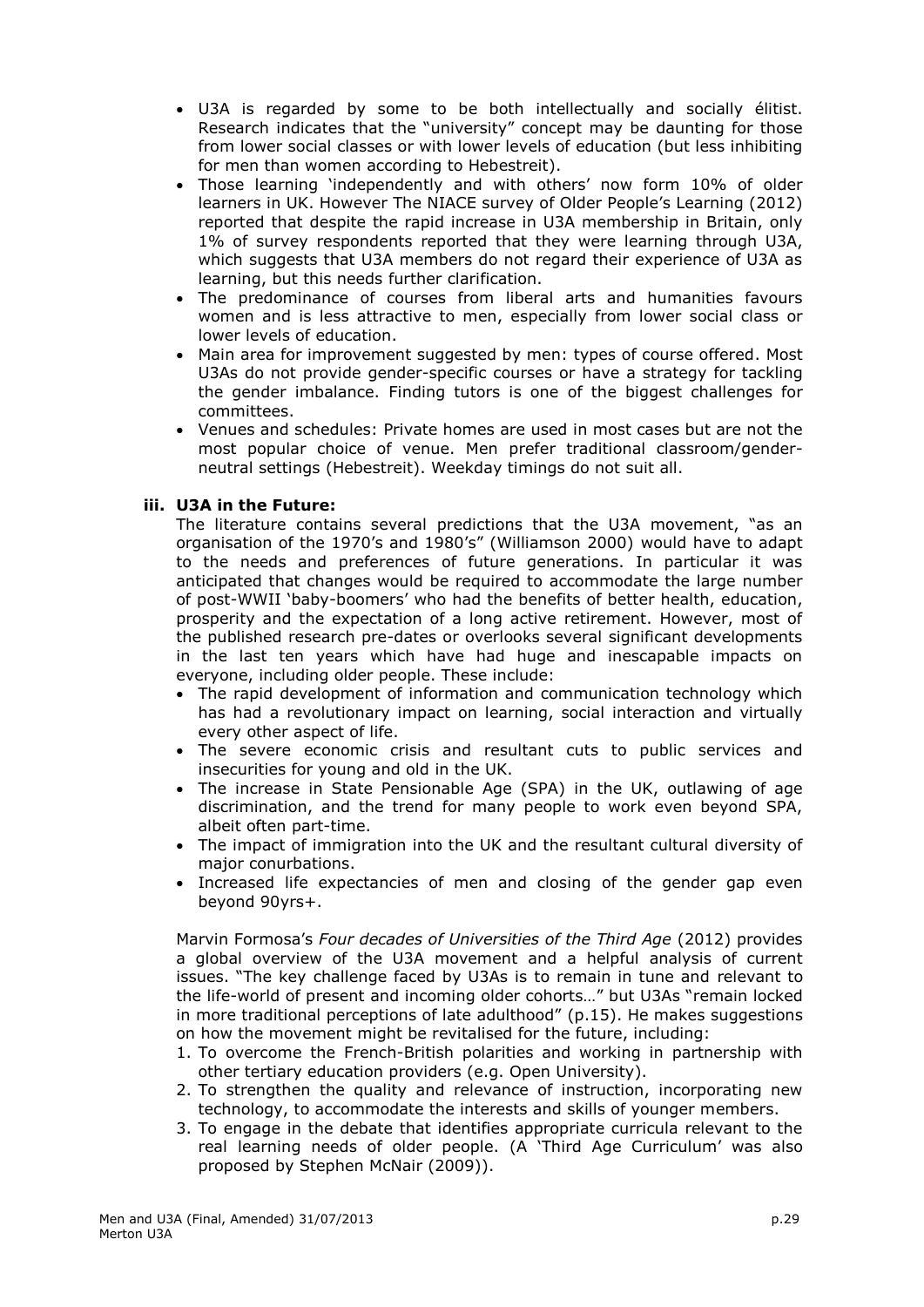- U3A is regarded by some to be both intellectually and socially élitist. Research indicates that the "university" concept may be daunting for those from lower social classes or with lower levels of education (but less inhibiting for men than women according to Hebestreit).
- Those learning 'independently and with others' now form 10% of older learners in UK. However The NIACE survey of Older People's Learning (2012) reported that despite the rapid increase in U3A membership in Britain, only 1% of survey respondents reported that they were learning through U3A, which suggests that U3A members do not regard their experience of U3A as learning, but this needs further clarification.
- The predominance of courses from liberal arts and humanities favours women and is less attractive to men, especially from lower social class or lower levels of education.
- Main area for improvement suggested by men: types of course offered. Most U3As do not provide gender-specific courses or have a strategy for tackling the gender imbalance. Finding tutors is one of the biggest challenges for committees.
- Venues and schedules: Private homes are used in most cases but are not the most popular choice of venue. Men prefer traditional classroom/gender-neutral settings (Hebestreit). Weekday timings do not suit all.

### iii. U3A in the Future:

The literature contains several predictions that the U3A movement, "as an organisation of the 1970's and 1980's" (Williamson 2000) would have to adapt to the needs and preferences of future generations. In particular it was anticipated that changes would be required to accommodate the large number of post-WWII 'baby-boomers' who had the benefits of better health, education, prosperity and the expectation of a long active retirement. However, most of the published research pre-dates or overlooks several significant developments in the last ten years which have had huge and inescapable impacts on everyone, including older people. These include:

- The rapid development of information and communication technology which has had a revolutionary impact on learning, social interaction and virtually every other aspect of life.
- The severe economic crisis and resultant cuts to public services and insecurities for young and old in the UK.
- The increase in State Pensionable Age (SPA) in the UK, outlawing of age discrimination, and the trend for many people to work even beyond SPA, albeit often part-time.
- The impact of immigration into the UK and the resultant cultural diversity of major conurbations.
- Increased life expectancies of men and closing of the gender gap even beyond 90yrs+.

Marvin Formosa's *Four decades of Universities of the Third Age* (2012) provides a global overview of the U3A movement and a helpful analysis of current issues. "The key challenge faced by U3As is to remain in tune and relevant to the life-world of present and incoming older cohorts…" but U3As "remain locked in more traditional perceptions of late adulthood" (p.15). He makes suggestions on how the movement might be revitalised for the future, including:

1. To overcome the French-British polarities and working in partnership with other tertiary education providers (e.g. Open University).
2. To strengthen the quality and relevance of instruction, incorporating new technology, to accommodate the interests and skills of younger members.
3. To engage in the debate that identifies appropriate curricula relevant to the real learning needs of older people. (A 'Third Age Curriculum' was also proposed by Stephen McNair (2009)).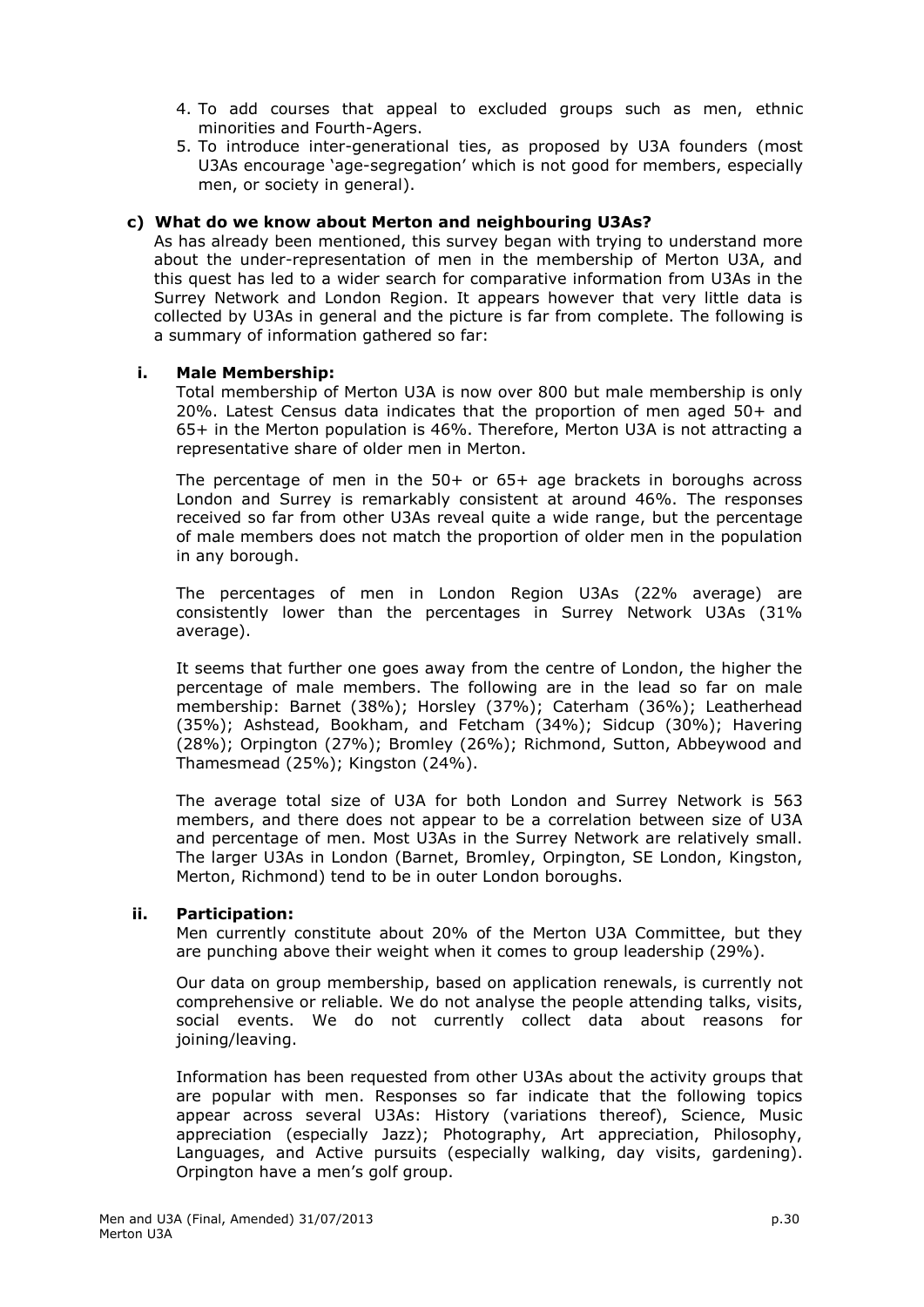4. To add courses that appeal to excluded groups such as men, ethnic minorities and Fourth-Agers.
5. To introduce inter-generational ties, as proposed by U3A founders (most U3As encourage 'age-segregation' which is not good for members, especially men, or society in general).

### c) What do we know about Merton and neighbouring U3As?

As has already been mentioned, this survey began with trying to understand more about the under-representation of men in the membership of Merton U3A, and this quest has led to a wider search for comparative information from U3As in the Surrey Network and London Region. It appears however that very little data is collected by U3As in general and the picture is far from complete. The following is a summary of information gathered so far:

#### i. Male Membership:

Total membership of Merton U3A is now over 800 but male membership is only 20%. Latest Census data indicates that the proportion of men aged 50+ and 65+ in the Merton population is 46%. Therefore, Merton U3A is not attracting a representative share of older men in Merton.

The percentage of men in the 50+ or 65+ age brackets in boroughs across London and Surrey is remarkably consistent at around 46%. The responses received so far from other U3As reveal quite a wide range, but the percentage of male members does not match the proportion of older men in the population in any borough.

The percentages of men in London Region U3As (22% average) are consistently lower than the percentages in Surrey Network U3As (31% average).

It seems that further one goes away from the centre of London, the higher the percentage of male members. The following are in the lead so far on male membership: Barnet (38%); Horsley (37%); Caterham (36%); Leatherhead (35%); Ashstead, Bookham, and Fetcham (34%); Sidcup (30%); Havering (28%); Orpington (27%); Bromley (26%); Richmond, Sutton, Abbeywood and Thamesmead (25%); Kingston (24%).

The average total size of U3A for both London and Surrey Network is 563 members, and there does not appear to be a correlation between size of U3A and percentage of men. Most U3As in the Surrey Network are relatively small. The larger U3As in London (Barnet, Bromley, Orpington, SE London, Kingston, Merton, Richmond) tend to be in outer London boroughs.

#### ii. Participation:

Men currently constitute about 20% of the Merton U3A Committee, but they are punching above their weight when it comes to group leadership (29%).

Our data on group membership, based on application renewals, is currently not comprehensive or reliable. We do not analyse the people attending talks, visits, social events. We do not currently collect data about reasons for joining/leaving.

Information has been requested from other U3As about the activity groups that are popular with men. Responses so far indicate that the following topics appear across several U3As: History (variations thereof), Science, Music appreciation (especially Jazz); Photography, Art appreciation, Philosophy, Languages, and Active pursuits (especially walking, day visits, gardening). Orpington have a men's golf group.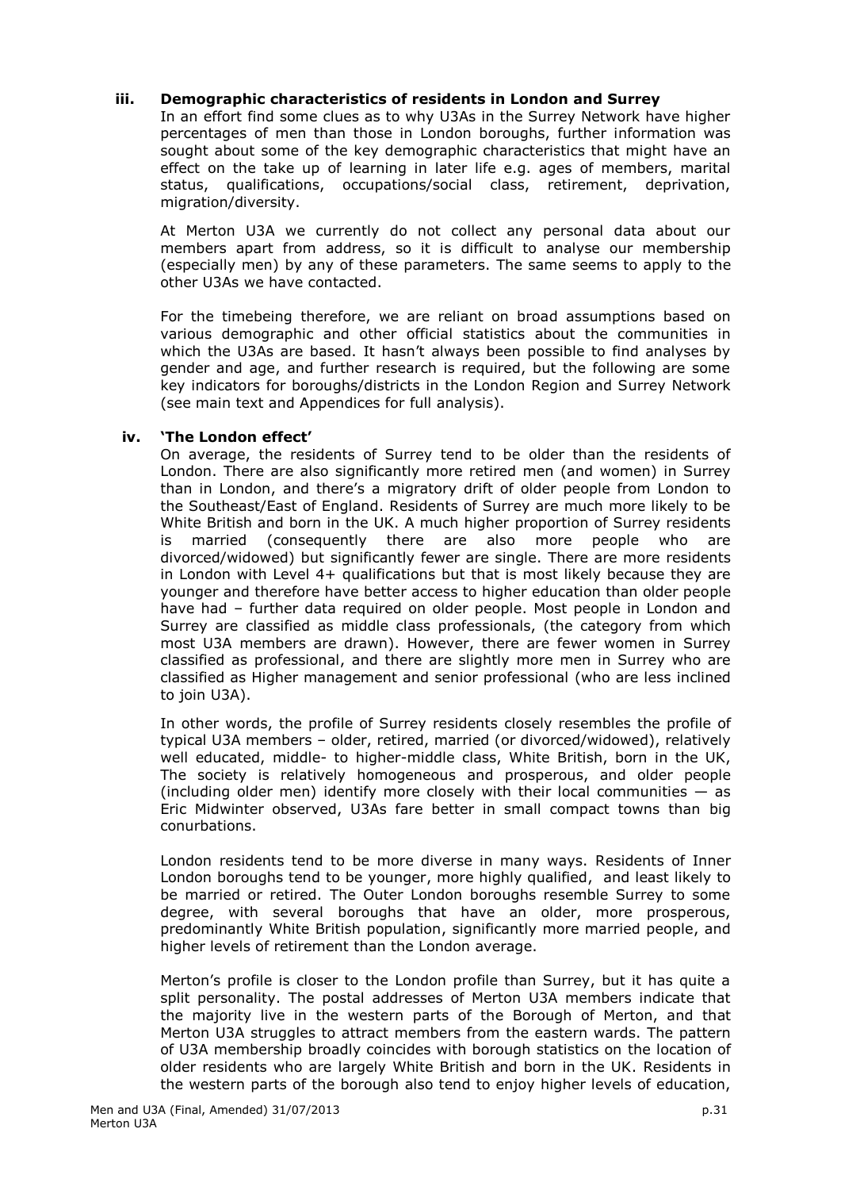### iii. Demographic characteristics of residents in London and Surrey

In an effort find some clues as to why U3As in the Surrey Network have higher percentages of men than those in London boroughs, further information was sought about some of the key demographic characteristics that might have an effect on the take up of learning in later life e.g. ages of members, marital status, qualifications, occupations/social class, retirement, deprivation, migration/diversity.

At Merton U3A we currently do not collect any personal data about our members apart from address, so it is difficult to analyse our membership (especially men) by any of these parameters. The same seems to apply to the other U3As we have contacted.

For the timebeing therefore, we are reliant on broad assumptions based on various demographic and other official statistics about the communities in which the U3As are based. It hasn't always been possible to find analyses by gender and age, and further research is required, but the following are some key indicators for boroughs/districts in the London Region and Surrey Network (see main text and Appendices for full analysis).

### iv. 'The London effect'

On average, the residents of Surrey tend to be older than the residents of London. There are also significantly more retired men (and women) in Surrey than in London, and there's a migratory drift of older people from London to the Southeast/East of England. Residents of Surrey are much more likely to be White British and born in the UK. A much higher proportion of Surrey residents is married (consequently there are also more people who are divorced/widowed) but significantly fewer are single. There are more residents in London with Level 4+ qualifications but that is most likely because they are younger and therefore have better access to higher education than older people have had – further data required on older people. Most people in London and Surrey are classified as middle class professionals, (the category from which most U3A members are drawn). However, there are fewer women in Surrey classified as professional, and there are slightly more men in Surrey who are classified as Higher management and senior professional (who are less inclined to join U3A).

In other words, the profile of Surrey residents closely resembles the profile of typical U3A members – older, retired, married (or divorced/widowed), relatively well educated, middle- to higher-middle class, White British, born in the UK, The society is relatively homogeneous and prosperous, and older people (including older men) identify more closely with their local communities — as Eric Midwinter observed, U3As fare better in small compact towns than big conurbations.

London residents tend to be more diverse in many ways. Residents of Inner London boroughs tend to be younger, more highly qualified, and least likely to be married or retired. The Outer London boroughs resemble Surrey to some degree, with several boroughs that have an older, more prosperous, predominantly White British population, significantly more married people, and higher levels of retirement than the London average.

Merton's profile is closer to the London profile than Surrey, but it has quite a split personality. The postal addresses of Merton U3A members indicate that the majority live in the western parts of the Borough of Merton, and that Merton U3A struggles to attract members from the eastern wards. The pattern of U3A membership broadly coincides with borough statistics on the location of older residents who are largely White British and born in the UK. Residents in the western parts of the borough also tend to enjoy higher levels of education,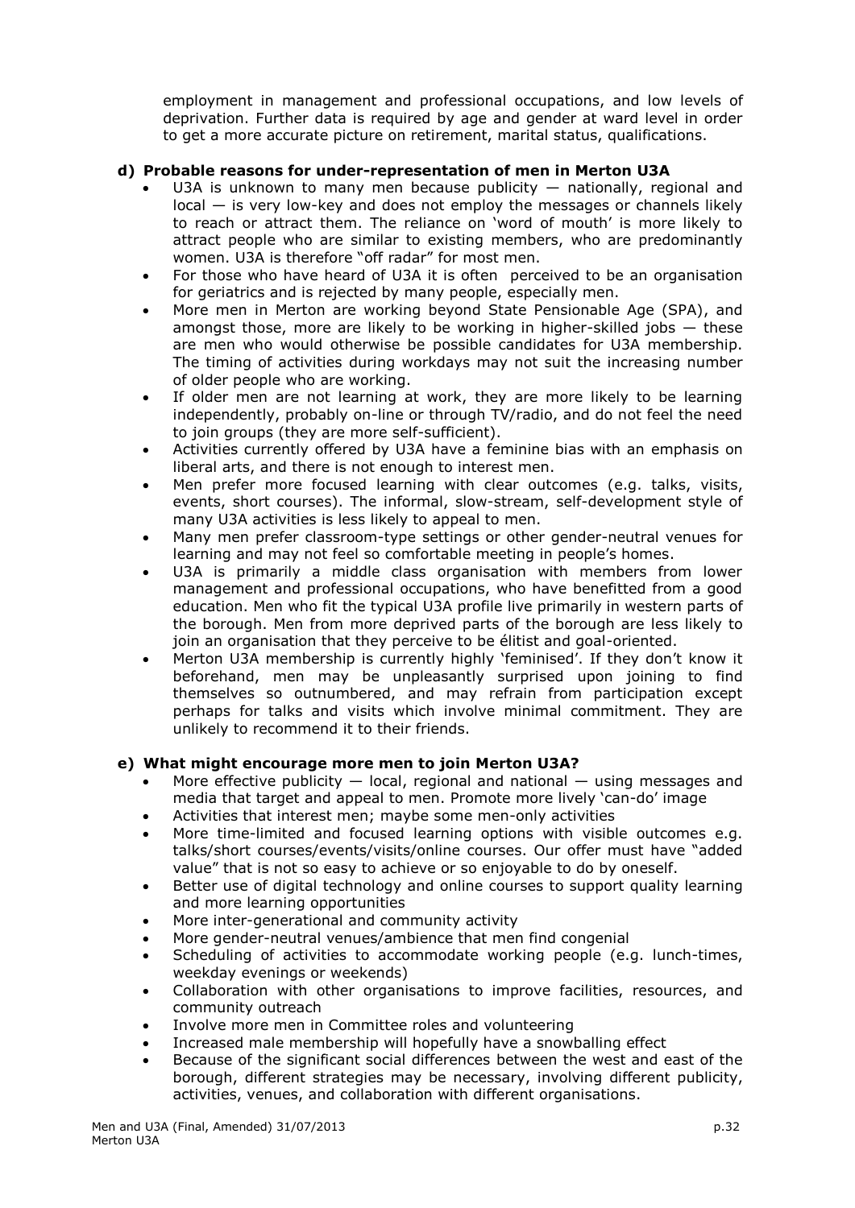employment in management and professional occupations, and low levels of deprivation. Further data is required by age and gender at ward level in order to get a more accurate picture on retirement, marital status, qualifications.

**d) Probable reasons for under-representation of men in Merton U3A**

- U3A is unknown to many men because publicity — nationally, regional and local — is very low-key and does not employ the messages or channels likely to reach or attract them. The reliance on 'word of mouth' is more likely to attract people who are similar to existing members, who are predominantly women. U3A is therefore "off radar" for most men.
- For those who have heard of U3A it is often perceived to be an organisation for geriatrics and is rejected by many people, especially men.
- More men in Merton are working beyond State Pensionable Age (SPA), and amongst those, more are likely to be working in higher-skilled jobs — these are men who would otherwise be possible candidates for U3A membership. The timing of activities during workdays may not suit the increasing number of older people who are working.
- If older men are not learning at work, they are more likely to be learning independently, probably on-line or through TV/radio, and do not feel the need to join groups (they are more self-sufficient).
- Activities currently offered by U3A have a feminine bias with an emphasis on liberal arts, and there is not enough to interest men.
- Men prefer more focused learning with clear outcomes (e.g. talks, visits, events, short courses). The informal, slow-stream, self-development style of many U3A activities is less likely to appeal to men.
- Many men prefer classroom-type settings or other gender-neutral venues for learning and may not feel so comfortable meeting in people's homes.
- U3A is primarily a middle class organisation with members from lower management and professional occupations, who have benefitted from a good education. Men who fit the typical U3A profile live primarily in western parts of the borough. Men from more deprived parts of the borough are less likely to join an organisation that they perceive to be élitist and goal-oriented.
- Merton U3A membership is currently highly 'feminised'. If they don't know it beforehand, men may be unpleasantly surprised upon joining to find themselves so outnumbered, and may refrain from participation except perhaps for talks and visits which involve minimal commitment. They are unlikely to recommend it to their friends.

**e) What might encourage more men to join Merton U3A?**

- More effective publicity — local, regional and national — using messages and media that target and appeal to men. Promote more lively 'can-do' image
- Activities that interest men; maybe some men-only activities
- More time-limited and focused learning options with visible outcomes e.g. talks/short courses/events/visits/online courses. Our offer must have "added value" that is not so easy to achieve or so enjoyable to do by oneself.
- Better use of digital technology and online courses to support quality learning and more learning opportunities
- More inter-generational and community activity
- More gender-neutral venues/ambience that men find congenial
- Scheduling of activities to accommodate working people (e.g. lunch-times, weekday evenings or weekends)
- Collaboration with other organisations to improve facilities, resources, and community outreach
- Involve more men in Committee roles and volunteering
- Increased male membership will hopefully have a snowballing effect
- Because of the significant social differences between the west and east of the borough, different strategies may be necessary, involving different publicity, activities, venues, and collaboration with different organisations.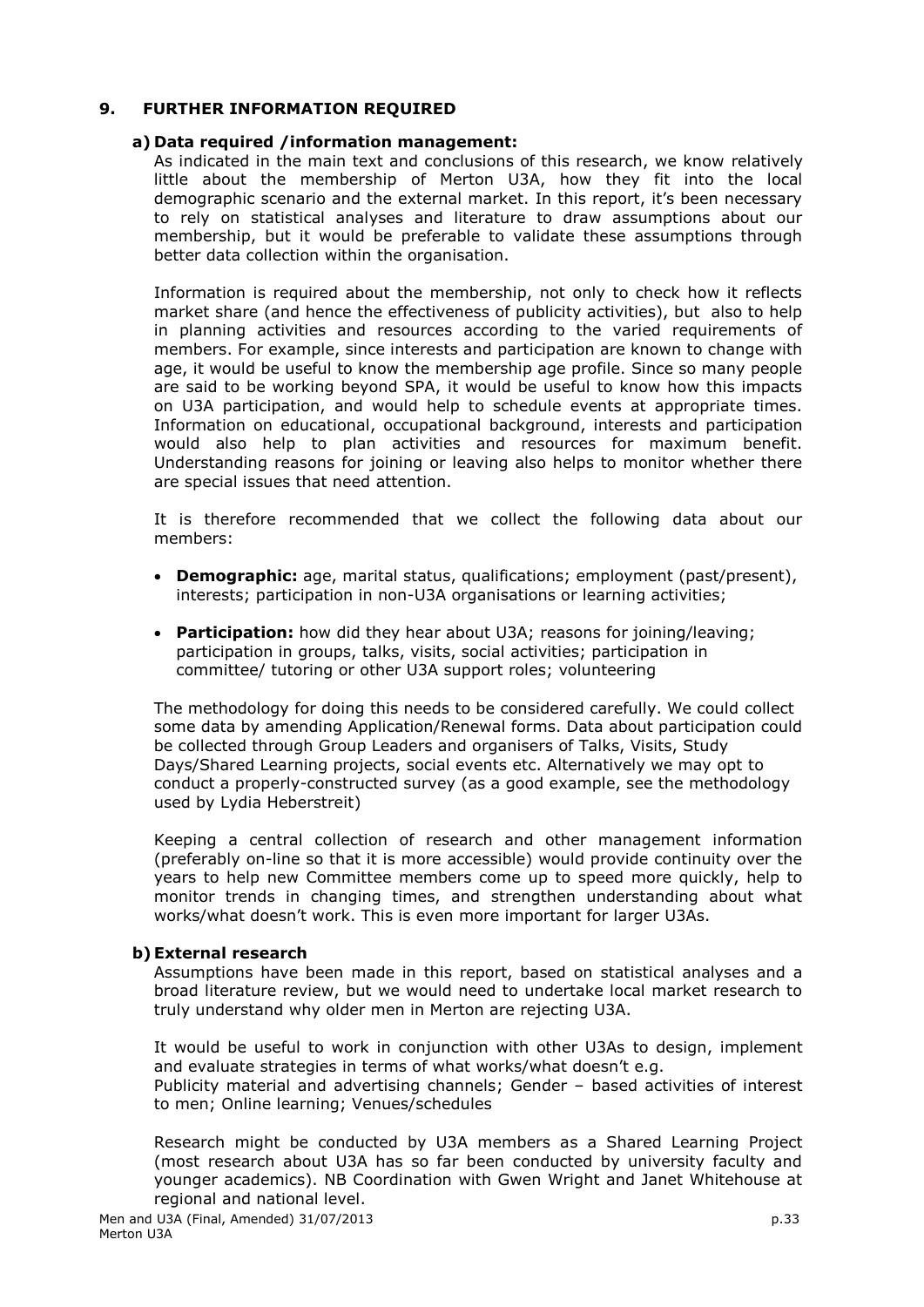## 9. FURTHER INFORMATION REQUIRED

### a) Data required /information management:

As indicated in the main text and conclusions of this research, we know relatively little about the membership of Merton U3A, how they fit into the local demographic scenario and the external market. In this report, it's been necessary to rely on statistical analyses and literature to draw assumptions about our membership, but it would be preferable to validate these assumptions through better data collection within the organisation.

Information is required about the membership, not only to check how it reflects market share (and hence the effectiveness of publicity activities), but also to help in planning activities and resources according to the varied requirements of members. For example, since interests and participation are known to change with age, it would be useful to know the membership age profile. Since so many people are said to be working beyond SPA, it would be useful to know how this impacts on U3A participation, and would help to schedule events at appropriate times. Information on educational, occupational background, interests and participation would also help to plan activities and resources for maximum benefit. Understanding reasons for joining or leaving also helps to monitor whether there are special issues that need attention.

It is therefore recommended that we collect the following data about our members:

- **Demographic:** age, marital status, qualifications; employment (past/present), interests; participation in non-U3A organisations or learning activities;
- **Participation:** how did they hear about U3A; reasons for joining/leaving; participation in groups, talks, visits, social activities; participation in committee/ tutoring or other U3A support roles; volunteering

The methodology for doing this needs to be considered carefully. We could collect some data by amending Application/Renewal forms. Data about participation could be collected through Group Leaders and organisers of Talks, Visits, Study Days/Shared Learning projects, social events etc. Alternatively we may opt to conduct a properly-constructed survey (as a good example, see the methodology used by Lydia Heberstreit)

Keeping a central collection of research and other management information (preferably on-line so that it is more accessible) would provide continuity over the years to help new Committee members come up to speed more quickly, help to monitor trends in changing times, and strengthen understanding about what works/what doesn't work. This is even more important for larger U3As.

### b) External research

Assumptions have been made in this report, based on statistical analyses and a broad literature review, but we would need to undertake local market research to truly understand why older men in Merton are rejecting U3A.

It would be useful to work in conjunction with other U3As to design, implement and evaluate strategies in terms of what works/what doesn't e.g.
Publicity material and advertising channels; Gender – based activities of interest to men; Online learning; Venues/schedules

Research might be conducted by U3A members as a Shared Learning Project (most research about U3A has so far been conducted by university faculty and younger academics). NB Coordination with Gwen Wright and Janet Whitehouse at regional and national level.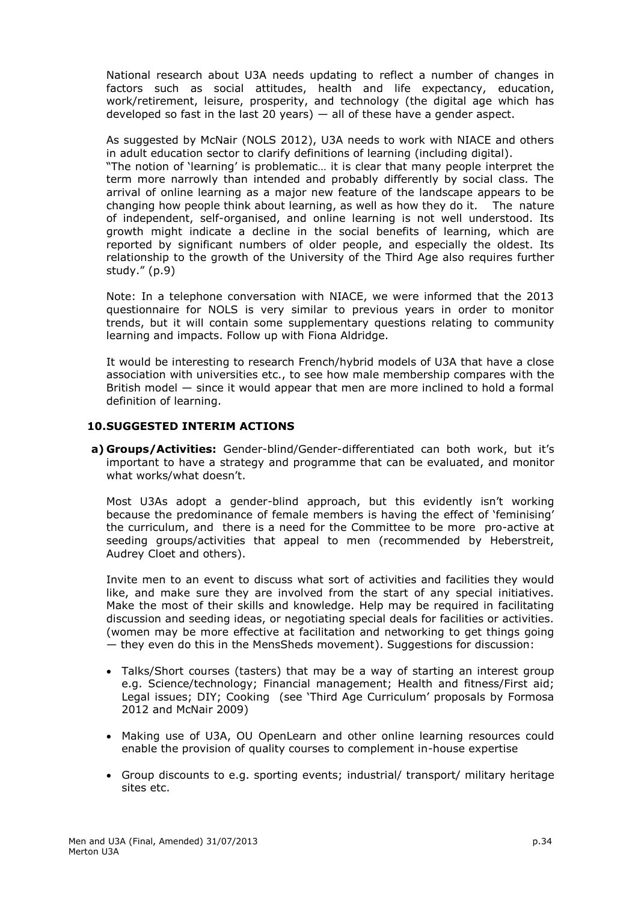National research about U3A needs updating to reflect a number of changes in factors such as social attitudes, health and life expectancy, education, work/retirement, leisure, prosperity, and technology (the digital age which has developed so fast in the last 20 years) — all of these have a gender aspect.

As suggested by McNair (NOLS 2012), U3A needs to work with NIACE and others in adult education sector to clarify definitions of learning (including digital).
"The notion of 'learning' is problematic… it is clear that many people interpret the term more narrowly than intended and probably differently by social class. The arrival of online learning as a major new feature of the landscape appears to be changing how people think about learning, as well as how they do it. The nature of independent, self-organised, and online learning is not well understood. Its growth might indicate a decline in the social benefits of learning, which are reported by significant numbers of older people, and especially the oldest. Its relationship to the growth of the University of the Third Age also requires further study." (p.9)

Note: In a telephone conversation with NIACE, we were informed that the 2013 questionnaire for NOLS is very similar to previous years in order to monitor trends, but it will contain some supplementary questions relating to community learning and impacts. Follow up with Fiona Aldridge.

It would be interesting to research French/hybrid models of U3A that have a close association with universities etc., to see how male membership compares with the British model — since it would appear that men are more inclined to hold a formal definition of learning.

## 10. SUGGESTED INTERIM ACTIONS

**a) Groups/Activities:** Gender-blind/Gender-differentiated can both work, but it's important to have a strategy and programme that can be evaluated, and monitor what works/what doesn't.

Most U3As adopt a gender-blind approach, but this evidently isn't working because the predominance of female members is having the effect of 'feminising' the curriculum, and there is a need for the Committee to be more pro-active at seeding groups/activities that appeal to men (recommended by Heberstreit, Audrey Cloet and others).

Invite men to an event to discuss what sort of activities and facilities they would like, and make sure they are involved from the start of any special initiatives. Make the most of their skills and knowledge. Help may be required in facilitating discussion and seeding ideas, or negotiating special deals for facilities or activities. (women may be more effective at facilitation and networking to get things going — they even do this in the MensSheds movement). Suggestions for discussion:

- Talks/Short courses (tasters) that may be a way of starting an interest group e.g. Science/technology; Financial management; Health and fitness/First aid; Legal issues; DIY; Cooking (see 'Third Age Curriculum' proposals by Formosa 2012 and McNair 2009)
- Making use of U3A, OU OpenLearn and other online learning resources could enable the provision of quality courses to complement in-house expertise
- Group discounts to e.g. sporting events; industrial/ transport/ military heritage sites etc.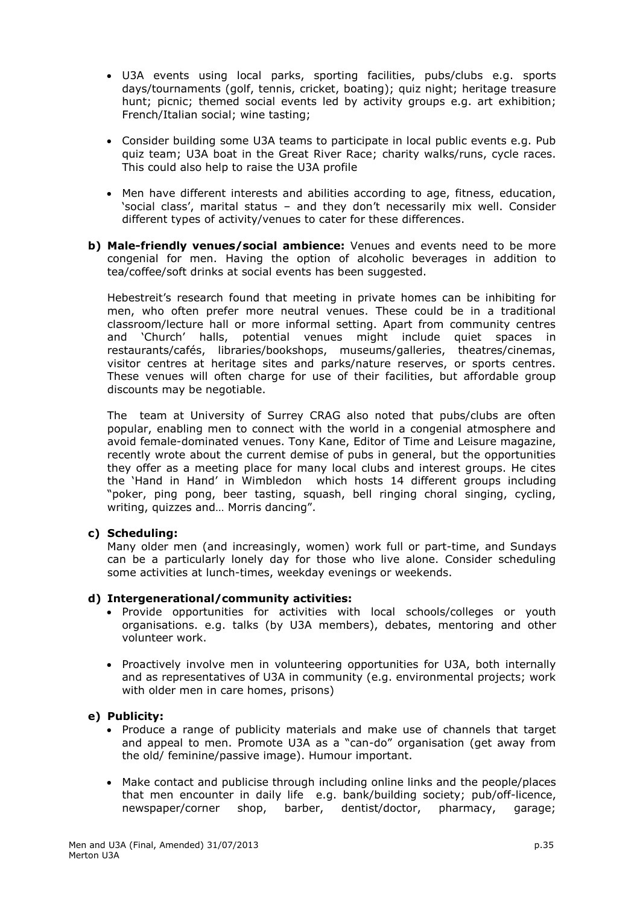- U3A events using local parks, sporting facilities, pubs/clubs e.g. sports days/tournaments (golf, tennis, cricket, boating); quiz night; heritage treasure hunt; picnic; themed social events led by activity groups e.g. art exhibition; French/Italian social; wine tasting;

- Consider building some U3A teams to participate in local public events e.g. Pub quiz team; U3A boat in the Great River Race; charity walks/runs, cycle races. This could also help to raise the U3A profile

- Men have different interests and abilities according to age, fitness, education, 'social class', marital status – and they don't necessarily mix well. Consider different types of activity/venues to cater for these differences.

**b) Male-friendly venues/social ambience:** Venues and events need to be more congenial for men. Having the option of alcoholic beverages in addition to tea/coffee/soft drinks at social events has been suggested.

Hebestreit's research found that meeting in private homes can be inhibiting for men, who often prefer more neutral venues. These could be in a traditional classroom/lecture hall or more informal setting. Apart from community centres and 'Church' halls, potential venues might include quiet spaces in restaurants/cafés, libraries/bookshops, museums/galleries, theatres/cinemas, visitor centres at heritage sites and parks/nature reserves, or sports centres. These venues will often charge for use of their facilities, but affordable group discounts may be negotiable.

The team at University of Surrey CRAG also noted that pubs/clubs are often popular, enabling men to connect with the world in a congenial atmosphere and avoid female-dominated venues. Tony Kane, Editor of Time and Leisure magazine, recently wrote about the current demise of pubs in general, but the opportunities they offer as a meeting place for many local clubs and interest groups. He cites the 'Hand in Hand' in Wimbledon which hosts 14 different groups including "poker, ping pong, beer tasting, squash, bell ringing choral singing, cycling, writing, quizzes and… Morris dancing".

**c) Scheduling:**

Many older men (and increasingly, women) work full or part-time, and Sundays can be a particularly lonely day for those who live alone. Consider scheduling some activities at lunch-times, weekday evenings or weekends.

**d) Intergenerational/community activities:**

- Provide opportunities for activities with local schools/colleges or youth organisations. e.g. talks (by U3A members), debates, mentoring and other volunteer work.

- Proactively involve men in volunteering opportunities for U3A, both internally and as representatives of U3A in community (e.g. environmental projects; work with older men in care homes, prisons)

**e) Publicity:**

- Produce a range of publicity materials and make use of channels that target and appeal to men. Promote U3A as a "can-do" organisation (get away from the old/ feminine/passive image). Humour important.

- Make contact and publicise through including online links and the people/places that men encounter in daily life e.g. bank/building society; pub/off-licence, newspaper/corner shop, barber, dentist/doctor, pharmacy, garage;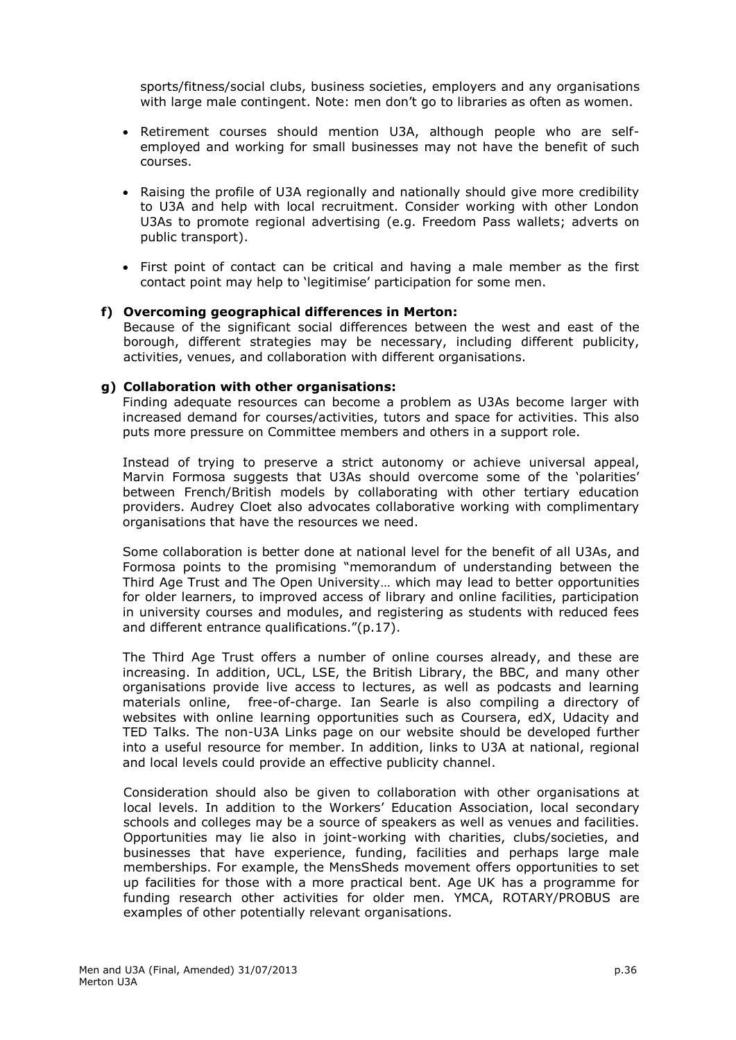sports/fitness/social clubs, business societies, employers and any organisations with large male contingent. Note: men don't go to libraries as often as women.

- Retirement courses should mention U3A, although people who are self-employed and working for small businesses may not have the benefit of such courses.
- Raising the profile of U3A regionally and nationally should give more credibility to U3A and help with local recruitment. Consider working with other London U3As to promote regional advertising (e.g. Freedom Pass wallets; adverts on public transport).
- First point of contact can be critical and having a male member as the first contact point may help to 'legitimise' participation for some men.

**f) Overcoming geographical differences in Merton:**

Because of the significant social differences between the west and east of the borough, different strategies may be necessary, including different publicity, activities, venues, and collaboration with different organisations.

**g) Collaboration with other organisations:**

Finding adequate resources can become a problem as U3As become larger with increased demand for courses/activities, tutors and space for activities. This also puts more pressure on Committee members and others in a support role.

Instead of trying to preserve a strict autonomy or achieve universal appeal, Marvin Formosa suggests that U3As should overcome some of the 'polarities' between French/British models by collaborating with other tertiary education providers. Audrey Cloet also advocates collaborative working with complimentary organisations that have the resources we need.

Some collaboration is better done at national level for the benefit of all U3As, and Formosa points to the promising "memorandum of understanding between the Third Age Trust and The Open University… which may lead to better opportunities for older learners, to improved access of library and online facilities, participation in university courses and modules, and registering as students with reduced fees and different entrance qualifications."(p.17).

The Third Age Trust offers a number of online courses already, and these are increasing. In addition, UCL, LSE, the British Library, the BBC, and many other organisations provide live access to lectures, as well as podcasts and learning materials online, free-of-charge. Ian Searle is also compiling a directory of websites with online learning opportunities such as Coursera, edX, Udacity and TED Talks. The non-U3A Links page on our website should be developed further into a useful resource for member. In addition, links to U3A at national, regional and local levels could provide an effective publicity channel.

Consideration should also be given to collaboration with other organisations at local levels. In addition to the Workers' Education Association, local secondary schools and colleges may be a source of speakers as well as venues and facilities. Opportunities may lie also in joint-working with charities, clubs/societies, and businesses that have experience, funding, facilities and perhaps large male memberships. For example, the MensSheds movement offers opportunities to set up facilities for those with a more practical bent. Age UK has a programme for funding research other activities for older men. YMCA, ROTARY/PROBUS are examples of other potentially relevant organisations.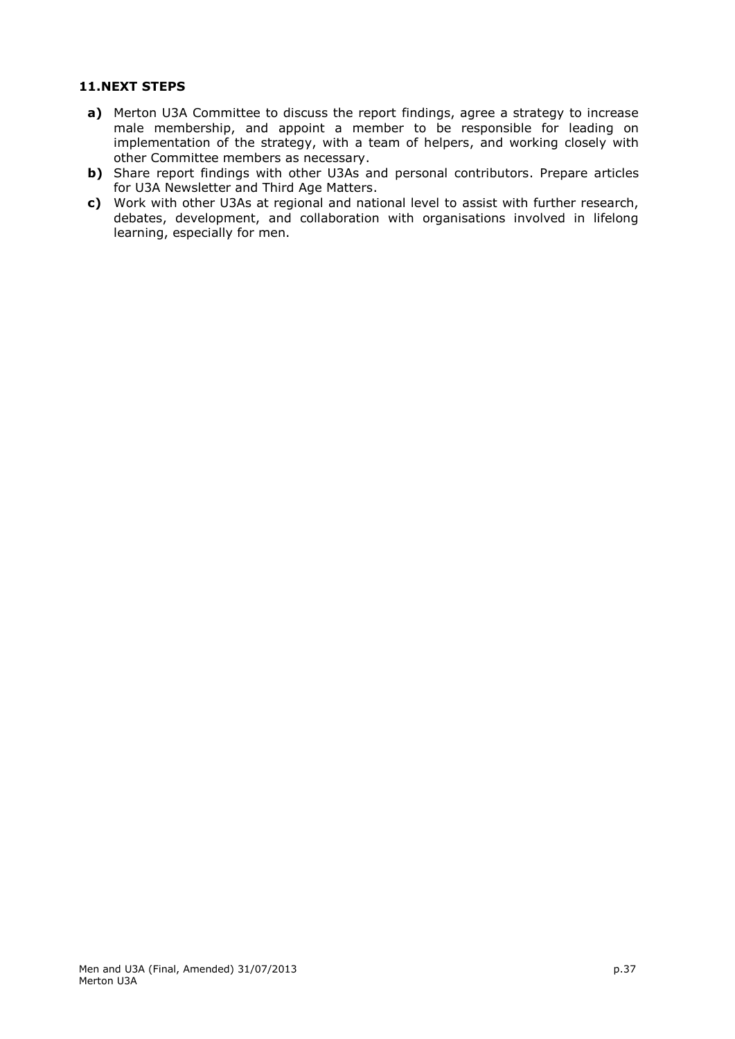## 11. NEXT STEPS

**a)** Merton U3A Committee to discuss the report findings, agree a strategy to increase male membership, and appoint a member to be responsible for leading on implementation of the strategy, with a team of helpers, and working closely with other Committee members as necessary.

**b)** Share report findings with other U3As and personal contributors. Prepare articles for U3A Newsletter and Third Age Matters.

**c)** Work with other U3As at regional and national level to assist with further research, debates, development, and collaboration with organisations involved in lifelong learning, especially for men.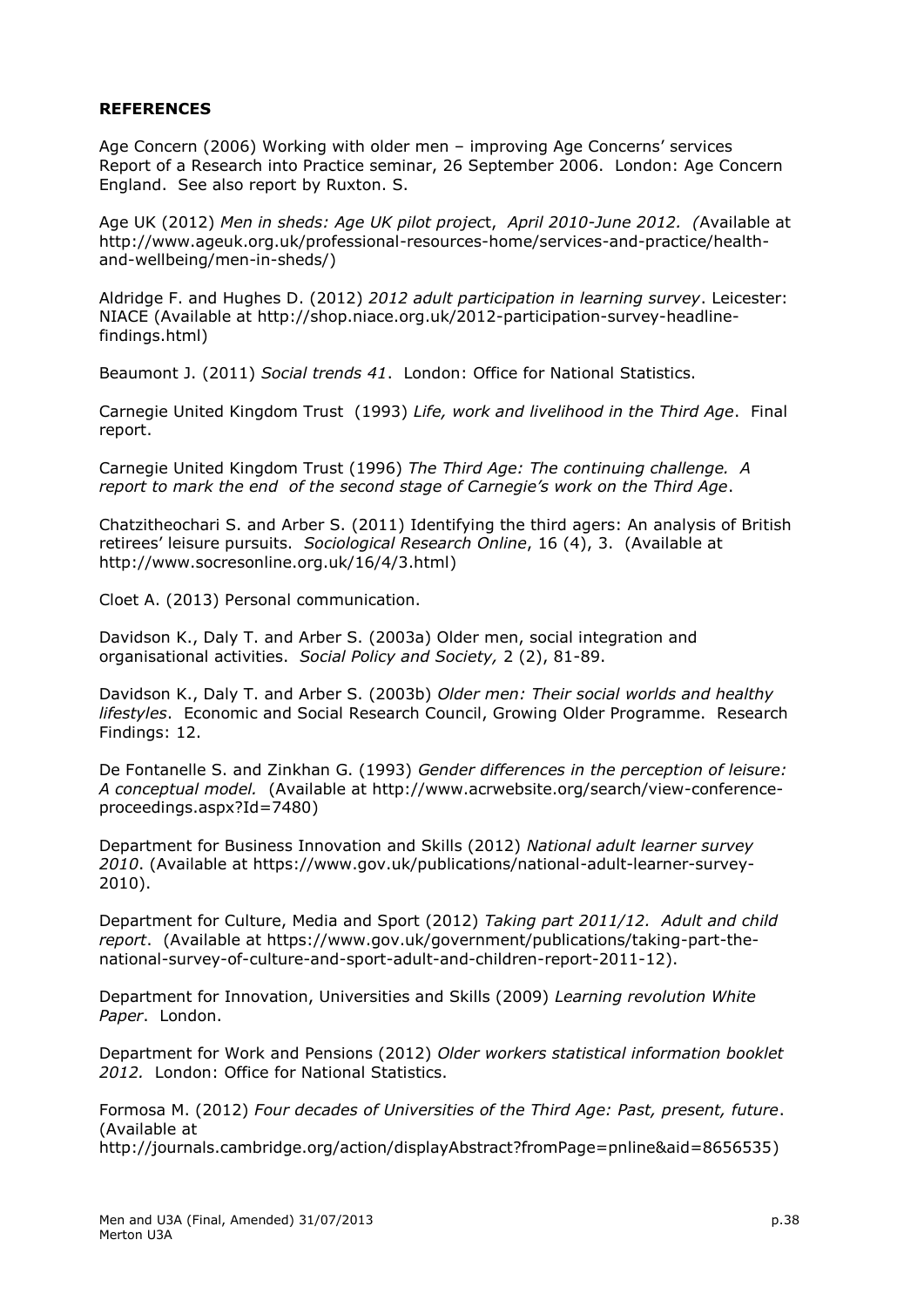**REFERENCES**

Age Concern (2006) Working with older men – improving Age Concerns' services Report of a Research into Practice seminar, 26 September 2006. London: Age Concern England. See also report by Ruxton. S.

Age UK (2012) *Men in sheds: Age UK pilot project, April 2010-June 2012. (*Available at http://www.ageuk.org.uk/professional-resources-home/services-and-practice/health-and-wellbeing/men-in-sheds/)

Aldridge F. and Hughes D. (2012) *2012 adult participation in learning survey*. Leicester: NIACE (Available at http://shop.niace.org.uk/2012-participation-survey-headline-findings.html)

Beaumont J. (2011) *Social trends 41*. London: Office for National Statistics.

Carnegie United Kingdom Trust (1993) *Life, work and livelihood in the Third Age*. Final report.

Carnegie United Kingdom Trust (1996) *The Third Age: The continuing challenge. A report to mark the end of the second stage of Carnegie's work on the Third Age*.

Chatzitheochari S. and Arber S. (2011) Identifying the third agers: An analysis of British retirees' leisure pursuits. *Sociological Research Online*, 16 (4), 3. (Available at http://www.socresonline.org.uk/16/4/3.html)

Cloet A. (2013) Personal communication.

Davidson K., Daly T. and Arber S. (2003a) Older men, social integration and organisational activities. *Social Policy and Society,* 2 (2), 81-89.

Davidson K., Daly T. and Arber S. (2003b) *Older men: Their social worlds and healthy lifestyles*. Economic and Social Research Council, Growing Older Programme. Research Findings: 12.

De Fontanelle S. and Zinkhan G. (1993) *Gender differences in the perception of leisure: A conceptual model.* (Available at http://www.acrwebsite.org/search/view-conference-proceedings.aspx?Id=7480)

Department for Business Innovation and Skills (2012) *National adult learner survey 2010*. (Available at https://www.gov.uk/publications/national-adult-learner-survey-2010).

Department for Culture, Media and Sport (2012) *Taking part 2011/12. Adult and child report*. (Available at https://www.gov.uk/government/publications/taking-part-the-national-survey-of-culture-and-sport-adult-and-children-report-2011-12).

Department for Innovation, Universities and Skills (2009) *Learning revolution White Paper*. London.

Department for Work and Pensions (2012) *Older workers statistical information booklet 2012.* London: Office for National Statistics.

Formosa M. (2012) *Four decades of Universities of the Third Age: Past, present, future*. (Available at http://journals.cambridge.org/action/displayAbstract?fromPage=pnline&aid=8656535)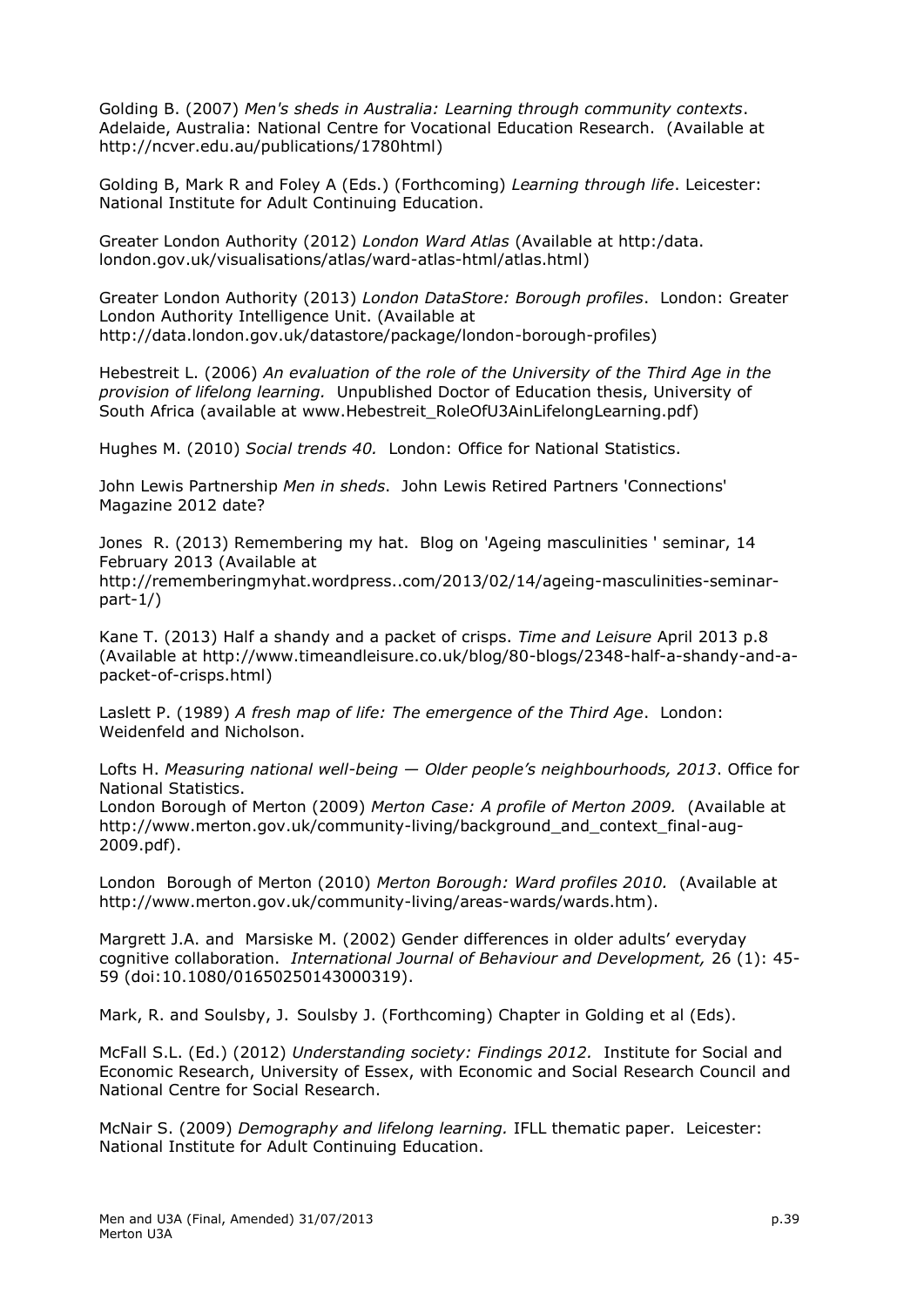Golding B. (2007) *Men's sheds in Australia: Learning through community contexts*. Adelaide, Australia: National Centre for Vocational Education Research. (Available at http://ncver.edu.au/publications/1780html)

Golding B, Mark R and Foley A (Eds.) (Forthcoming) *Learning through life*. Leicester: National Institute for Adult Continuing Education.

Greater London Authority (2012) *London Ward Atlas* (Available at http:/data. london.gov.uk/visualisations/atlas/ward-atlas-html/atlas.html)

Greater London Authority (2013) *London DataStore: Borough profiles*. London: Greater London Authority Intelligence Unit. (Available at http://data.london.gov.uk/datastore/package/london-borough-profiles)

Hebestreit L. (2006) *An evaluation of the role of the University of the Third Age in the provision of lifelong learning.* Unpublished Doctor of Education thesis, University of South Africa (available at www.Hebestreit_RoleOfU3AinLifelongLearning.pdf)

Hughes M. (2010) *Social trends 40.* London: Office for National Statistics.

John Lewis Partnership *Men in sheds*. John Lewis Retired Partners 'Connections' Magazine 2012 date?

Jones R. (2013) Remembering my hat. Blog on 'Ageing masculinities ' seminar, 14 February 2013 (Available at http://rememberingmyhat.wordpress..com/2013/02/14/ageing-masculinities-seminar-part-1/)

Kane T. (2013) Half a shandy and a packet of crisps. *Time and Leisure* April 2013 p.8 (Available at http://www.timeandleisure.co.uk/blog/80-blogs/2348-half-a-shandy-and-a-packet-of-crisps.html)

Laslett P. (1989) *A fresh map of life: The emergence of the Third Age*. London: Weidenfeld and Nicholson.

Lofts H. *Measuring national well-being — Older people's neighbourhoods, 2013*. Office for National Statistics.

London Borough of Merton (2009) *Merton Case: A profile of Merton 2009.* (Available at http://www.merton.gov.uk/community-living/background_and_context_final-aug-2009.pdf).

London Borough of Merton (2010) *Merton Borough: Ward profiles 2010.* (Available at http://www.merton.gov.uk/community-living/areas-wards/wards.htm).

Margrett J.A. and Marsiske M. (2002) Gender differences in older adults' everyday cognitive collaboration. *International Journal of Behaviour and Development,* 26 (1): 45-59 (doi:10.1080/01650250143000319).

Mark, R. and Soulsby, J. Soulsby J. (Forthcoming) Chapter in Golding et al (Eds).

McFall S.L. (Ed.) (2012) *Understanding society: Findings 2012.* Institute for Social and Economic Research, University of Essex, with Economic and Social Research Council and National Centre for Social Research.

McNair S. (2009) *Demography and lifelong learning.* IFLL thematic paper. Leicester: National Institute for Adult Continuing Education.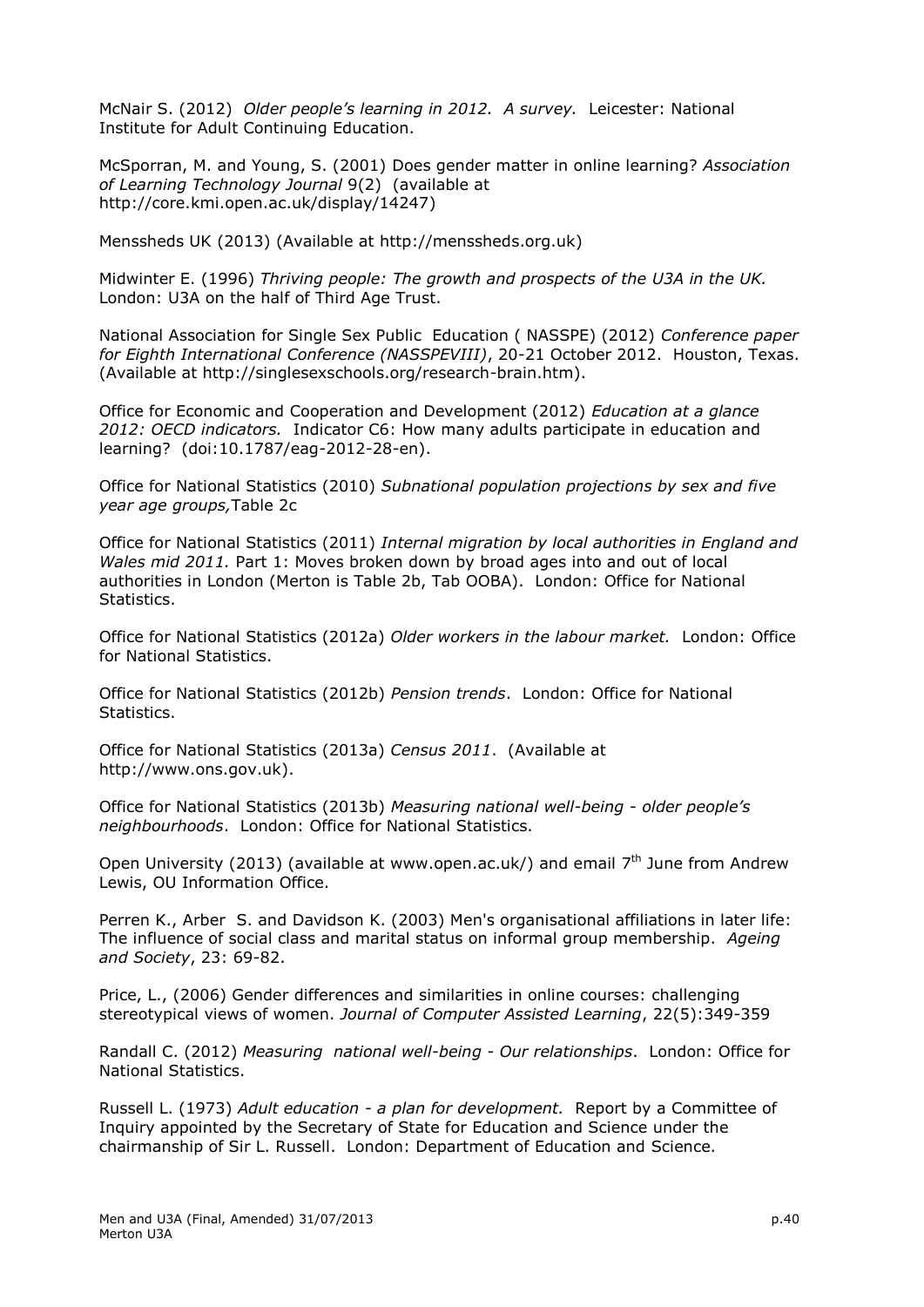McNair S. (2012) *Older people's learning in 2012. A survey.* Leicester: National Institute for Adult Continuing Education.

McSporran, M. and Young, S. (2001) Does gender matter in online learning? *Association of Learning Technology Journal* 9(2) (available at http://core.kmi.open.ac.uk/display/14247)

Menssheds UK (2013) (Available at http://menssheds.org.uk)

Midwinter E. (1996) *Thriving people: The growth and prospects of the U3A in the UK.* London: U3A on the half of Third Age Trust.

National Association for Single Sex Public Education ( NASSPE) (2012) *Conference paper for Eighth International Conference (NASSPEVIII)*, 20-21 October 2012. Houston, Texas. (Available at http://singlesexschools.org/research-brain.htm).

Office for Economic and Cooperation and Development (2012) *Education at a glance 2012: OECD indicators.* Indicator C6: How many adults participate in education and learning? (doi:10.1787/eag-2012-28-en).

Office for National Statistics (2010) *Subnational population projections by sex and five year age groups,*Table 2c

Office for National Statistics (2011) *Internal migration by local authorities in England and Wales mid 2011.* Part 1: Moves broken down by broad ages into and out of local authorities in London (Merton is Table 2b, Tab OOBA). London: Office for National Statistics.

Office for National Statistics (2012a) *Older workers in the labour market.* London: Office for National Statistics.

Office for National Statistics (2012b) *Pension trends*. London: Office for National Statistics.

Office for National Statistics (2013a) *Census 2011*. (Available at http://www.ons.gov.uk).

Office for National Statistics (2013b) *Measuring national well-being - older people's neighbourhoods*. London: Office for National Statistics.

Open University (2013) (available at www.open.ac.uk/) and email 7th June from Andrew Lewis, OU Information Office.

Perren K., Arber S. and Davidson K. (2003) Men's organisational affiliations in later life: The influence of social class and marital status on informal group membership. *Ageing and Society*, 23: 69-82.

Price, L., (2006) Gender differences and similarities in online courses: challenging stereotypical views of women. *Journal of Computer Assisted Learning*, 22(5):349-359

Randall C. (2012) *Measuring national well-being - Our relationships*. London: Office for National Statistics.

Russell L. (1973) *Adult education - a plan for development.* Report by a Committee of Inquiry appointed by the Secretary of State for Education and Science under the chairmanship of Sir L. Russell. London: Department of Education and Science.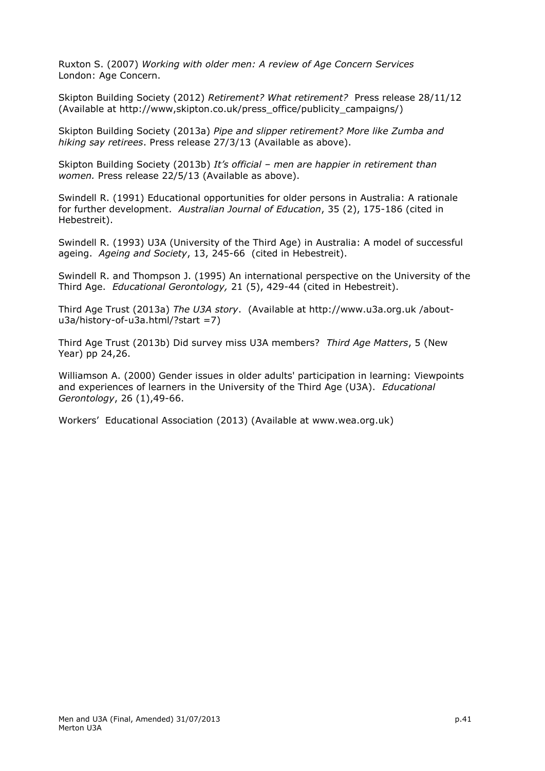Ruxton S. (2007) *Working with older men: A review of Age Concern Services* London: Age Concern.

Skipton Building Society (2012) *Retirement? What retirement?* Press release 28/11/12 (Available at http://www,skipton.co.uk/press_office/publicity_campaigns/)

Skipton Building Society (2013a) *Pipe and slipper retirement? More like Zumba and hiking say retirees*. Press release 27/3/13 (Available as above).

Skipton Building Society (2013b) *It's official – men are happier in retirement than women.* Press release 22/5/13 (Available as above).

Swindell R. (1991) Educational opportunities for older persons in Australia: A rationale for further development. *Australian Journal of Education*, 35 (2), 175-186 (cited in Hebestreit).

Swindell R. (1993) U3A (University of the Third Age) in Australia: A model of successful ageing. *Ageing and Society*, 13, 245-66 (cited in Hebestreit).

Swindell R. and Thompson J. (1995) An international perspective on the University of the Third Age. *Educational Gerontology,* 21 (5), 429-44 (cited in Hebestreit).

Third Age Trust (2013a) *The U3A story*. (Available at http://www.u3a.org.uk /about-u3a/history-of-u3a.html/?start =7)

Third Age Trust (2013b) Did survey miss U3A members? *Third Age Matters*, 5 (New Year) pp 24,26.

Williamson A. (2000) Gender issues in older adults' participation in learning: Viewpoints and experiences of learners in the University of the Third Age (U3A). *Educational Gerontology*, 26 (1),49-66.

Workers' Educational Association (2013) (Available at www.wea.org.uk)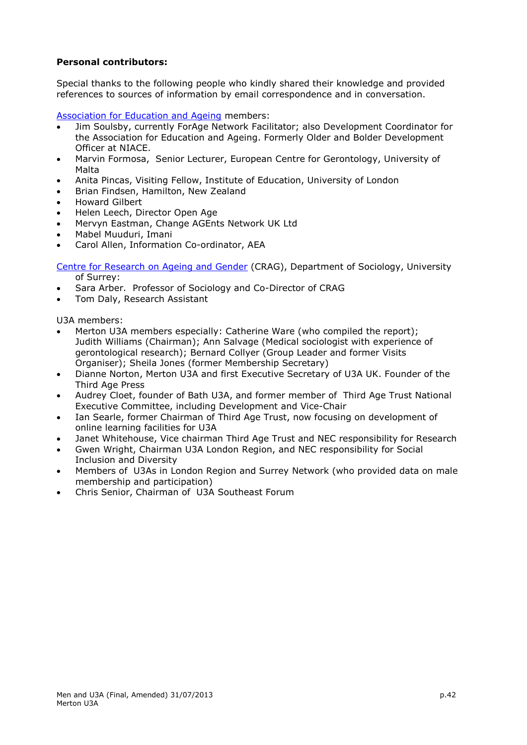**Personal contributors:**

Special thanks to the following people who kindly shared their knowledge and provided references to sources of information by email correspondence and in conversation.

Association for Education and Ageing members:

- Jim Soulsby, currently ForAge Network Facilitator; also Development Coordinator for the Association for Education and Ageing. Formerly Older and Bolder Development Officer at NIACE.
- Marvin Formosa, Senior Lecturer, European Centre for Gerontology, University of Malta
- Anita Pincas, Visiting Fellow, Institute of Education, University of London
- Brian Findsen, Hamilton, New Zealand
- Howard Gilbert
- Helen Leech, Director Open Age
- Mervyn Eastman, Change AGEnts Network UK Ltd
- Mabel Muuduri, Imani
- Carol Allen, Information Co-ordinator, AEA

Centre for Research on Ageing and Gender (CRAG), Department of Sociology, University of Surrey:

- Sara Arber. Professor of Sociology and Co-Director of CRAG
- Tom Daly, Research Assistant

U3A members:

- Merton U3A members especially: Catherine Ware (who compiled the report); Judith Williams (Chairman); Ann Salvage (Medical sociologist with experience of gerontological research); Bernard Collyer (Group Leader and former Visits Organiser); Sheila Jones (former Membership Secretary)
- Dianne Norton, Merton U3A and first Executive Secretary of U3A UK. Founder of the Third Age Press
- Audrey Cloet, founder of Bath U3A, and former member of Third Age Trust National Executive Committee, including Development and Vice-Chair
- Ian Searle, former Chairman of Third Age Trust, now focusing on development of online learning facilities for U3A
- Janet Whitehouse, Vice chairman Third Age Trust and NEC responsibility for Research
- Gwen Wright, Chairman U3A London Region, and NEC responsibility for Social Inclusion and Diversity
- Members of U3As in London Region and Surrey Network (who provided data on male membership and participation)
- Chris Senior, Chairman of U3A Southeast Forum